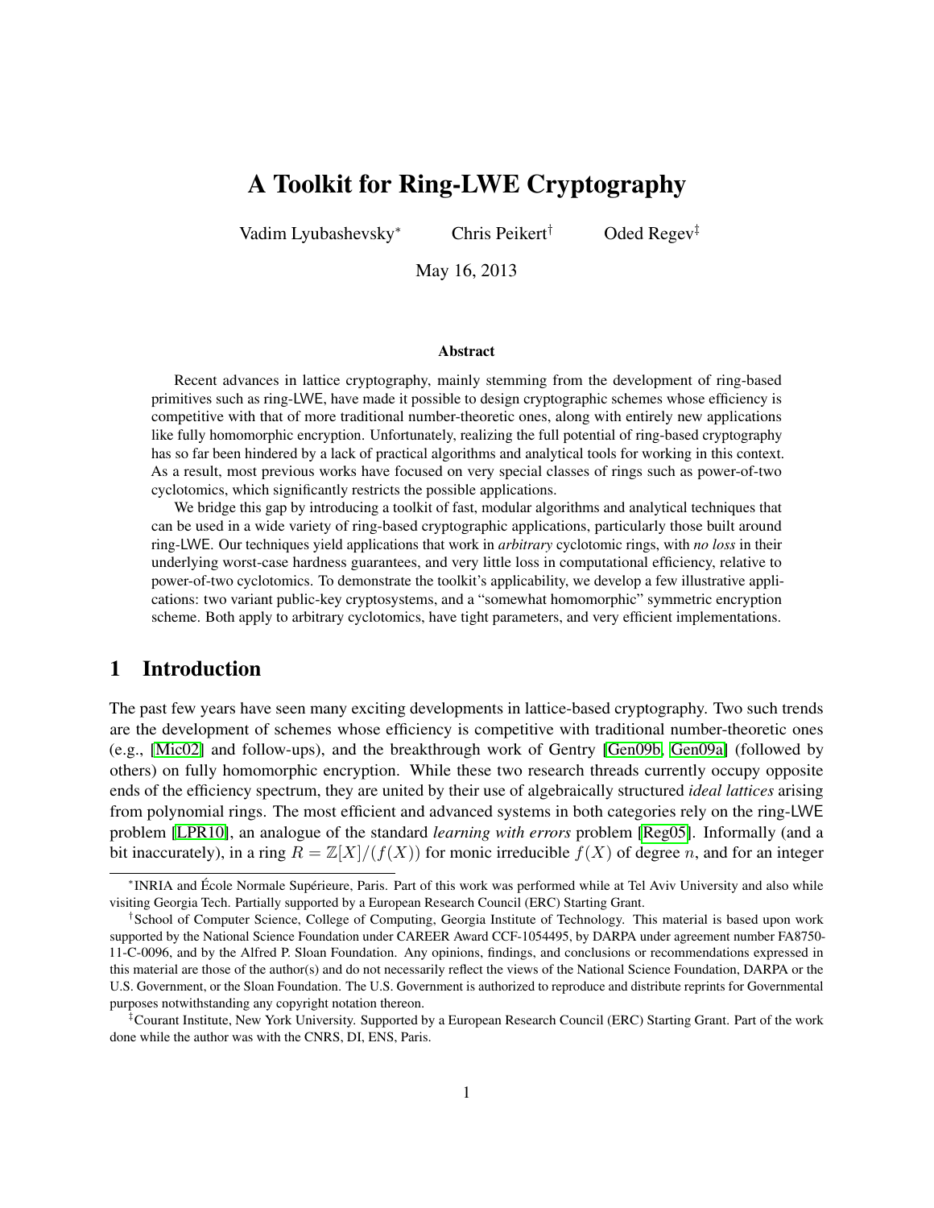# A Toolkit for Ring-LWE Cryptography

Vadim Lyubashevsky* Chris Peikert† Oded Regev‡

May 16, 2013

### Abstract

Recent advances in lattice cryptography, mainly stemming from the development of ring-based primitives such as ring-LWE, have made it possible to design cryptographic schemes whose efficiency is competitive with that of more traditional number-theoretic ones, along with entirely new applications like fully homomorphic encryption. Unfortunately, realizing the full potential of ring-based cryptography has so far been hindered by a lack of practical algorithms and analytical tools for working in this context. As a result, most previous works have focused on very special classes of rings such as power-of-two cyclotomics, which significantly restricts the possible applications.

We bridge this gap by introducing a toolkit of fast, modular algorithms and analytical techniques that can be used in a wide variety of ring-based cryptographic applications, particularly those built around ring-LWE. Our techniques yield applications that work in *arbitrary* cyclotomic rings, with *no loss* in their underlying worst-case hardness guarantees, and very little loss in computational efficiency, relative to power-of-two cyclotomics. To demonstrate the toolkit's applicability, we develop a few illustrative applications: two variant public-key cryptosystems, and a "somewhat homomorphic" symmetric encryption scheme. Both apply to arbitrary cyclotomics, have tight parameters, and very efficient implementations.

## 1 Introduction

The past few years have seen many exciting developments in lattice-based cryptography. Two such trends are the development of schemes whose efficiency is competitive with traditional number-theoretic ones (e.g., [Mic02] and follow-ups), and the breakthrough work of Gentry [Gen09b, Gen09a] (followed by others) on fully homomorphic encryption. While these two research threads currently occupy opposite ends of the efficiency spectrum, they are united by their use of algebraically structured *ideal lattices* arising from polynomial rings. The most efficient and advanced systems in both categories rely on the ring-LWE problem [LPR10], an analogue of the standard *learning with errors* problem [Reg05]. Informally (and a bit inaccurately), in a ring $R = \mathbb{Z}[X]/(f(X))$ for monic irreducible $f(X)$ of degree $n$, and for an integer

---

*INRIA and École Normale Supérieure, Paris. Part of this work was performed while at Tel Aviv University and also while visiting Georgia Tech. Partially supported by a European Research Council (ERC) Starting Grant.

†School of Computer Science, College of Computing, Georgia Institute of Technology. This material is based upon work supported by the National Science Foundation under CAREER Award CCF-1054495, by DARPA under agreement number FA8750-11-C-0096, and by the Alfred P. Sloan Foundation. Any opinions, findings, and conclusions or recommendations expressed in this material are those of the author(s) and do not necessarily reflect the views of the National Science Foundation, DARPA or the U.S. Government, or the Sloan Foundation. The U.S. Government is authorized to reproduce and distribute reprints for Governmental purposes notwithstanding any copyright notation thereon.

‡Courant Institute, New York University. Supported by a European Research Council (ERC) Starting Grant. Part of the work done while the author was with the CNRS, DI, ENS, Paris.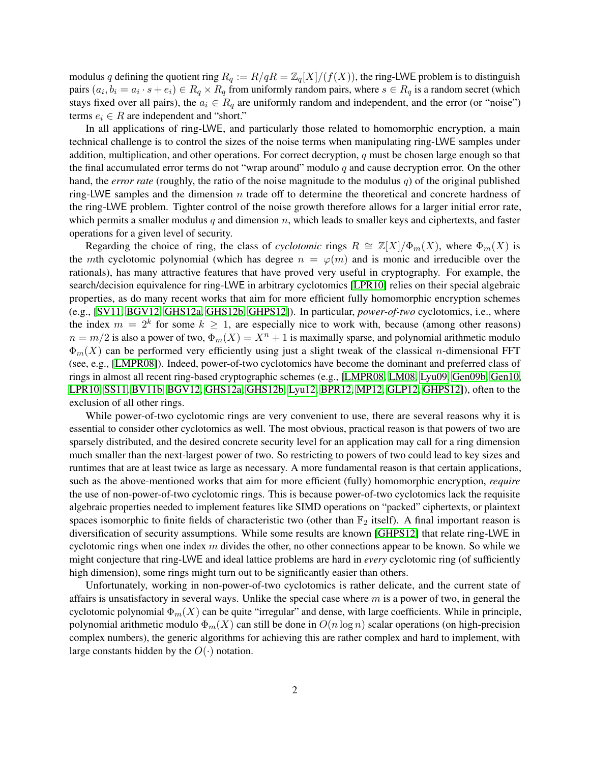modulus $q$ defining the quotient ring $R_q := R/qR = \mathbb{Z}_q[X]/(f(X))$, the ring-LWE problem is to distinguish pairs $(a_i, b_i = a_i \cdot s + e_i) \in R_q \times R_q$ from uniformly random pairs, where $s \in R_q$ is a random secret (which stays fixed over all pairs), the $a_i \in R_q$ are uniformly random and independent, and the error (or "noise") terms $e_i \in R$ are independent and "short."

In all applications of ring-LWE, and particularly those related to homomorphic encryption, a main technical challenge is to control the sizes of the noise terms when manipulating ring-LWE samples under addition, multiplication, and other operations. For correct decryption, $q$ must be chosen large enough so that the final accumulated error terms do not "wrap around" modulo $q$ and cause decryption error. On the other hand, the *error rate* (roughly, the ratio of the noise magnitude to the modulus $q$) of the original published ring-LWE samples and the dimension $n$ trade off to determine the theoretical and concrete hardness of the ring-LWE problem. Tighter control of the noise growth therefore allows for a larger initial error rate, which permits a smaller modulus $q$ and dimension $n$, which leads to smaller keys and ciphertexts, and faster operations for a given level of security.

Regarding the choice of ring, the class of *cyclotomic* rings $R \cong \mathbb{Z}[X]/\Phi_m(X)$, where $\Phi_m(X)$ is the $m$th cyclotomic polynomial (which has degree $n = \varphi(m)$ and is monic and irreducible over the rationals), has many attractive features that have proved very useful in cryptography. For example, the search/decision equivalence for ring-LWE in arbitrary cyclotomics [LPR10] relies on their special algebraic properties, as do many recent works that aim for more efficient fully homomorphic encryption schemes (e.g., [SV11, BGV12, GHS12a, GHS12b, GHPS12]). In particular, *power-of-two* cyclotomics, i.e., where the index $m = 2^k$ for some $k \geq 1$, are especially nice to work with, because (among other reasons) $n = m/2$ is also a power of two, $\Phi_m(X) = X^n + 1$ is maximally sparse, and polynomial arithmetic modulo $\Phi_m(X)$ can be performed very efficiently using just a slight tweak of the classical $n$-dimensional FFT (see, e.g., [LMPR08]). Indeed, power-of-two cyclotomics have become the dominant and preferred class of rings in almost all recent ring-based cryptographic schemes (e.g., [LMPR08, LM08, Lyu09, Gen09b, Gen10, LPR10, SS11, BV11b, BGV12, GHS12a, GHS12b, Lyu12, BPR12, MP12, GLP12, GHPS12]), often to the exclusion of all other rings.

While power-of-two cyclotomic rings are very convenient to use, there are several reasons why it is essential to consider other cyclotomics as well. The most obvious, practical reason is that powers of two are sparsely distributed, and the desired concrete security level for an application may call for a ring dimension much smaller than the next-largest power of two. So restricting to powers of two could lead to key sizes and runtimes that are at least twice as large as necessary. A more fundamental reason is that certain applications, such as the above-mentioned works that aim for more efficient (fully) homomorphic encryption, *require* the use of non-power-of-two cyclotomic rings. This is because power-of-two cyclotomics lack the requisite algebraic properties needed to implement features like SIMD operations on "packed" ciphertexts, or plaintext spaces isomorphic to finite fields of characteristic two (other than $\mathbb{F}_2$ itself). A final important reason is diversification of security assumptions. While some results are known [GHPS12] that relate ring-LWE in cyclotomic rings when one index $m$ divides the other, no other connections appear to be known. So while we might conjecture that ring-LWE and ideal lattice problems are hard in *every* cyclotomic ring (of sufficiently high dimension), some rings might turn out to be significantly easier than others.

Unfortunately, working in non-power-of-two cyclotomics is rather delicate, and the current state of affairs is unsatisfactory in several ways. Unlike the special case where $m$ is a power of two, in general the cyclotomic polynomial $\Phi_m(X)$ can be quite "irregular" and dense, with large coefficients. While in principle, polynomial arithmetic modulo $\Phi_m(X)$ can still be done in $O(n \log n)$ scalar operations (on high-precision complex numbers), the generic algorithms for achieving this are rather complex and hard to implement, with large constants hidden by the $O(\cdot)$ notation.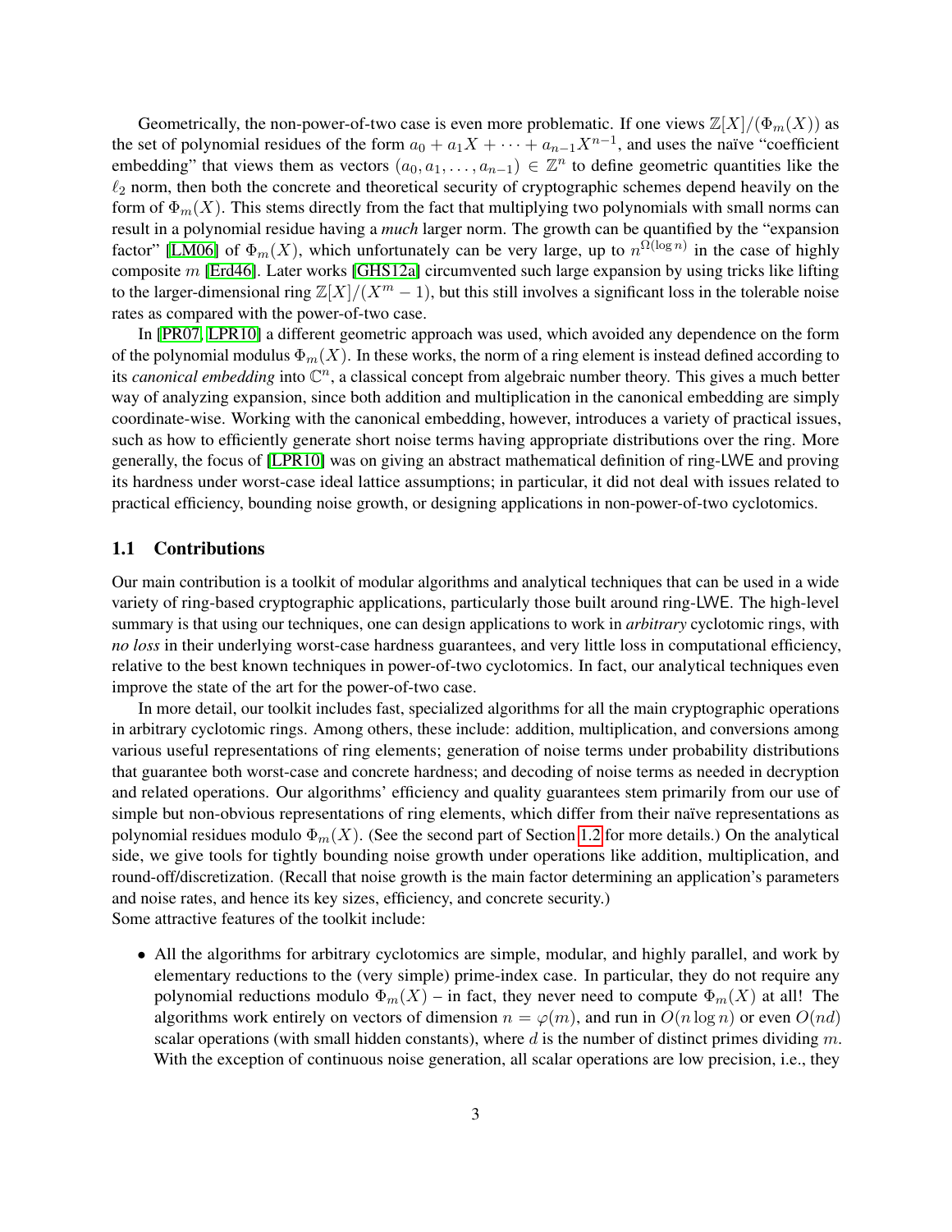Geometrically, the non-power-of-two case is even more problematic. If one views $\mathbb{Z}[X]/(\Phi_m(X))$ as the set of polynomial residues of the form $a_0 + a_1 X + \cdots + a_{n-1} X^{n-1}$, and uses the naïve "coefficient embedding" that views them as vectors $(a_0, a_1, \ldots, a_{n-1}) \in \mathbb{Z}^n$ to define geometric quantities like the $\ell_2$ norm, then both the concrete and theoretical security of cryptographic schemes depend heavily on the form of $\Phi_m(X)$. This stems directly from the fact that multiplying two polynomials with small norms can result in a polynomial residue having a *much* larger norm. The growth can be quantified by the "expansion factor" [LM06] of $\Phi_m(X)$, which unfortunately can be very large, up to $n^{\Omega(\log n)}$ in the case of highly composite $m$ [Erd46]. Later works [GHS12a] circumvented such large expansion by using tricks like lifting to the larger-dimensional ring $\mathbb{Z}[X]/(X^m - 1)$, but this still involves a significant loss in the tolerable noise rates as compared with the power-of-two case.

In [PR07, LPR10] a different geometric approach was used, which avoided any dependence on the form of the polynomial modulus $\Phi_m(X)$. In these works, the norm of a ring element is instead defined according to its *canonical embedding* into $\mathbb{C}^n$, a classical concept from algebraic number theory. This gives a much better way of analyzing expansion, since both addition and multiplication in the canonical embedding are simply coordinate-wise. Working with the canonical embedding, however, introduces a variety of practical issues, such as how to efficiently generate short noise terms having appropriate distributions over the ring. More generally, the focus of [LPR10] was on giving an abstract mathematical definition of ring-LWE and proving its hardness under worst-case ideal lattice assumptions; in particular, it did not deal with issues related to practical efficiency, bounding noise growth, or designing applications in non-power-of-two cyclotomics.

## 1.1 Contributions

Our main contribution is a toolkit of modular algorithms and analytical techniques that can be used in a wide variety of ring-based cryptographic applications, particularly those built around ring-LWE. The high-level summary is that using our techniques, one can design applications to work in *arbitrary* cyclotomic rings, with *no loss* in their underlying worst-case hardness guarantees, and very little loss in computational efficiency, relative to the best known techniques in power-of-two cyclotomics. In fact, our analytical techniques even improve the state of the art for the power-of-two case.

In more detail, our toolkit includes fast, specialized algorithms for all the main cryptographic operations in arbitrary cyclotomic rings. Among others, these include: addition, multiplication, and conversions among various useful representations of ring elements; generation of noise terms under probability distributions that guarantee both worst-case and concrete hardness; and decoding of noise terms as needed in decryption and related operations. Our algorithms' efficiency and quality guarantees stem primarily from our use of simple but non-obvious representations of ring elements, which differ from their naïve representations as polynomial residues modulo $\Phi_m(X)$. (See the second part of Section 1.2 for more details.) On the analytical side, we give tools for tightly bounding noise growth under operations like addition, multiplication, and round-off/discretization. (Recall that noise growth is the main factor determining an application's parameters and noise rates, and hence its key sizes, efficiency, and concrete security.)
Some attractive features of the toolkit include:

- All the algorithms for arbitrary cyclotomics are simple, modular, and highly parallel, and work by elementary reductions to the (very simple) prime-index case. In particular, they do not require any polynomial reductions modulo $\Phi_m(X)$ – in fact, they never need to compute $\Phi_m(X)$ at all! The algorithms work entirely on vectors of dimension $n = \varphi(m)$, and run in $O(n \log n)$ or even $O(nd)$ scalar operations (with small hidden constants), where $d$ is the number of distinct primes dividing $m$. With the exception of continuous noise generation, all scalar operations are low precision, i.e., they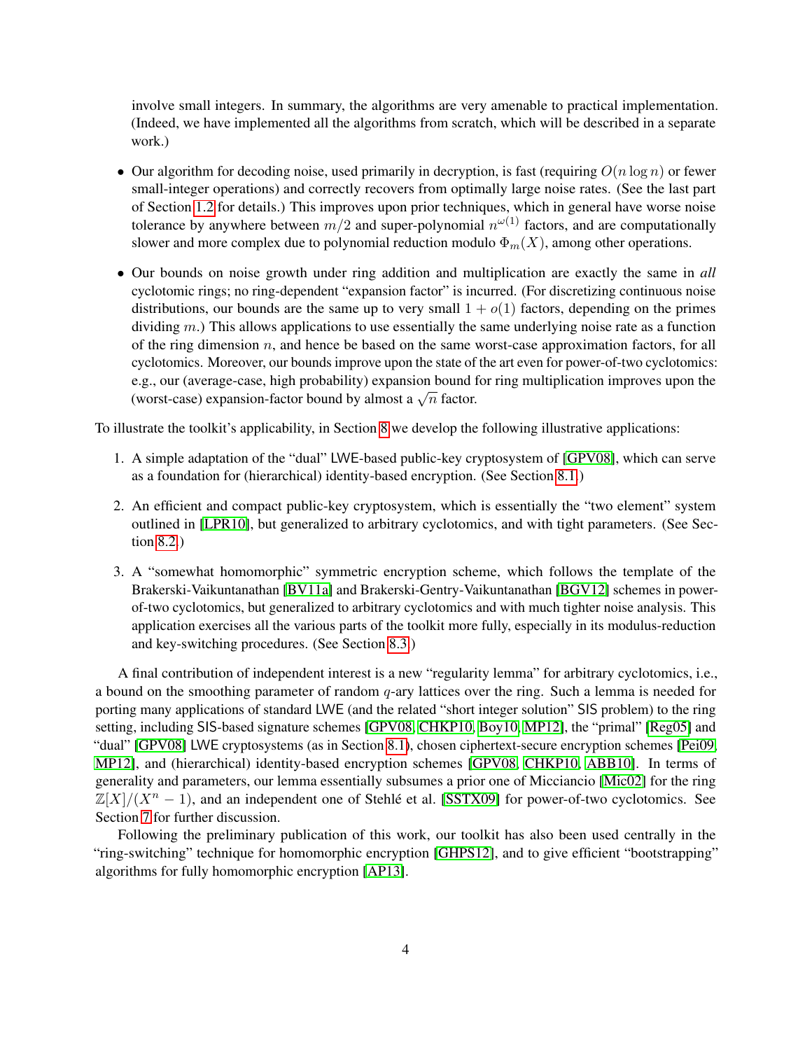involve small integers. In summary, the algorithms are very amenable to practical implementation. (Indeed, we have implemented all the algorithms from scratch, which will be described in a separate work.)

- Our algorithm for decoding noise, used primarily in decryption, is fast (requiring $O(n \log n)$ or fewer small-integer operations) and correctly recovers from optimally large noise rates. (See the last part of Section 1.2 for details.) This improves upon prior techniques, which in general have worse noise tolerance by anywhere between $m/2$ and super-polynomial $n^{\omega(1)}$ factors, and are computationally slower and more complex due to polynomial reduction modulo $\Phi_m(X)$, among other operations.
- Our bounds on noise growth under ring addition and multiplication are exactly the same in *all* cyclotomic rings; no ring-dependent "expansion factor" is incurred. (For discretizing continuous noise distributions, our bounds are the same up to very small $1 + o(1)$ factors, depending on the primes dividing $m$.) This allows applications to use essentially the same underlying noise rate as a function of the ring dimension $n$, and hence be based on the same worst-case approximation factors, for all cyclotomics. Moreover, our bounds improve upon the state of the art even for power-of-two cyclotomics: e.g., our (average-case, high probability) expansion bound for ring multiplication improves upon the (worst-case) expansion-factor bound by almost a $\sqrt{n}$ factor.

To illustrate the toolkit's applicability, in Section 8 we develop the following illustrative applications:

1. A simple adaptation of the "dual" LWE-based public-key cryptosystem of [GPV08], which can serve as a foundation for (hierarchical) identity-based encryption. (See Section 8.1.)
2. An efficient and compact public-key cryptosystem, which is essentially the "two element" system outlined in [LPR10], but generalized to arbitrary cyclotomics, and with tight parameters. (See Section 8.2.)
3. A "somewhat homomorphic" symmetric encryption scheme, which follows the template of the Brakerski-Vaikuntanathan [BV11a] and Brakerski-Gentry-Vaikuntanathan [BGV12] schemes in power-of-two cyclotomics, but generalized to arbitrary cyclotomics and with much tighter noise analysis. This application exercises all the various parts of the toolkit more fully, especially in its modulus-reduction and key-switching procedures. (See Section 8.3.)

A final contribution of independent interest is a new "regularity lemma" for arbitrary cyclotomics, i.e., a bound on the smoothing parameter of random $q$-ary lattices over the ring. Such a lemma is needed for porting many applications of standard LWE (and the related "short integer solution" SIS problem) to the ring setting, including SIS-based signature schemes [GPV08, CHKP10, Boy10, MP12], the "primal" [Reg05] and "dual" [GPV08] LWE cryptosystems (as in Section 8.1), chosen ciphertext-secure encryption schemes [Pei09, MP12], and (hierarchical) identity-based encryption schemes [GPV08, CHKP10, ABB10]. In terms of generality and parameters, our lemma essentially subsumes a prior one of Micciancio [Mic02] for the ring $\mathbb{Z}[X]/(X^n - 1)$, and an independent one of Stehlé et al. [SSTX09] for power-of-two cyclotomics. See Section 7 for further discussion.

Following the preliminary publication of this work, our toolkit has also been used centrally in the "ring-switching" technique for homomorphic encryption [GHPS12], and to give efficient "bootstrapping" algorithms for fully homomorphic encryption [AP13].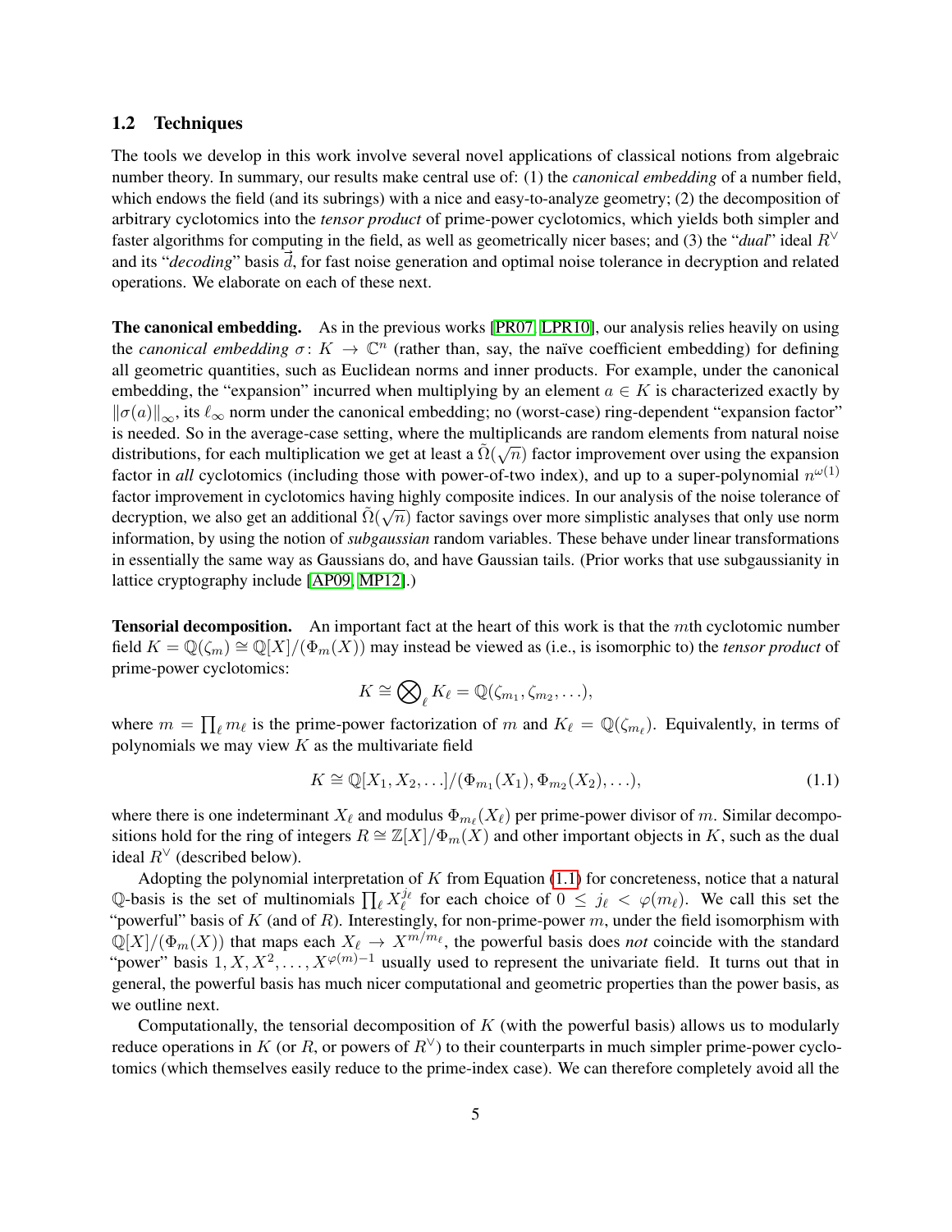## 1.2 Techniques

The tools we develop in this work involve several novel applications of classical notions from algebraic number theory. In summary, our results make central use of: (1) the *canonical embedding* of a number field, which endows the field (and its subrings) with a nice and easy-to-analyze geometry; (2) the decomposition of arbitrary cyclotomics into the *tensor product* of prime-power cyclotomics, which yields both simpler and faster algorithms for computing in the field, as well as geometrically nicer bases; and (3) the "*dual*" ideal $R^\vee$ and its "*decoding*" basis $\vec{d}$, for fast noise generation and optimal noise tolerance in decryption and related operations. We elaborate on each of these next.

**The canonical embedding.** As in the previous works [PR07, LPR10], our analysis relies heavily on using the *canonical embedding* $\sigma \colon K \to \mathbb{C}^n$ (rather than, say, the naïve coefficient embedding) for defining all geometric quantities, such as Euclidean norms and inner products. For example, under the canonical embedding, the "expansion" incurred when multiplying by an element $a \in K$ is characterized exactly by $\|\sigma(a)\|_\infty$, its $\ell_\infty$ norm under the canonical embedding; no (worst-case) ring-dependent "expansion factor" is needed. So in the average-case setting, where the multiplicands are random elements from natural noise distributions, for each multiplication we get at least a $\tilde{\Omega}(\sqrt{n})$ factor improvement over using the expansion factor in *all* cyclotomics (including those with power-of-two index), and up to a super-polynomial $n^{\omega(1)}$ factor improvement in cyclotomics having highly composite indices. In our analysis of the noise tolerance of decryption, we also get an additional $\tilde{\Omega}(\sqrt{n})$ factor savings over more simplistic analyses that only use norm information, by using the notion of *subgaussian* random variables. These behave under linear transformations in essentially the same way as Gaussians do, and have Gaussian tails. (Prior works that use subgaussianity in lattice cryptography include [AP09, MP12].)

**Tensorial decomposition.** An important fact at the heart of this work is that the $m$th cyclotomic number field $K = \mathbb{Q}(\zeta_m) \cong \mathbb{Q}[X]/(\Phi_m(X))$ may instead be viewed as (i.e., is isomorphic to) the *tensor product* of prime-power cyclotomics:

$$K \cong \bigotimes\nolimits_\ell K_\ell = \mathbb{Q}(\zeta_{m_1}, \zeta_{m_2}, \ldots),$$

where $m = \prod_\ell m_\ell$ is the prime-power factorization of $m$ and $K_\ell = \mathbb{Q}(\zeta_{m_\ell})$. Equivalently, in terms of polynomials we may view $K$ as the multivariate field

$$K \cong \mathbb{Q}[X_1, X_2, \ldots]/(\Phi_{m_1}(X_1), \Phi_{m_2}(X_2), \ldots), \tag{1.1}$$

where there is one indeterminant $X_\ell$ and modulus $\Phi_{m_\ell}(X_\ell)$ per prime-power divisor of $m$. Similar decompositions hold for the ring of integers $R \cong \mathbb{Z}[X]/\Phi_m(X)$ and other important objects in $K$, such as the dual ideal $R^\vee$ (described below).

Adopting the polynomial interpretation of $K$ from Equation (1.1) for concreteness, notice that a natural $\mathbb{Q}$-basis is the set of multinomials $\prod_\ell X_\ell^{j_\ell}$ for each choice of $0 \leq j_\ell < \varphi(m_\ell)$. We call this set the "powerful" basis of $K$ (and of $R$). Interestingly, for non-prime-power $m$, under the field isomorphism with $\mathbb{Q}[X]/(\Phi_m(X))$ that maps each $X_\ell \to X^{m/m_\ell}$, the powerful basis does *not* coincide with the standard "power" basis $1, X, X^2, \ldots, X^{\varphi(m)-1}$ usually used to represent the univariate field. It turns out that in general, the powerful basis has much nicer computational and geometric properties than the power basis, as we outline next.

Computationally, the tensorial decomposition of $K$ (with the powerful basis) allows us to modularly reduce operations in $K$ (or $R$, or powers of $R^\vee$) to their counterparts in much simpler prime-power cyclotomics (which themselves easily reduce to the prime-index case). We can therefore completely avoid all the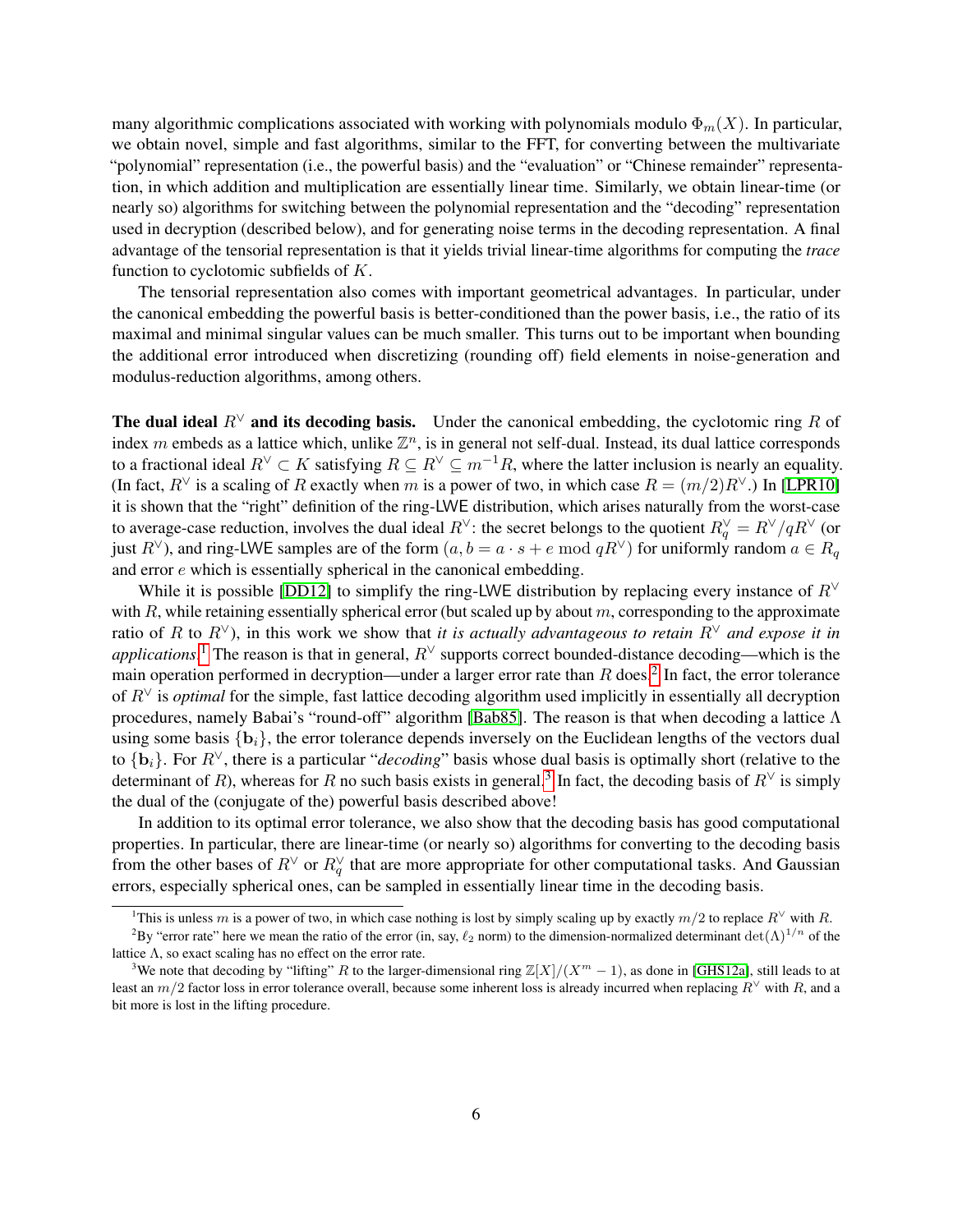many algorithmic complications associated with working with polynomials modulo $\Phi_m(X)$. In particular, we obtain novel, simple and fast algorithms, similar to the FFT, for converting between the multivariate "polynomial" representation (i.e., the powerful basis) and the "evaluation" or "Chinese remainder" representation, in which addition and multiplication are essentially linear time. Similarly, we obtain linear-time (or nearly so) algorithms for switching between the polynomial representation and the "decoding" representation used in decryption (described below), and for generating noise terms in the decoding representation. A final advantage of the tensorial representation is that it yields trivial linear-time algorithms for computing the *trace* function to cyclotomic subfields of $K$.

The tensorial representation also comes with important geometrical advantages. In particular, under the canonical embedding the powerful basis is better-conditioned than the power basis, i.e., the ratio of its maximal and minimal singular values can be much smaller. This turns out to be important when bounding the additional error introduced when discretizing (rounding off) field elements in noise-generation and modulus-reduction algorithms, among others.

**The dual ideal $R^\vee$ and its decoding basis.** Under the canonical embedding, the cyclotomic ring $R$ of index $m$ embeds as a lattice which, unlike $\mathbb{Z}^n$, is in general not self-dual. Instead, its dual lattice corresponds to a fractional ideal $R^\vee \subset K$ satisfying $R \subseteq R^\vee \subseteq m^{-1}R$, where the latter inclusion is nearly an equality. (In fact, $R^\vee$ is a scaling of $R$ exactly when $m$ is a power of two, in which case $R = (m/2)R^\vee$.) In [LPR10] it is shown that the "right" definition of the ring-LWE distribution, which arises naturally from the worst-case to average-case reduction, involves the dual ideal $R^\vee$: the secret belongs to the quotient $R_q^\vee = R^\vee/qR^\vee$ (or just $R^\vee$), and ring-LWE samples are of the form $(a, b = a \cdot s + e \bmod qR^\vee)$ for uniformly random $a \in R_q$ and error $e$ which is essentially spherical in the canonical embedding.

While it is possible [DD12] to simplify the ring-LWE distribution by replacing every instance of $R^\vee$ with $R$, while retaining essentially spherical error (but scaled up by about $m$, corresponding to the approximate ratio of $R$ to $R^\vee$), in this work we show that *it is actually advantageous to retain $R^\vee$ and expose it in applications*.[1] The reason is that in general, $R^\vee$ supports correct bounded-distance decoding—which is the main operation performed in decryption—under a larger error rate than $R$ does.[2] In fact, the error tolerance of $R^\vee$ is *optimal* for the simple, fast lattice decoding algorithm used implicitly in essentially all decryption procedures, namely Babai's "round-off" algorithm [Bab85]. The reason is that when decoding a lattice $\Lambda$ using some basis $\{\mathbf{b}_i\}$, the error tolerance depends inversely on the Euclidean lengths of the vectors dual to $\{\mathbf{b}_i\}$. For $R^\vee$, there is a particular "*decoding*" basis whose dual basis is optimally short (relative to the determinant of $R$), whereas for $R$ no such basis exists in general.[3] In fact, the decoding basis of $R^\vee$ is simply the dual of the (conjugate of the) powerful basis described above!

In addition to its optimal error tolerance, we also show that the decoding basis has good computational properties. In particular, there are linear-time (or nearly so) algorithms for converting to the decoding basis from the other bases of $R^\vee$ or $R_q^\vee$ that are more appropriate for other computational tasks. And Gaussian errors, especially spherical ones, can be sampled in essentially linear time in the decoding basis.

[1] This is unless $m$ is a power of two, in which case nothing is lost by simply scaling up by exactly $m/2$ to replace $R^\vee$ with $R$.

[2] By "error rate" here we mean the ratio of the error (in, say, $\ell_2$ norm) to the dimension-normalized determinant $\det(\Lambda)^{1/n}$ of the lattice $\Lambda$, so exact scaling has no effect on the error rate.

[3] We note that decoding by "lifting" $R$ to the larger-dimensional ring $\mathbb{Z}[X]/(X^m - 1)$, as done in [GHS12a], still leads to at least an $m/2$ factor loss in error tolerance overall, because some inherent loss is already incurred when replacing $R^\vee$ with $R$, and a bit more is lost in the lifting procedure.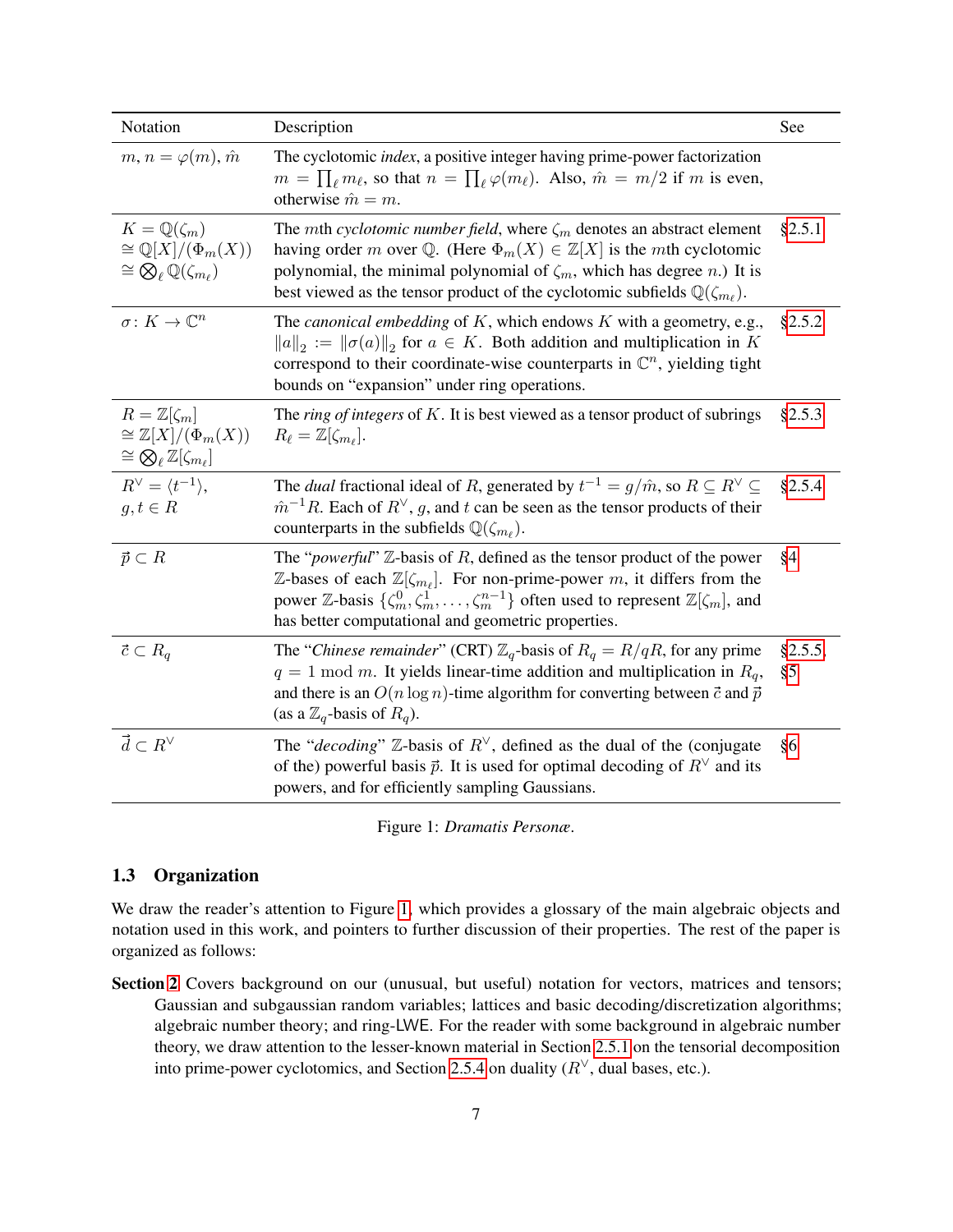| Notation | Description | See |
|---|---|---|
| $m, n = \varphi(m), \hat{m}$ | The cyclotomic *index*, a positive integer having prime-power factorization $m = \prod_\ell m_\ell$, so that $n = \prod_\ell \varphi(m_\ell)$. Also, $\hat{m} = m/2$ if $m$ is even, otherwise $\hat{m} = m$. | |
| $K = \mathbb{Q}(\zeta_m)$ $\cong \mathbb{Q}[X]/(\Phi_m(X))$ $\cong \bigotimes_\ell \mathbb{Q}(\zeta_{m_\ell})$ | The $m$th *cyclotomic number field*, where $\zeta_m$ denotes an abstract element having order $m$ over $\mathbb{Q}$. (Here $\Phi_m(X) \in \mathbb{Z}[X]$ is the $m$th cyclotomic polynomial, the minimal polynomial of $\zeta_m$, which has degree $n$.) It is best viewed as the tensor product of the cyclotomic subfields $\mathbb{Q}(\zeta_{m_\ell})$. | §2.5.1 |
| $\sigma \colon K \to \mathbb{C}^n$ | The *canonical embedding* of $K$, which endows $K$ with a geometry, e.g., $\lVert a \rVert_2 := \lVert \sigma(a) \rVert_2$ for $a \in K$. Both addition and multiplication in $K$ correspond to their coordinate-wise counterparts in $\mathbb{C}^n$, yielding tight bounds on "expansion" under ring operations. | §2.5.2 |
| $R = \mathbb{Z}[\zeta_m]$ $\cong \mathbb{Z}[X]/(\Phi_m(X))$ $\cong \bigotimes_\ell \mathbb{Z}[\zeta_{m_\ell}]$ | The *ring of integers* of $K$. It is best viewed as a tensor product of subrings $R_\ell = \mathbb{Z}[\zeta_{m_\ell}]$. | §2.5.3 |
| $R^\vee = \langle t^{-1} \rangle$, $g, t \in R$ | The *dual* fractional ideal of $R$, generated by $t^{-1} = g/\hat{m}$, so $R \subseteq R^\vee \subseteq \hat{m}^{-1}R$. Each of $R^\vee$, $g$, and $t$ can be seen as the tensor products of their counterparts in the subfields $\mathbb{Q}(\zeta_{m_\ell})$. | §2.5.4 |
| $\vec{p} \subset R$ | The "*powerful*" $\mathbb{Z}$-basis of $R$, defined as the tensor product of the power $\mathbb{Z}$-bases of each $\mathbb{Z}[\zeta_{m_\ell}]$. For non-prime-power $m$, it differs from the power $\mathbb{Z}$-basis $\{\zeta_m^0, \zeta_m^1, \ldots, \zeta_m^{n-1}\}$ often used to represent $\mathbb{Z}[\zeta_m]$, and has better computational and geometric properties. | §4 |
| $\vec{c} \subset R_q$ | The "*Chinese remainder*" (CRT) $\mathbb{Z}_q$-basis of $R_q = R/qR$, for any prime $q = 1 \bmod m$. It yields linear-time addition and multiplication in $R_q$, and there is an $O(n \log n)$-time algorithm for converting between $\vec{c}$ and $\vec{p}$ (as a $\mathbb{Z}_q$-basis of $R_q$). | §2.5.5, §5 |
| $\vec{d} \subset R^\vee$ | The "*decoding*" $\mathbb{Z}$-basis of $R^\vee$, defined as the dual of the (conjugate of the) powerful basis $\vec{p}$. It is used for optimal decoding of $R^\vee$ and its powers, and for efficiently sampling Gaussians. | §6 |

Figure 1: *Dramatis Personæ*.

### 1.3 Organization

We draw the reader's attention to Figure 1, which provides a glossary of the main algebraic objects and notation used in this work, and pointers to further discussion of their properties. The rest of the paper is organized as follows:

**Section 2** Covers background on our (unusual, but useful) notation for vectors, matrices and tensors; Gaussian and subgaussian random variables; lattices and basic decoding/discretization algorithms; algebraic number theory; and ring-LWE. For the reader with some background in algebraic number theory, we draw attention to the lesser-known material in Section 2.5.1 on the tensorial decomposition into prime-power cyclotomics, and Section 2.5.4 on duality ($R^\vee$, dual bases, etc.).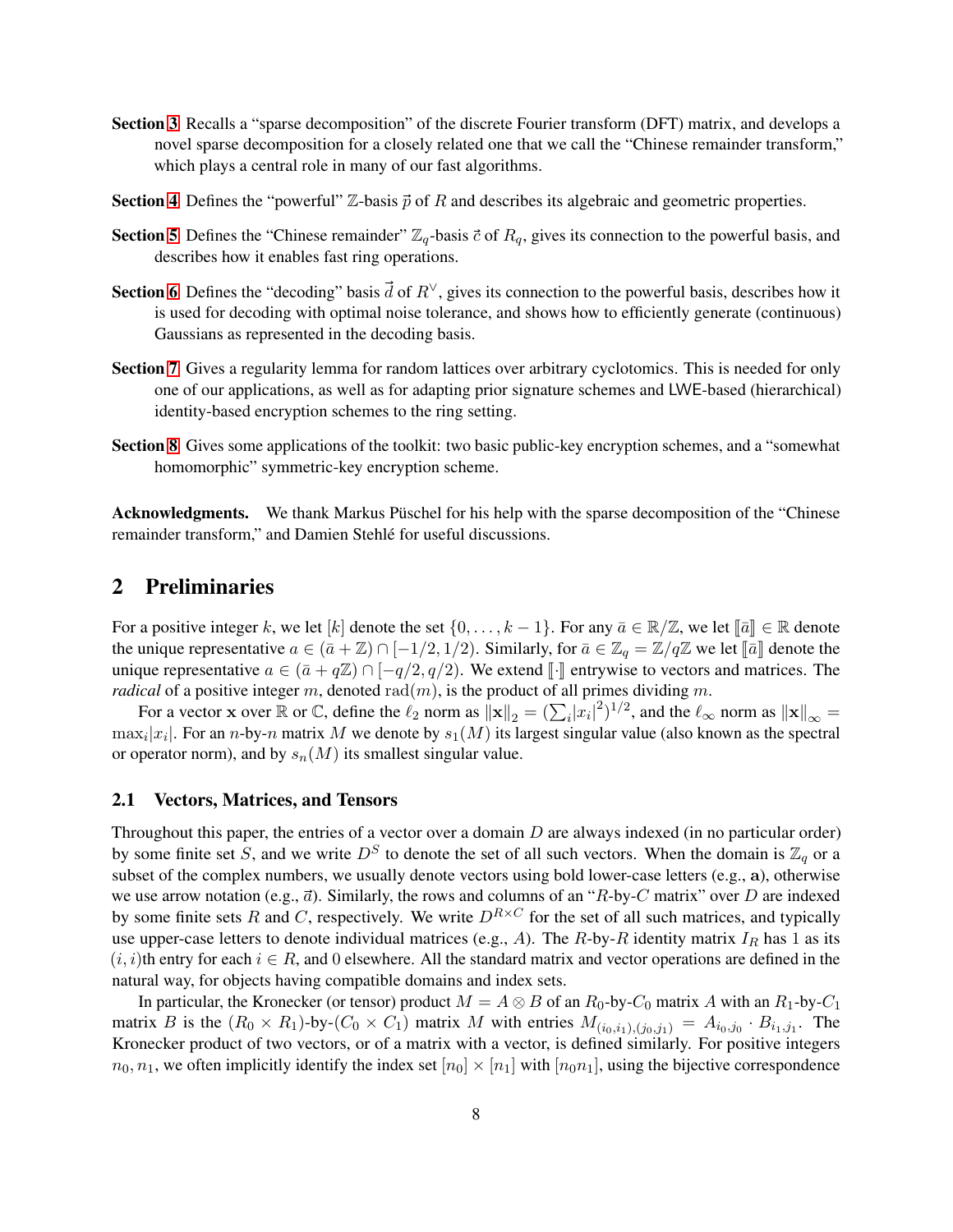**Section 3** Recalls a "sparse decomposition" of the discrete Fourier transform (DFT) matrix, and develops a novel sparse decomposition for a closely related one that we call the "Chinese remainder transform," which plays a central role in many of our fast algorithms.

**Section 4** Defines the "powerful" $\mathbb{Z}$-basis $\vec{p}$ of $R$ and describes its algebraic and geometric properties.

**Section 5** Defines the "Chinese remainder" $\mathbb{Z}_q$-basis $\vec{c}$ of $R_q$, gives its connection to the powerful basis, and describes how it enables fast ring operations.

**Section 6** Defines the "decoding" basis $\vec{d}$ of $R^\vee$, gives its connection to the powerful basis, describes how it is used for decoding with optimal noise tolerance, and shows how to efficiently generate (continuous) Gaussians as represented in the decoding basis.

**Section 7** Gives a regularity lemma for random lattices over arbitrary cyclotomics. This is needed for only one of our applications, as well as for adapting prior signature schemes and LWE-based (hierarchical) identity-based encryption schemes to the ring setting.

**Section 8** Gives some applications of the toolkit: two basic public-key encryption schemes, and a "somewhat homomorphic" symmetric-key encryption scheme.

**Acknowledgments.** We thank Markus Püschel for his help with the sparse decomposition of the "Chinese remainder transform," and Damien Stehlé for useful discussions.

## 2 Preliminaries

For a positive integer $k$, we let $[k]$ denote the set $\{0, \ldots, k-1\}$. For any $\bar{a} \in \mathbb{R}/\mathbb{Z}$, we let $[\![\bar{a}]\!] \in \mathbb{R}$ denote the unique representative $a \in (\bar{a} + \mathbb{Z}) \cap [-1/2, 1/2)$. Similarly, for $\bar{a} \in \mathbb{Z}_q = \mathbb{Z}/q\mathbb{Z}$ we let $[\![\bar{a}]\!]$ denote the unique representative $a \in (\bar{a} + q\mathbb{Z}) \cap [-q/2, q/2)$. We extend $[\![\cdot]\!]$ entrywise to vectors and matrices. The *radical* of a positive integer $m$, denoted $\mathrm{rad}(m)$, is the product of all primes dividing $m$.

For a vector $\mathbf{x}$ over $\mathbb{R}$ or $\mathbb{C}$, define the $\ell_2$ norm as $\|\mathbf{x}\|_2 = (\sum_i |x_i|^2)^{1/2}$, and the $\ell_\infty$ norm as $\|\mathbf{x}\|_\infty = \max_i |x_i|$. For an $n$-by-$n$ matrix $M$ we denote by $s_1(M)$ its largest singular value (also known as the spectral or operator norm), and by $s_n(M)$ its smallest singular value.

### 2.1 Vectors, Matrices, and Tensors

Throughout this paper, the entries of a vector over a domain $D$ are always indexed (in no particular order) by some finite set $S$, and we write $D^S$ to denote the set of all such vectors. When the domain is $\mathbb{Z}_q$ or a subset of the complex numbers, we usually denote vectors using bold lower-case letters (e.g., $\mathbf{a}$), otherwise we use arrow notation (e.g., $\vec{a}$). Similarly, the rows and columns of an "$R$-by-$C$ matrix" over $D$ are indexed by some finite sets $R$ and $C$, respectively. We write $D^{R \times C}$ for the set of all such matrices, and typically use upper-case letters to denote individual matrices (e.g., $A$). The $R$-by-$R$ identity matrix $I_R$ has 1 as its $(i, i)$th entry for each $i \in R$, and 0 elsewhere. All the standard matrix and vector operations are defined in the natural way, for objects having compatible domains and index sets.

In particular, the Kronecker (or tensor) product $M = A \otimes B$ of an $R_0$-by-$C_0$ matrix $A$ with an $R_1$-by-$C_1$ matrix $B$ is the $(R_0 \times R_1)$-by-$(C_0 \times C_1)$ matrix $M$ with entries $M_{(i_0,i_1),(j_0,j_1)} = A_{i_0,j_0} \cdot B_{i_1,j_1}$. The Kronecker product of two vectors, or of a matrix with a vector, is defined similarly. For positive integers $n_0, n_1$, we often implicitly identify the index set $[n_0] \times [n_1]$ with $[n_0 n_1]$, using the bijective correspondence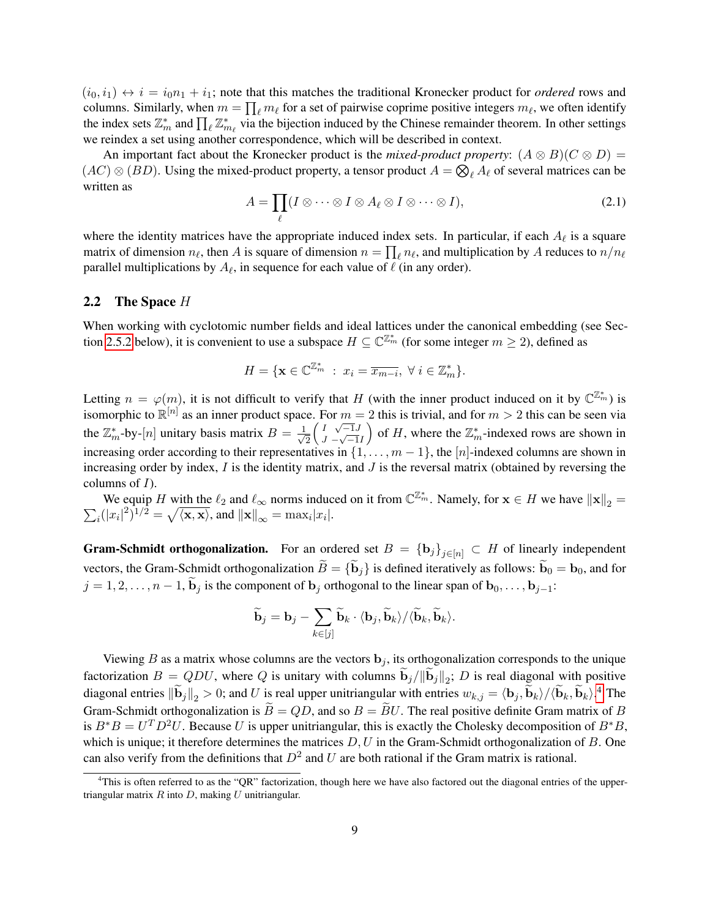$(i_0, i_1) \leftrightarrow i = i_0 n_1 + i_1$; note that this matches the traditional Kronecker product for *ordered* rows and columns. Similarly, when $m = \prod_\ell m_\ell$ for a set of pairwise coprime positive integers $m_\ell$, we often identify the index sets $\mathbb{Z}_m^*$ and $\prod_\ell \mathbb{Z}_{m_\ell}^*$ via the bijection induced by the Chinese remainder theorem. In other settings we reindex a set using another correspondence, which will be described in context.

An important fact about the Kronecker product is the *mixed-product property*: $(A \otimes B)(C \otimes D) = (AC) \otimes (BD)$. Using the mixed-product property, a tensor product $A = \bigotimes_\ell A_\ell$ of several matrices can be written as

$$A = \prod_\ell (I \otimes \cdots \otimes I \otimes A_\ell \otimes I \otimes \cdots \otimes I), \tag{2.1}$$

where the identity matrices have the appropriate induced index sets. In particular, if each $A_\ell$ is a square matrix of dimension $n_\ell$, then $A$ is square of dimension $n = \prod_\ell n_\ell$, and multiplication by $A$ reduces to $n/n_\ell$ parallel multiplications by $A_\ell$, in sequence for each value of $\ell$ (in any order).

### 2.2 The Space $H$

When working with cyclotomic number fields and ideal lattices under the canonical embedding (see Section 2.5.2 below), it is convenient to use a subspace $H \subseteq \mathbb{C}^{\mathbb{Z}_m^*}$ (for some integer $m \geq 2$), defined as

$$H = \{\mathbf{x} \in \mathbb{C}^{\mathbb{Z}_m^*} \ : \ x_i = \overline{x_{m-i}}, \ \forall \ i \in \mathbb{Z}_m^*\}.$$

Letting $n = \varphi(m)$, it is not difficult to verify that $H$ (with the inner product induced on it by $\mathbb{C}^{\mathbb{Z}_m^*}$) is isomorphic to $\mathbb{R}^{[n]}$ as an inner product space. For $m = 2$ this is trivial, and for $m > 2$ this can be seen via the $\mathbb{Z}_m^*$-by-$[n]$ unitary basis matrix $B = \frac{1}{\sqrt{2}}\begin{pmatrix} I & \sqrt{-1}J \\ J & -\sqrt{-1}I \end{pmatrix}$ of $H$, where the $\mathbb{Z}_m^*$-indexed rows are shown in increasing order according to their representatives in $\{1, \ldots, m-1\}$, the $[n]$-indexed columns are shown in increasing order by index, $I$ is the identity matrix, and $J$ is the reversal matrix (obtained by reversing the columns of $I$).

We equip $H$ with the $\ell_2$ and $\ell_\infty$ norms induced on it from $\mathbb{C}^{\mathbb{Z}_m^*}$. Namely, for $\mathbf{x} \in H$ we have $\|\mathbf{x}\|_2 = \sum_i (|x_i|^2)^{1/2} = \sqrt{\langle \mathbf{x}, \mathbf{x} \rangle}$, and $\|\mathbf{x}\|_\infty = \max_i |x_i|$.

**Gram-Schmidt orthogonalization.** For an ordered set $B = \{\mathbf{b}_j\}_{j \in [n]} \subset H$ of linearly independent vectors, the Gram-Schmidt orthogonalization $\widetilde{B} = \{\widetilde{\mathbf{b}}_j\}$ is defined iteratively as follows: $\widetilde{\mathbf{b}}_0 = \mathbf{b}_0$, and for $j = 1, 2, \ldots, n-1$, $\widetilde{\mathbf{b}}_j$ is the component of $\mathbf{b}_j$ orthogonal to the linear span of $\mathbf{b}_0, \ldots, \mathbf{b}_{j-1}$:

$$\widetilde{\mathbf{b}}_j = \mathbf{b}_j - \sum_{k \in [j]} \widetilde{\mathbf{b}}_k \cdot \langle \mathbf{b}_j, \widetilde{\mathbf{b}}_k \rangle / \langle \widetilde{\mathbf{b}}_k, \widetilde{\mathbf{b}}_k \rangle.$$

Viewing $B$ as a matrix whose columns are the vectors $\mathbf{b}_j$, its orthogonalization corresponds to the unique factorization $B = QDU$, where $Q$ is unitary with columns $\widetilde{\mathbf{b}}_j / \|\widetilde{\mathbf{b}}_j\|_2$; $D$ is real diagonal with positive diagonal entries $\|\widetilde{\mathbf{b}}_j\|_2 > 0$; and $U$ is real upper unitriangular with entries $w_{k,j} = \langle \mathbf{b}_j, \widetilde{\mathbf{b}}_k \rangle / \langle \widetilde{\mathbf{b}}_k, \widetilde{\mathbf{b}}_k \rangle$.[4] The Gram-Schmidt orthogonalization is $\widetilde{B} = QD$, and so $B = \widetilde{B}U$. The real positive definite Gram matrix of $B$ is $B^*B = U^T D^2 U$. Because $U$ is upper unitriangular, this is exactly the Cholesky decomposition of $B^*B$, which is unique; it therefore determines the matrices $D, U$ in the Gram-Schmidt orthogonalization of $B$. One can also verify from the definitions that $D^2$ and $U$ are both rational if the Gram matrix is rational.

[4] This is often referred to as the "QR" factorization, though here we have also factored out the diagonal entries of the upper-triangular matrix $R$ into $D$, making $U$ unitriangular.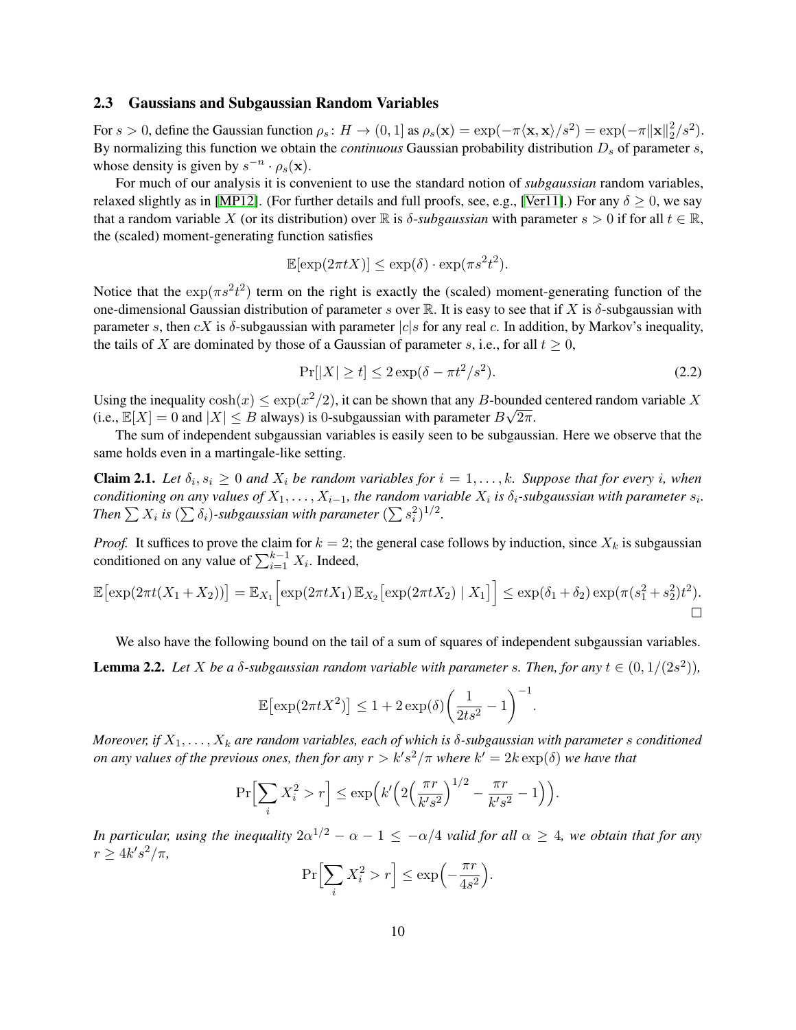### 2.3 Gaussians and Subgaussian Random Variables

For $s > 0$, define the Gaussian function $\rho_s \colon H \to (0, 1]$ as $\rho_s(\mathbf{x}) = \exp(-\pi\langle \mathbf{x}, \mathbf{x}\rangle/s^2) = \exp(-\pi\|\mathbf{x}\|_2^2/s^2)$. By normalizing this function we obtain the *continuous* Gaussian probability distribution $D_s$ of parameter $s$, whose density is given by $s^{-n} \cdot \rho_s(\mathbf{x})$.

For much of our analysis it is convenient to use the standard notion of *subgaussian* random variables, relaxed slightly as in [MP12]. (For further details and full proofs, see, e.g., [Ver11].) For any $\delta \geq 0$, we say that a random variable $X$ (or its distribution) over $\mathbb{R}$ is *$\delta$-subgaussian* with parameter $s > 0$ if for all $t \in \mathbb{R}$, the (scaled) moment-generating function satisfies

$$\mathbb{E}[\exp(2\pi t X)] \leq \exp(\delta) \cdot \exp(\pi s^2 t^2).$$

Notice that the $\exp(\pi s^2 t^2)$ term on the right is exactly the (scaled) moment-generating function of the one-dimensional Gaussian distribution of parameter $s$ over $\mathbb{R}$. It is easy to see that if $X$ is $\delta$-subgaussian with parameter $s$, then $cX$ is $\delta$-subgaussian with parameter $|c|s$ for any real $c$. In addition, by Markov's inequality, the tails of $X$ are dominated by those of a Gaussian of parameter $s$, i.e., for all $t \geq 0$,

$$\Pr[|X| \geq t] \leq 2\exp(\delta - \pi t^2/s^2). \tag{2.2}$$

Using the inequality $\cosh(x) \leq \exp(x^2/2)$, it can be shown that any $B$-bounded centered random variable $X$ (i.e., $\mathbb{E}[X] = 0$ and $|X| \leq B$ always) is 0-subgaussian with parameter $B\sqrt{2\pi}$.

The sum of independent subgaussian variables is easily seen to be subgaussian. Here we observe that the same holds even in a martingale-like setting.

**Claim 2.1.** *Let $\delta_i, s_i \geq 0$ and $X_i$ be random variables for $i = 1, \ldots, k$. Suppose that for every $i$, when conditioning on any values of $X_1, \ldots, X_{i-1}$, the random variable $X_i$ is $\delta_i$-subgaussian with parameter $s_i$. Then $\sum X_i$ is $(\sum \delta_i)$-subgaussian with parameter $(\sum s_i^2)^{1/2}$.*

*Proof.* It suffices to prove the claim for $k = 2$; the general case follows by induction, since $X_k$ is subgaussian conditioned on any value of $\sum_{i=1}^{k-1} X_i$. Indeed,

$$\mathbb{E}\big[\exp(2\pi t(X_1 + X_2))\big] = \mathbb{E}_{X_1}\Big[\exp(2\pi t X_1)\,\mathbb{E}_{X_2}\big[\exp(2\pi t X_2) \mid X_1\big]\Big] \leq \exp(\delta_1 + \delta_2)\exp(\pi(s_1^2 + s_2^2)t^2).$$

□

We also have the following bound on the tail of a sum of squares of independent subgaussian variables.

**Lemma 2.2.** *Let $X$ be a $\delta$-subgaussian random variable with parameter $s$. Then, for any $t \in (0, 1/(2s^2))$,*

$$\mathbb{E}\big[\exp(2\pi t X^2)\big] \leq 1 + 2\exp(\delta)\left(\frac{1}{2ts^2} - 1\right)^{-1}.$$

*Moreover, if $X_1, \ldots, X_k$ are random variables, each of which is $\delta$-subgaussian with parameter $s$ conditioned on any values of the previous ones, then for any $r > k's^2/\pi$ where $k' = 2k\exp(\delta)$ we have that*

$$\Pr\Big[\sum_i X_i^2 > r\Big] \leq \exp\Big(k'\Big(2\Big(\frac{\pi r}{k's^2}\Big)^{1/2} - \frac{\pi r}{k's^2} - 1\Big)\Big).$$

*In particular, using the inequality $2\alpha^{1/2} - \alpha - 1 \leq -\alpha/4$ valid for all $\alpha \geq 4$, we obtain that for any $r \geq 4k's^2/\pi$,*

$$\Pr\Big[\sum_i X_i^2 > r\Big] \leq \exp\Big(-\frac{\pi r}{4s^2}\Big).$$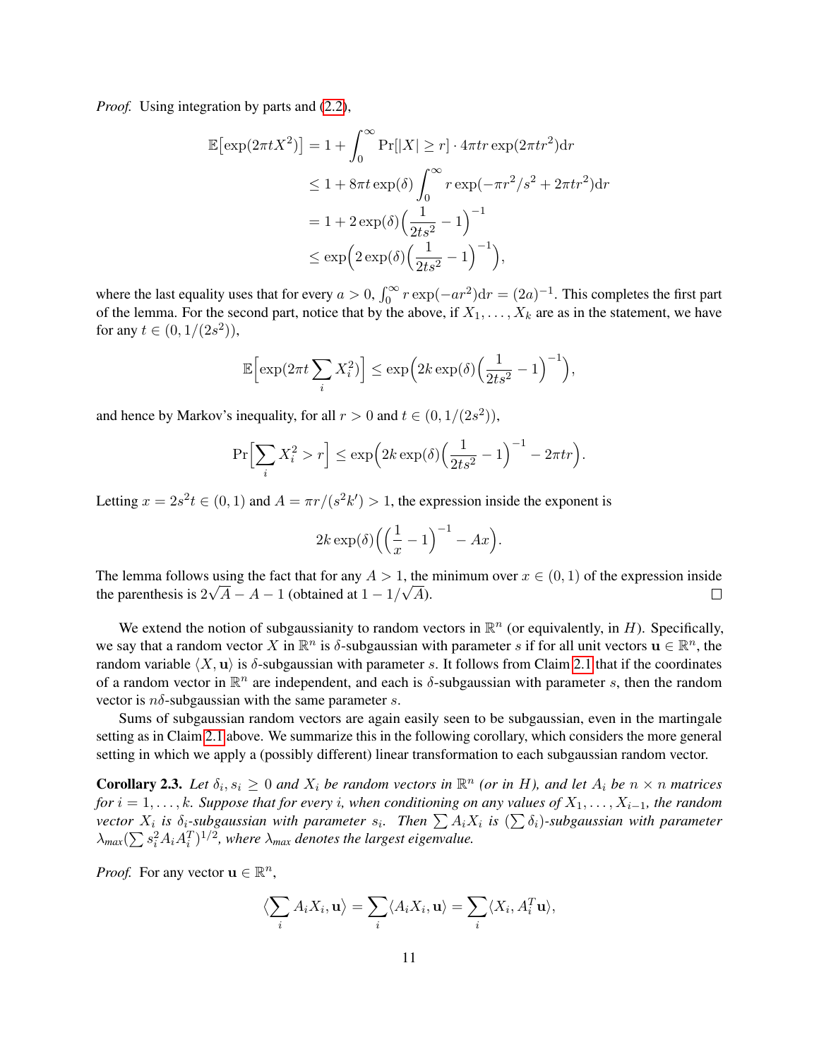*Proof.* Using integration by parts and (2.2),

$$
\begin{aligned}
\mathbb{E}\big[\exp(2\pi t X^2)\big] &= 1 + \int_0^\infty \Pr[|X| \geq r] \cdot 4\pi t r \exp(2\pi t r^2) \mathrm{d}r \\
&\leq 1 + 8\pi t \exp(\delta) \int_0^\infty r \exp(-\pi r^2/s^2 + 2\pi t r^2) \mathrm{d}r \\
&= 1 + 2\exp(\delta)\Big(\frac{1}{2ts^2} - 1\Big)^{-1} \\
&\leq \exp\Big(2\exp(\delta)\Big(\frac{1}{2ts^2} - 1\Big)^{-1}\Big),
\end{aligned}
$$

where the last equality uses that for every $a > 0$, $\int_0^\infty r\exp(-ar^2)\mathrm{d}r = (2a)^{-1}$. This completes the first part of the lemma. For the second part, notice that by the above, if $X_1, \ldots, X_k$ are as in the statement, we have for any $t \in (0, 1/(2s^2))$,

$$
\mathbb{E}\Big[\exp(2\pi t \sum_i X_i^2)\Big] \leq \exp\Big(2k\exp(\delta)\Big(\frac{1}{2ts^2} - 1\Big)^{-1}\Big),
$$

and hence by Markov's inequality, for all $r > 0$ and $t \in (0, 1/(2s^2))$,

$$
\Pr\Big[\sum_i X_i^2 > r\Big] \leq \exp\Big(2k\exp(\delta)\Big(\frac{1}{2ts^2} - 1\Big)^{-1} - 2\pi t r\Big).
$$

Letting $x = 2s^2 t \in (0,1)$ and $A = \pi r/(s^2 k') > 1$, the expression inside the exponent is

$$
2k\exp(\delta)\Big(\Big(\frac{1}{x} - 1\Big)^{-1} - Ax\Big).
$$

The lemma follows using the fact that for any $A > 1$, the minimum over $x \in (0,1)$ of the expression inside the parenthesis is $2\sqrt{A} - A - 1$ (obtained at $1 - 1/\sqrt{A}$). $\square$

We extend the notion of subgaussianity to random vectors in $\mathbb{R}^n$ (or equivalently, in $H$). Specifically, we say that a random vector $X$ in $\mathbb{R}^n$ is $\delta$-subgaussian with parameter $s$ if for all unit vectors $\mathbf{u} \in \mathbb{R}^n$, the random variable $\langle X, \mathbf{u}\rangle$ is $\delta$-subgaussian with parameter $s$. It follows from Claim 2.1 that if the coordinates of a random vector in $\mathbb{R}^n$ are independent, and each is $\delta$-subgaussian with parameter $s$, then the random vector is $n\delta$-subgaussian with the same parameter $s$.

Sums of subgaussian random vectors are again easily seen to be subgaussian, even in the martingale setting as in Claim 2.1 above. We summarize this in the following corollary, which considers the more general setting in which we apply a (possibly different) linear transformation to each subgaussian random vector.

**Corollary 2.3.** *Let $\delta_i, s_i \geq 0$ and $X_i$ be random vectors in $\mathbb{R}^n$ (or in $H$), and let $A_i$ be $n \times n$ matrices for $i = 1, \ldots, k$. Suppose that for every $i$, when conditioning on any values of $X_1, \ldots, X_{i-1}$, the random vector $X_i$ is $\delta_i$-subgaussian with parameter $s_i$. Then $\sum A_i X_i$ is $(\sum \delta_i)$-subgaussian with parameter $\lambda_{max}(\sum s_i^2 A_i A_i^T)^{1/2}$, where $\lambda_{max}$ denotes the largest eigenvalue.*

*Proof.* For any vector $\mathbf{u} \in \mathbb{R}^n$,

$$
\Big\langle \sum_i A_i X_i, \mathbf{u}\Big\rangle = \sum_i \langle A_i X_i, \mathbf{u}\rangle = \sum_i \langle X_i, A_i^T \mathbf{u}\rangle,
$$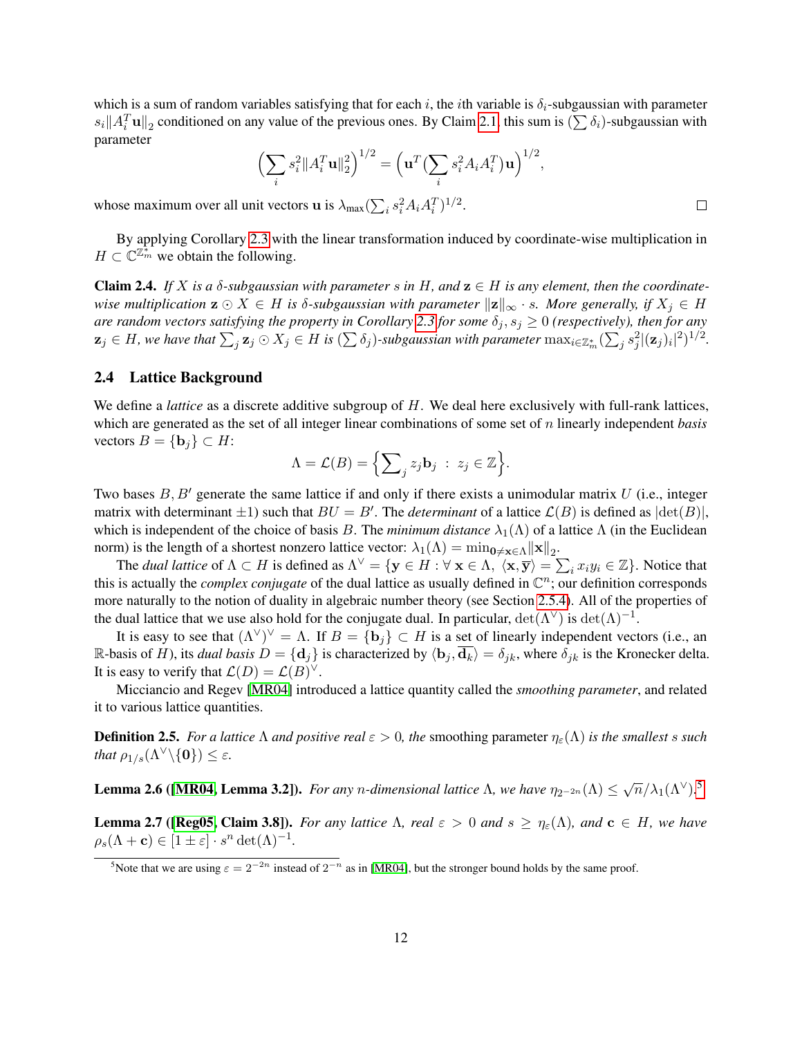which is a sum of random variables satisfying that for each $i$, the $i$th variable is $\delta_i$-subgaussian with parameter $s_i \|A_i^T \mathbf{u}\|_2$ conditioned on any value of the previous ones. By Claim 2.1, this sum is $(\sum \delta_i)$-subgaussian with parameter

$$\Big(\sum_i s_i^2 \|A_i^T \mathbf{u}\|_2^2\Big)^{1/2} = \Big(\mathbf{u}^T \big(\sum_i s_i^2 A_i A_i^T\big) \mathbf{u}\Big)^{1/2},$$

whose maximum over all unit vectors $\mathbf{u}$ is $\lambda_{\max}(\sum_i s_i^2 A_i A_i^T)^{1/2}$. $\square$

By applying Corollary 2.3 with the linear transformation induced by coordinate-wise multiplication in $H \subset \mathbb{C}^{\mathbb{Z}_m^*}$ we obtain the following.

**Claim 2.4.** *If $X$ is a $\delta$-subgaussian with parameter $s$ in $H$, and $\mathbf{z} \in H$ is any element, then the coordinate-wise multiplication $\mathbf{z} \odot X \in H$ is $\delta$-subgaussian with parameter $\|\mathbf{z}\|_\infty \cdot s$. More generally, if $X_j \in H$ are random vectors satisfying the property in Corollary 2.3 for some $\delta_j, s_j \geq 0$ (respectively), then for any $\mathbf{z}_j \in H$, we have that $\sum_j \mathbf{z}_j \odot X_j \in H$ is $(\sum \delta_j)$-subgaussian with parameter $\max_{i \in \mathbb{Z}_m^*} (\sum_j s_j^2 |(\mathbf{z}_j)_i|^2)^{1/2}$.*

### 2.4 Lattice Background

We define a *lattice* as a discrete additive subgroup of $H$. We deal here exclusively with full-rank lattices, which are generated as the set of all integer linear combinations of some set of $n$ linearly independent *basis* vectors $B = \{\mathbf{b}_j\} \subset H$:

$$\Lambda = \mathcal{L}(B) = \Big\{ \sum_j z_j \mathbf{b}_j \ : \ z_j \in \mathbb{Z} \Big\}.$$

Two bases $B, B'$ generate the same lattice if and only if there exists a unimodular matrix $U$ (i.e., integer matrix with determinant $\pm 1$) such that $BU = B'$. The *determinant* of a lattice $\mathcal{L}(B)$ is defined as $|\det(B)|$, which is independent of the choice of basis $B$. The *minimum distance* $\lambda_1(\Lambda)$ of a lattice $\Lambda$ (in the Euclidean norm) is the length of a shortest nonzero lattice vector: $\lambda_1(\Lambda) = \min_{\mathbf{0} \neq \mathbf{x} \in \Lambda} \|\mathbf{x}\|_2$.

The *dual lattice* of $\Lambda \subset H$ is defined as $\Lambda^\vee = \{\mathbf{y} \in H : \forall \ \mathbf{x} \in \Lambda, \ \langle \mathbf{x}, \overline{\mathbf{y}} \rangle = \sum_i x_i y_i \in \mathbb{Z}\}$. Notice that this is actually the *complex conjugate* of the dual lattice as usually defined in $\mathbb{C}^n$; our definition corresponds more naturally to the notion of duality in algebraic number theory (see Section 2.5.4). All of the properties of the dual lattice that we use also hold for the conjugate dual. In particular, $\det(\Lambda^\vee)$ is $\det(\Lambda)^{-1}$.

It is easy to see that $(\Lambda^\vee)^\vee = \Lambda$. If $B = \{\mathbf{b}_j\} \subset H$ is a set of linearly independent vectors (i.e., an $\mathbb{R}$-basis of $H$), its *dual basis* $D = \{\mathbf{d}_j\}$ is characterized by $\langle \mathbf{b}_j, \overline{\mathbf{d}_k} \rangle = \delta_{jk}$, where $\delta_{jk}$ is the Kronecker delta. It is easy to verify that $\mathcal{L}(D) = \mathcal{L}(B)^\vee$.

Micciancio and Regev [MR04] introduced a lattice quantity called the *smoothing parameter*, and related it to various lattice quantities.

**Definition 2.5.** *For a lattice $\Lambda$ and positive real $\varepsilon > 0$, the* smoothing parameter *$\eta_\varepsilon(\Lambda)$ is the smallest $s$ such that $\rho_{1/s}(\Lambda^\vee \backslash \{\mathbf{0}\}) \leq \varepsilon$.*

**Lemma 2.6 ([MR04, Lemma 3.2]).** *For any $n$-dimensional lattice $\Lambda$, we have $\eta_{2^{-2n}}(\Lambda) \leq \sqrt{n}/\lambda_1(\Lambda^\vee)$.*[5]

**Lemma 2.7 ([Reg05, Claim 3.8]).** *For any lattice $\Lambda$, real $\varepsilon > 0$ and $s \geq \eta_\varepsilon(\Lambda)$, and $\mathbf{c} \in H$, we have $\rho_s(\Lambda + \mathbf{c}) \in [1 \pm \varepsilon] \cdot s^n \det(\Lambda)^{-1}$.*

[5] Note that we are using $\varepsilon = 2^{-2n}$ instead of $2^{-n}$ as in [MR04], but the stronger bound holds by the same proof.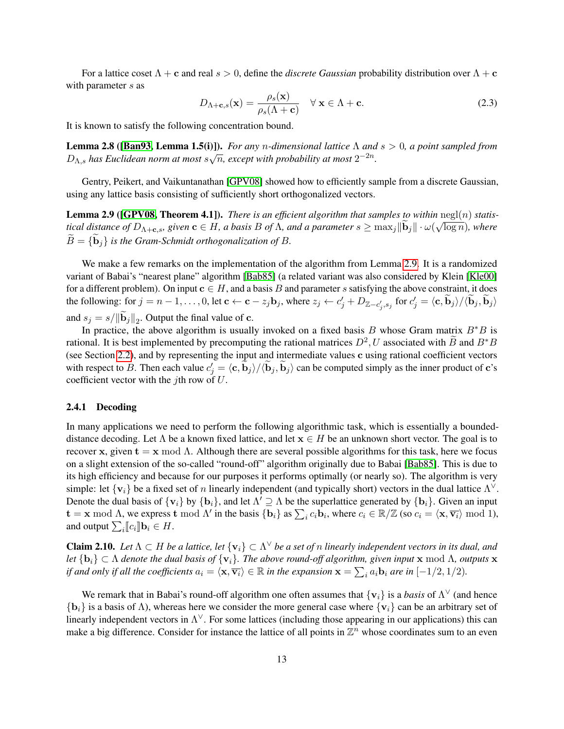For a lattice coset $\Lambda + \mathbf{c}$ and real $s > 0$, define the *discrete Gaussian* probability distribution over $\Lambda + \mathbf{c}$ with parameter $s$ as

$$D_{\Lambda+\mathbf{c},s}(\mathbf{x}) = \frac{\rho_s(\mathbf{x})}{\rho_s(\Lambda + \mathbf{c})} \quad \forall\, \mathbf{x} \in \Lambda + \mathbf{c}. \tag{2.3}$$

It is known to satisfy the following concentration bound.

**Lemma 2.8 ([Ban93, Lemma 1.5(i)]).** *For any $n$-dimensional lattice $\Lambda$ and $s > 0$, a point sampled from $D_{\Lambda,s}$ has Euclidean norm at most $s\sqrt{n}$, except with probability at most $2^{-2n}$.*

Gentry, Peikert, and Vaikuntanathan [GPV08] showed how to efficiently sample from a discrete Gaussian, using any lattice basis consisting of sufficiently short orthogonalized vectors.

**Lemma 2.9 ([GPV08, Theorem 4.1]).** *There is an efficient algorithm that samples to within $\text{negl}(n)$ statistical distance of $D_{\Lambda+\mathbf{c},s}$, given $\mathbf{c} \in H$, a basis $B$ of $\Lambda$, and a parameter $s \geq \max_j \|\widetilde{\mathbf{b}}_j\| \cdot \omega(\sqrt{\log n})$, where $\widetilde{B} = \{\widetilde{\mathbf{b}}_j\}$ is the Gram-Schmidt orthogonalization of $B$.*

We make a few remarks on the implementation of the algorithm from Lemma 2.9. It is a randomized variant of Babai's "nearest plane" algorithm [Bab85] (a related variant was also considered by Klein [Kle00] for a different problem). On input $\mathbf{c} \in H$, and a basis $B$ and parameter $s$ satisfying the above constraint, it does the following: for $j = n-1, \ldots, 0$, let $\mathbf{c} \leftarrow \mathbf{c} - z_j \mathbf{b}_j$, where $z_j \leftarrow c'_j + D_{\mathbb{Z}-c'_j, s_j}$ for $c'_j = \langle \mathbf{c}, \widetilde{\mathbf{b}}_j \rangle / \langle \widetilde{\mathbf{b}}_j, \widetilde{\mathbf{b}}_j \rangle$ and $s_j = s / \|\widetilde{\mathbf{b}}_j\|_2$. Output the final value of $\mathbf{c}$.

In practice, the above algorithm is usually invoked on a fixed basis $B$ whose Gram matrix $B^* B$ is rational. It is best implemented by precomputing the rational matrices $D^2, U$ associated with $\widetilde{B}$ and $B^* B$ (see Section 2.2), and by representing the input and intermediate values $\mathbf{c}$ using rational coefficient vectors with respect to $B$. Then each value $c'_j = \langle \mathbf{c}, \widetilde{\mathbf{b}}_j \rangle / \langle \widetilde{\mathbf{b}}_j, \widetilde{\mathbf{b}}_j \rangle$ can be computed simply as the inner product of $\mathbf{c}$'s coefficient vector with the $j$th row of $U$.

### 2.4.1 Decoding

In many applications we need to perform the following algorithmic task, which is essentially a bounded-distance decoding. Let $\Lambda$ be a known fixed lattice, and let $\mathbf{x} \in H$ be an unknown short vector. The goal is to recover $\mathbf{x}$, given $\mathbf{t} = \mathbf{x} \bmod \Lambda$. Although there are several possible algorithms for this task, here we focus on a slight extension of the so-called "round-off" algorithm originally due to Babai [Bab85]. This is due to its high efficiency and because for our purposes it performs optimally (or nearly so). The algorithm is very simple: let $\{\mathbf{v}_i\}$ be a fixed set of $n$ linearly independent (and typically short) vectors in the dual lattice $\Lambda^\vee$. Denote the dual basis of $\{\mathbf{v}_i\}$ by $\{\mathbf{b}_i\}$, and let $\Lambda' \supseteq \Lambda$ be the superlattice generated by $\{\mathbf{b}_i\}$. Given an input $\mathbf{t} = \mathbf{x} \bmod \Lambda$, we express $\mathbf{t} \bmod \Lambda'$ in the basis $\{\mathbf{b}_i\}$ as $\sum_i c_i \mathbf{b}_i$, where $c_i \in \mathbb{R}/\mathbb{Z}$ (so $c_i = \langle \mathbf{x}, \overline{\mathbf{v}_i} \rangle \bmod 1$), and output $\sum_i \llbracket c_i \rrbracket \mathbf{b}_i \in H$.

**Claim 2.10.** *Let $\Lambda \subset H$ be a lattice, let $\{\mathbf{v}_i\} \subset \Lambda^\vee$ be a set of $n$ linearly independent vectors in its dual, and let $\{\mathbf{b}_i\} \subset \Lambda$ denote the dual basis of $\{\mathbf{v}_i\}$. The above round-off algorithm, given input $\mathbf{x} \bmod \Lambda$, outputs $\mathbf{x}$ if and only if all the coefficients $a_i = \langle \mathbf{x}, \overline{\mathbf{v}_i} \rangle \in \mathbb{R}$ in the expansion $\mathbf{x} = \sum_i a_i \mathbf{b}_i$ are in $[-1/2, 1/2)$.*

We remark that in Babai's round-off algorithm one often assumes that $\{\mathbf{v}_i\}$ is a *basis* of $\Lambda^\vee$ (and hence $\{\mathbf{b}_i\}$ is a basis of $\Lambda$), whereas here we consider the more general case where $\{\mathbf{v}_i\}$ can be an arbitrary set of linearly independent vectors in $\Lambda^\vee$. For some lattices (including those appearing in our applications) this can make a big difference. Consider for instance the lattice of all points in $\mathbb{Z}^n$ whose coordinates sum to an even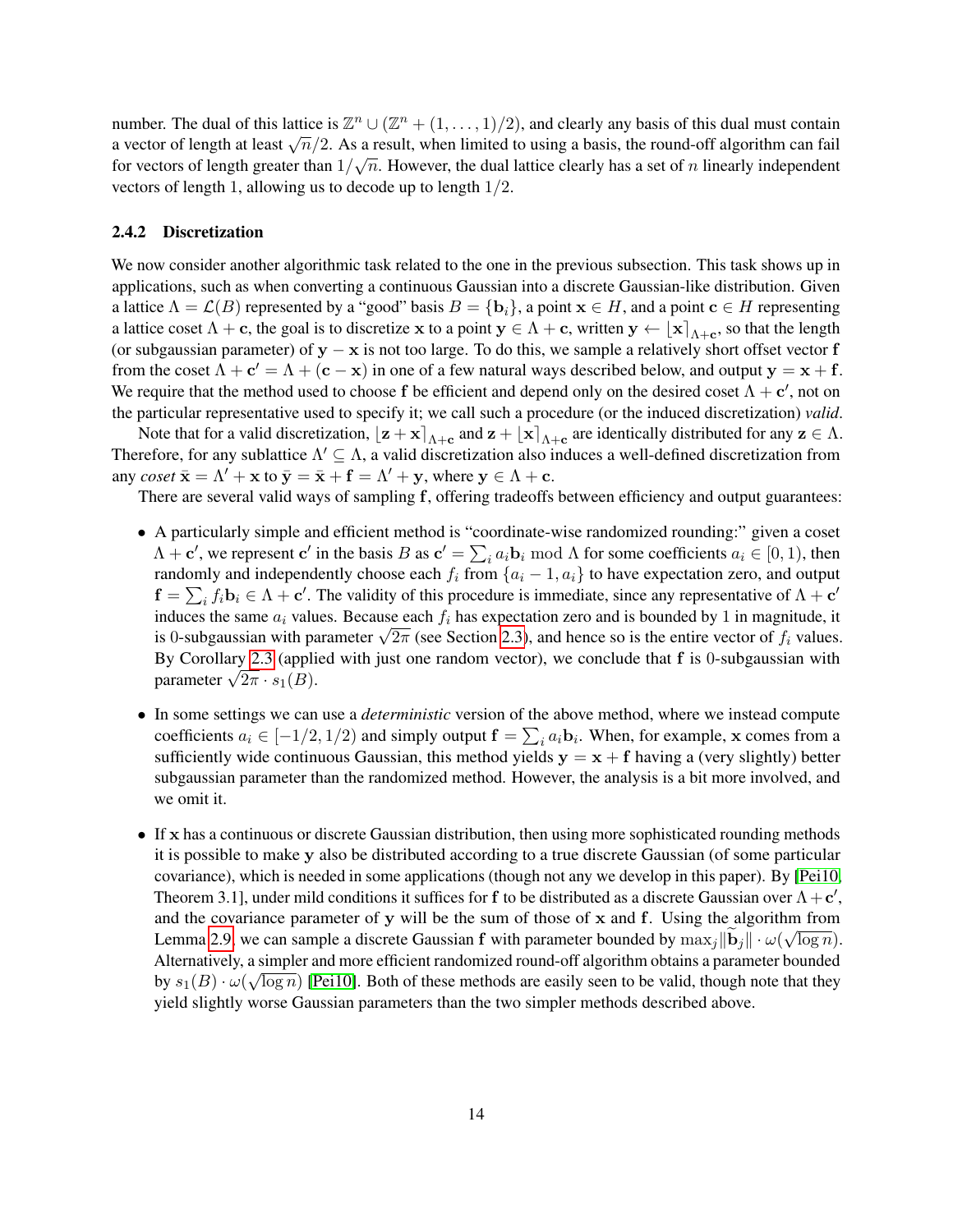number. The dual of this lattice is $\mathbb{Z}^n \cup (\mathbb{Z}^n + (1, \ldots, 1)/2)$, and clearly any basis of this dual must contain a vector of length at least $\sqrt{n}/2$. As a result, when limited to using a basis, the round-off algorithm can fail for vectors of length greater than $1/\sqrt{n}$. However, the dual lattice clearly has a set of $n$ linearly independent vectors of length 1, allowing us to decode up to length $1/2$.

### 2.4.2 Discretization

We now consider another algorithmic task related to the one in the previous subsection. This task shows up in applications, such as when converting a continuous Gaussian into a discrete Gaussian-like distribution. Given a lattice $\Lambda = \mathcal{L}(B)$ represented by a "good" basis $B = \{\mathbf{b}_i\}$, a point $\mathbf{x} \in H$, and a point $\mathbf{c} \in H$ representing a lattice coset $\Lambda + \mathbf{c}$, the goal is to discretize $\mathbf{x}$ to a point $\mathbf{y} \in \Lambda + \mathbf{c}$, written $\mathbf{y} \leftarrow \lfloor \mathbf{x} \rceil_{\Lambda+\mathbf{c}}$, so that the length (or subgaussian parameter) of $\mathbf{y} - \mathbf{x}$ is not too large. To do this, we sample a relatively short offset vector $\mathbf{f}$ from the coset $\Lambda + \mathbf{c}' = \Lambda + (\mathbf{c} - \mathbf{x})$ in one of a few natural ways described below, and output $\mathbf{y} = \mathbf{x} + \mathbf{f}$. We require that the method used to choose $\mathbf{f}$ be efficient and depend only on the desired coset $\Lambda + \mathbf{c}'$, not on the particular representative used to specify it; we call such a procedure (or the induced discretization) *valid*.

Note that for a valid discretization, $\lfloor \mathbf{z} + \mathbf{x} \rceil_{\Lambda+\mathbf{c}}$ and $\mathbf{z} + \lfloor \mathbf{x} \rceil_{\Lambda+\mathbf{c}}$ are identically distributed for any $\mathbf{z} \in \Lambda$. Therefore, for any sublattice $\Lambda' \subseteq \Lambda$, a valid discretization also induces a well-defined discretization from any *coset* $\bar{\mathbf{x}} = \Lambda' + \mathbf{x}$ to $\bar{\mathbf{y}} = \bar{\mathbf{x}} + \mathbf{f} = \Lambda' + \mathbf{y}$, where $\mathbf{y} \in \Lambda + \mathbf{c}$.

There are several valid ways of sampling $\mathbf{f}$, offering tradeoffs between efficiency and output guarantees:

- A particularly simple and efficient method is "coordinate-wise randomized rounding:" given a coset $\Lambda + \mathbf{c}'$, we represent $\mathbf{c}'$ in the basis $B$ as $\mathbf{c}' = \sum_i a_i \mathbf{b}_i \bmod \Lambda$ for some coefficients $a_i \in [0, 1)$, then randomly and independently choose each $f_i$ from $\{a_i - 1, a_i\}$ to have expectation zero, and output $\mathbf{f} = \sum_i f_i \mathbf{b}_i \in \Lambda + \mathbf{c}'$. The validity of this procedure is immediate, since any representative of $\Lambda + \mathbf{c}'$ induces the same $a_i$ values. Because each $f_i$ has expectation zero and is bounded by 1 in magnitude, it is 0-subgaussian with parameter $\sqrt{2\pi}$ (see Section 2.3), and hence so is the entire vector of $f_i$ values. By Corollary 2.3 (applied with just one random vector), we conclude that $\mathbf{f}$ is 0-subgaussian with parameter $\sqrt{2\pi} \cdot s_1(B)$.

- In some settings we can use a *deterministic* version of the above method, where we instead compute coefficients $a_i \in [-1/2, 1/2)$ and simply output $\mathbf{f} = \sum_i a_i \mathbf{b}_i$. When, for example, $\mathbf{x}$ comes from a sufficiently wide continuous Gaussian, this method yields $\mathbf{y} = \mathbf{x} + \mathbf{f}$ having a (very slightly) better subgaussian parameter than the randomized method. However, the analysis is a bit more involved, and we omit it.

- If $\mathbf{x}$ has a continuous or discrete Gaussian distribution, then using more sophisticated rounding methods it is possible to make $\mathbf{y}$ also be distributed according to a true discrete Gaussian (of some particular covariance), which is needed in some applications (though not any we develop in this paper). By [Pei10, Theorem 3.1], under mild conditions it suffices for $\mathbf{f}$ to be distributed as a discrete Gaussian over $\Lambda + \mathbf{c}'$, and the covariance parameter of $\mathbf{y}$ will be the sum of those of $\mathbf{x}$ and $\mathbf{f}$. Using the algorithm from Lemma 2.9, we can sample a discrete Gaussian $\mathbf{f}$ with parameter bounded by $\max_j \|\widetilde{\mathbf{b}}_j\| \cdot \omega(\sqrt{\log n})$. Alternatively, a simpler and more efficient randomized round-off algorithm obtains a parameter bounded by $s_1(B) \cdot \omega(\sqrt{\log n})$ [Pei10]. Both of these methods are easily seen to be valid, though note that they yield slightly worse Gaussian parameters than the two simpler methods described above.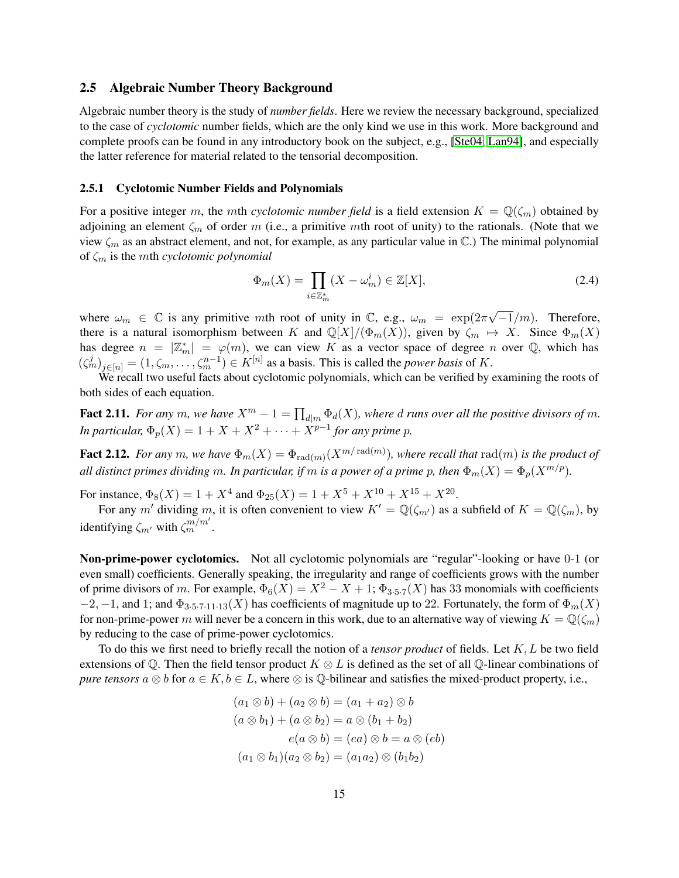## 2.5 Algebraic Number Theory Background

Algebraic number theory is the study of *number fields*. Here we review the necessary background, specialized to the case of *cyclotomic* number fields, which are the only kind we use in this work. More background and complete proofs can be found in any introductory book on the subject, e.g., [Ste04, Lan94], and especially the latter reference for material related to the tensorial decomposition.

### 2.5.1 Cyclotomic Number Fields and Polynomials

For a positive integer $m$, the $m$th *cyclotomic number field* is a field extension $K = \mathbb{Q}(\zeta_m)$ obtained by adjoining an element $\zeta_m$ of order $m$ (i.e., a primitive $m$th root of unity) to the rationals. (Note that we view $\zeta_m$ as an abstract element, and not, for example, as any particular value in $\mathbb{C}$.) The minimal polynomial of $\zeta_m$ is the $m$th *cyclotomic polynomial*

$$\Phi_m(X) = \prod_{i \in \mathbb{Z}_m^*} (X - \omega_m^i) \in \mathbb{Z}[X], \tag{2.4}$$

where $\omega_m \in \mathbb{C}$ is any primitive $m$th root of unity in $\mathbb{C}$, e.g., $\omega_m = \exp(2\pi\sqrt{-1}/m)$. Therefore, there is a natural isomorphism between $K$ and $\mathbb{Q}[X]/(\Phi_m(X))$, given by $\zeta_m \mapsto X$. Since $\Phi_m(X)$ has degree $n = |\mathbb{Z}_m^*| = \varphi(m)$, we can view $K$ as a vector space of degree $n$ over $\mathbb{Q}$, which has $(\zeta_m^j)_{j\in[n]} = (1, \zeta_m, \ldots, \zeta_m^{n-1}) \in K^{[n]}$ as a basis. This is called the *power basis* of $K$.

We recall two useful facts about cyclotomic polynomials, which can be verified by examining the roots of both sides of each equation.

**Fact 2.11.** *For any $m$, we have $X^m - 1 = \prod_{d|m} \Phi_d(X)$, where $d$ runs over all the positive divisors of $m$. In particular, $\Phi_p(X) = 1 + X + X^2 + \cdots + X^{p-1}$ for any prime $p$.*

**Fact 2.12.** *For any $m$, we have $\Phi_m(X) = \Phi_{\mathrm{rad}(m)}(X^{m/\mathrm{rad}(m)})$, where recall that $\mathrm{rad}(m)$ is the product of all distinct primes dividing $m$. In particular, if $m$ is a power of a prime $p$, then $\Phi_m(X) = \Phi_p(X^{m/p})$.*

For instance, $\Phi_8(X) = 1 + X^4$ and $\Phi_{25}(X) = 1 + X^5 + X^{10} + X^{15} + X^{20}$.

For any $m'$ dividing $m$, it is often convenient to view $K' = \mathbb{Q}(\zeta_{m'})$ as a subfield of $K = \mathbb{Q}(\zeta_m)$, by identifying $\zeta_{m'}$ with $\zeta_m^{m/m'}$.

**Non-prime-power cyclotomics.** Not all cyclotomic polynomials are "regular"-looking or have 0-1 (or even small) coefficients. Generally speaking, the irregularity and range of coefficients grows with the number of prime divisors of $m$. For example, $\Phi_6(X) = X^2 - X + 1$; $\Phi_{3\cdot5\cdot7}(X)$ has 33 monomials with coefficients $-2, -1$, and 1; and $\Phi_{3\cdot5\cdot7\cdot11\cdot13}(X)$ has coefficients of magnitude up to 22. Fortunately, the form of $\Phi_m(X)$ for non-prime-power $m$ will never be a concern in this work, due to an alternative way of viewing $K = \mathbb{Q}(\zeta_m)$ by reducing to the case of prime-power cyclotomics.

To do this we first need to briefly recall the notion of a *tensor product* of fields. Let $K, L$ be two field extensions of $\mathbb{Q}$. Then the field tensor product $K \otimes L$ is defined as the set of all $\mathbb{Q}$-linear combinations of *pure tensors* $a \otimes b$ for $a \in K, b \in L$, where $\otimes$ is $\mathbb{Q}$-bilinear and satisfies the mixed-product property, i.e.,

$$\begin{aligned}
(a_1 \otimes b) + (a_2 \otimes b) &= (a_1 + a_2) \otimes b \\
(a \otimes b_1) + (a \otimes b_2) &= a \otimes (b_1 + b_2) \\
e(a \otimes b) &= (ea) \otimes b = a \otimes (eb) \\
(a_1 \otimes b_1)(a_2 \otimes b_2) &= (a_1 a_2) \otimes (b_1 b_2)
\end{aligned}$$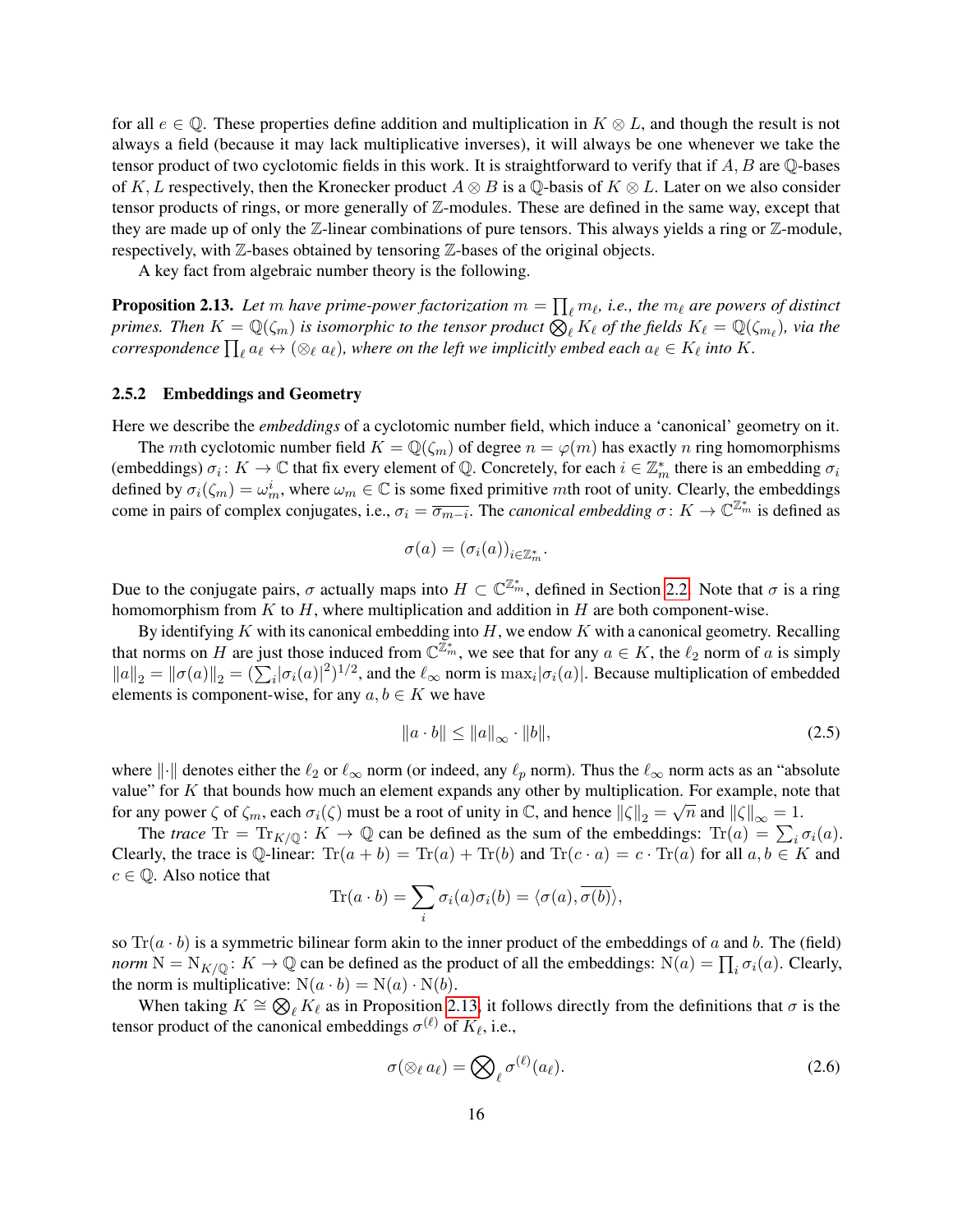for all $e \in \mathbb{Q}$. These properties define addition and multiplication in $K \otimes L$, and though the result is not always a field (because it may lack multiplicative inverses), it will always be one whenever we take the tensor product of two cyclotomic fields in this work. It is straightforward to verify that if $A, B$ are $\mathbb{Q}$-bases of $K, L$ respectively, then the Kronecker product $A \otimes B$ is a $\mathbb{Q}$-basis of $K \otimes L$. Later on we also consider tensor products of rings, or more generally of $\mathbb{Z}$-modules. These are defined in the same way, except that they are made up of only the $\mathbb{Z}$-linear combinations of pure tensors. This always yields a ring or $\mathbb{Z}$-module, respectively, with $\mathbb{Z}$-bases obtained by tensoring $\mathbb{Z}$-bases of the original objects.

A key fact from algebraic number theory is the following.

**Proposition 2.13.** *Let $m$ have prime-power factorization $m = \prod_\ell m_\ell$, i.e., the $m_\ell$ are powers of distinct primes. Then $K = \mathbb{Q}(\zeta_m)$ is isomorphic to the tensor product $\bigotimes_\ell K_\ell$ of the fields $K_\ell = \mathbb{Q}(\zeta_{m_\ell})$, via the correspondence $\prod_\ell a_\ell \leftrightarrow (\otimes_\ell a_\ell)$, where on the left we implicitly embed each $a_\ell \in K_\ell$ into $K$.*

### 2.5.2 Embeddings and Geometry

Here we describe the *embeddings* of a cyclotomic number field, which induce a 'canonical' geometry on it.

The $m$th cyclotomic number field $K = \mathbb{Q}(\zeta_m)$ of degree $n = \varphi(m)$ has exactly $n$ ring homomorphisms (embeddings) $\sigma_i \colon K \to \mathbb{C}$ that fix every element of $\mathbb{Q}$. Concretely, for each $i \in \mathbb{Z}_m^*$ there is an embedding $\sigma_i$ defined by $\sigma_i(\zeta_m) = \omega_m^i$, where $\omega_m \in \mathbb{C}$ is some fixed primitive $m$th root of unity. Clearly, the embeddings come in pairs of complex conjugates, i.e., $\sigma_i = \overline{\sigma_{m-i}}$. The *canonical embedding* $\sigma \colon K \to \mathbb{C}^{\mathbb{Z}_m^*}$ is defined as

$$\sigma(a) = (\sigma_i(a))_{i \in \mathbb{Z}_m^*}.$$

Due to the conjugate pairs, $\sigma$ actually maps into $H \subset \mathbb{C}^{\mathbb{Z}_m^*}$, defined in Section 2.2. Note that $\sigma$ is a ring homomorphism from $K$ to $H$, where multiplication and addition in $H$ are both component-wise.

By identifying $K$ with its canonical embedding into $H$, we endow $K$ with a canonical geometry. Recalling that norms on $H$ are just those induced from $\mathbb{C}^{\mathbb{Z}_m^*}$, we see that for any $a \in K$, the $\ell_2$ norm of $a$ is simply $\|a\|_2 = \|\sigma(a)\|_2 = (\sum_i |\sigma_i(a)|^2)^{1/2}$, and the $\ell_\infty$ norm is $\max_i |\sigma_i(a)|$. Because multiplication of embedded elements is component-wise, for any $a, b \in K$ we have

$$\|a \cdot b\| \leq \|a\|_\infty \cdot \|b\|, \tag{2.5}$$

where $\|\cdot\|$ denotes either the $\ell_2$ or $\ell_\infty$ norm (or indeed, any $\ell_p$ norm). Thus the $\ell_\infty$ norm acts as an "absolute value" for $K$ that bounds how much an element expands any other by multiplication. For example, note that for any power $\zeta$ of $\zeta_m$, each $\sigma_i(\zeta)$ must be a root of unity in $\mathbb{C}$, and hence $\|\zeta\|_2 = \sqrt{n}$ and $\|\zeta\|_\infty = 1$.

The *trace* $\mathrm{Tr} = \mathrm{Tr}_{K/\mathbb{Q}} \colon K \to \mathbb{Q}$ can be defined as the sum of the embeddings: $\mathrm{Tr}(a) = \sum_i \sigma_i(a)$. Clearly, the trace is $\mathbb{Q}$-linear: $\mathrm{Tr}(a + b) = \mathrm{Tr}(a) + \mathrm{Tr}(b)$ and $\mathrm{Tr}(c \cdot a) = c \cdot \mathrm{Tr}(a)$ for all $a, b \in K$ and $c \in \mathbb{Q}$. Also notice that

$$\mathrm{Tr}(a \cdot b) = \sum_i \sigma_i(a)\sigma_i(b) = \langle \sigma(a), \overline{\sigma(b)} \rangle,$$

so $\mathrm{Tr}(a \cdot b)$ is a symmetric bilinear form akin to the inner product of the embeddings of $a$ and $b$. The (field) *norm* $\mathrm{N} = \mathrm{N}_{K/\mathbb{Q}} \colon K \to \mathbb{Q}$ can be defined as the product of all the embeddings: $\mathrm{N}(a) = \prod_i \sigma_i(a)$. Clearly, the norm is multiplicative: $\mathrm{N}(a \cdot b) = \mathrm{N}(a) \cdot \mathrm{N}(b)$.

When taking $K \cong \bigotimes_\ell K_\ell$ as in Proposition 2.13, it follows directly from the definitions that $\sigma$ is the tensor product of the canonical embeddings $\sigma^{(\ell)}$ of $K_\ell$, i.e.,

$$\sigma(\otimes_\ell a_\ell) = \bigotimes_\ell \sigma^{(\ell)}(a_\ell). \tag{2.6}$$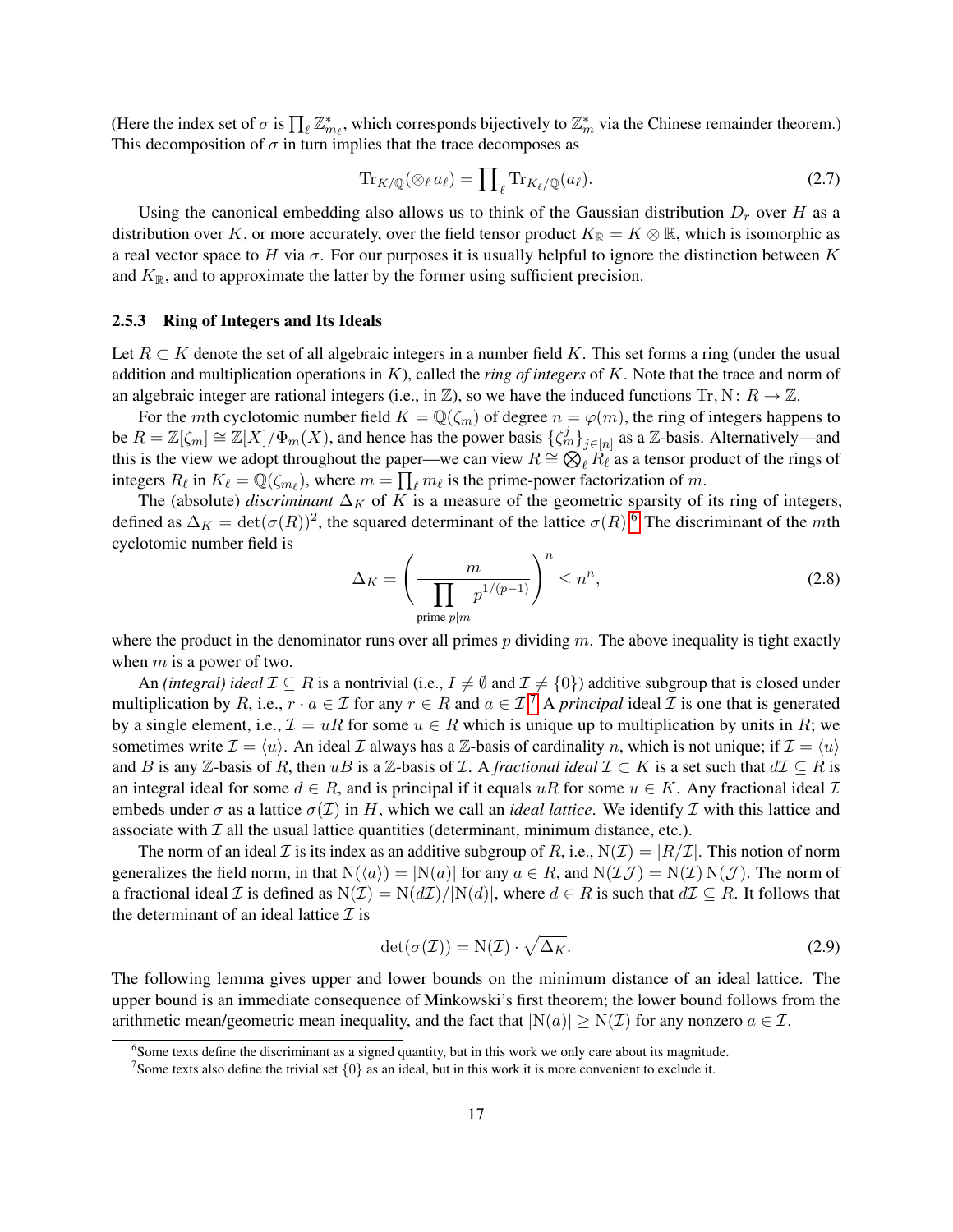(Here the index set of $\sigma$ is $\prod_\ell \mathbb{Z}^*_{m_\ell}$, which corresponds bijectively to $\mathbb{Z}^*_m$ via the Chinese remainder theorem.) This decomposition of $\sigma$ in turn implies that the trace decomposes as

$$\mathrm{Tr}_{K/\mathbb{Q}}(\otimes_\ell a_\ell) = \prod_\ell \mathrm{Tr}_{K_\ell/\mathbb{Q}}(a_\ell). \tag{2.7}$$

Using the canonical embedding also allows us to think of the Gaussian distribution $D_r$ over $H$ as a distribution over $K$, or more accurately, over the field tensor product $K_\mathbb{R} = K \otimes \mathbb{R}$, which is isomorphic as a real vector space to $H$ via $\sigma$. For our purposes it is usually helpful to ignore the distinction between $K$ and $K_\mathbb{R}$, and to approximate the latter by the former using sufficient precision.

### 2.5.3 Ring of Integers and Its Ideals

Let $R \subset K$ denote the set of all algebraic integers in a number field $K$. This set forms a ring (under the usual addition and multiplication operations in $K$), called the *ring of integers* of $K$. Note that the trace and norm of an algebraic integer are rational integers (i.e., in $\mathbb{Z}$), so we have the induced functions $\mathrm{Tr}, \mathrm{N} \colon R \to \mathbb{Z}$.

For the $m$th cyclotomic number field $K = \mathbb{Q}(\zeta_m)$ of degree $n = \varphi(m)$, the ring of integers happens to be $R = \mathbb{Z}[\zeta_m] \cong \mathbb{Z}[X]/\Phi_m(X)$, and hence has the power basis $\{\zeta_m^j\}_{j\in[n]}$ as a $\mathbb{Z}$-basis. Alternatively—and this is the view we adopt throughout the paper—we can view $R \cong \bigotimes_\ell R_\ell$ as a tensor product of the rings of integers $R_\ell$ in $K_\ell = \mathbb{Q}(\zeta_{m_\ell})$, where $m = \prod_\ell m_\ell$ is the prime-power factorization of $m$.

The (absolute) *discriminant* $\Delta_K$ of $K$ is a measure of the geometric sparsity of its ring of integers, defined as $\Delta_K = \det(\sigma(R))^2$, the squared determinant of the lattice $\sigma(R)$.[6] The discriminant of the $m$th cyclotomic number field is

$$\Delta_K = \left( \frac{m}{\prod\limits_{\text{prime } p|m} p^{1/(p-1)}} \right)^n \le n^n, \tag{2.8}$$

where the product in the denominator runs over all primes $p$ dividing $m$. The above inequality is tight exactly when $m$ is a power of two.

An *(integral) ideal* $\mathcal{I} \subseteq R$ is a nontrivial (i.e., $I \neq \emptyset$ and $\mathcal{I} \neq \{0\}$) additive subgroup that is closed under multiplication by $R$, i.e., $r \cdot a \in \mathcal{I}$ for any $r \in R$ and $a \in \mathcal{I}$.[7] A *principal* ideal $\mathcal{I}$ is one that is generated by a single element, i.e., $\mathcal{I} = uR$ for some $u \in R$ which is unique up to multiplication by units in $R$; we sometimes write $\mathcal{I} = \langle u \rangle$. An ideal $\mathcal{I}$ always has a $\mathbb{Z}$-basis of cardinality $n$, which is not unique; if $\mathcal{I} = \langle u \rangle$ and $B$ is any $\mathbb{Z}$-basis of $R$, then $uB$ is a $\mathbb{Z}$-basis of $\mathcal{I}$. A *fractional ideal* $\mathcal{I} \subset K$ is a set such that $d\mathcal{I} \subseteq R$ is an integral ideal for some $d \in R$, and is principal if it equals $uR$ for some $u \in K$. Any fractional ideal $\mathcal{I}$ embeds under $\sigma$ as a lattice $\sigma(\mathcal{I})$ in $H$, which we call an *ideal lattice*. We identify $\mathcal{I}$ with this lattice and associate with $\mathcal{I}$ all the usual lattice quantities (determinant, minimum distance, etc.).

The norm of an ideal $\mathcal{I}$ is its index as an additive subgroup of $R$, i.e., $\mathrm{N}(\mathcal{I}) = |R/\mathcal{I}|$. This notion of norm generalizes the field norm, in that $\mathrm{N}(\langle a \rangle) = |\mathrm{N}(a)|$ for any $a \in R$, and $\mathrm{N}(\mathcal{I}\mathcal{J}) = \mathrm{N}(\mathcal{I})\,\mathrm{N}(\mathcal{J})$. The norm of a fractional ideal $\mathcal{I}$ is defined as $\mathrm{N}(\mathcal{I}) = \mathrm{N}(d\mathcal{I})/|\mathrm{N}(d)|$, where $d \in R$ is such that $d\mathcal{I} \subseteq R$. It follows that the determinant of an ideal lattice $\mathcal{I}$ is

$$\det(\sigma(\mathcal{I})) = \mathrm{N}(\mathcal{I}) \cdot \sqrt{\Delta_K}. \tag{2.9}$$

The following lemma gives upper and lower bounds on the minimum distance of an ideal lattice. The upper bound is an immediate consequence of Minkowski's first theorem; the lower bound follows from the arithmetic mean/geometric mean inequality, and the fact that $|\mathrm{N}(a)| \ge \mathrm{N}(\mathcal{I})$ for any nonzero $a \in \mathcal{I}$.

[6] Some texts define the discriminant as a signed quantity, but in this work we only care about its magnitude.

[7] Some texts also define the trivial set $\{0\}$ as an ideal, but in this work it is more convenient to exclude it.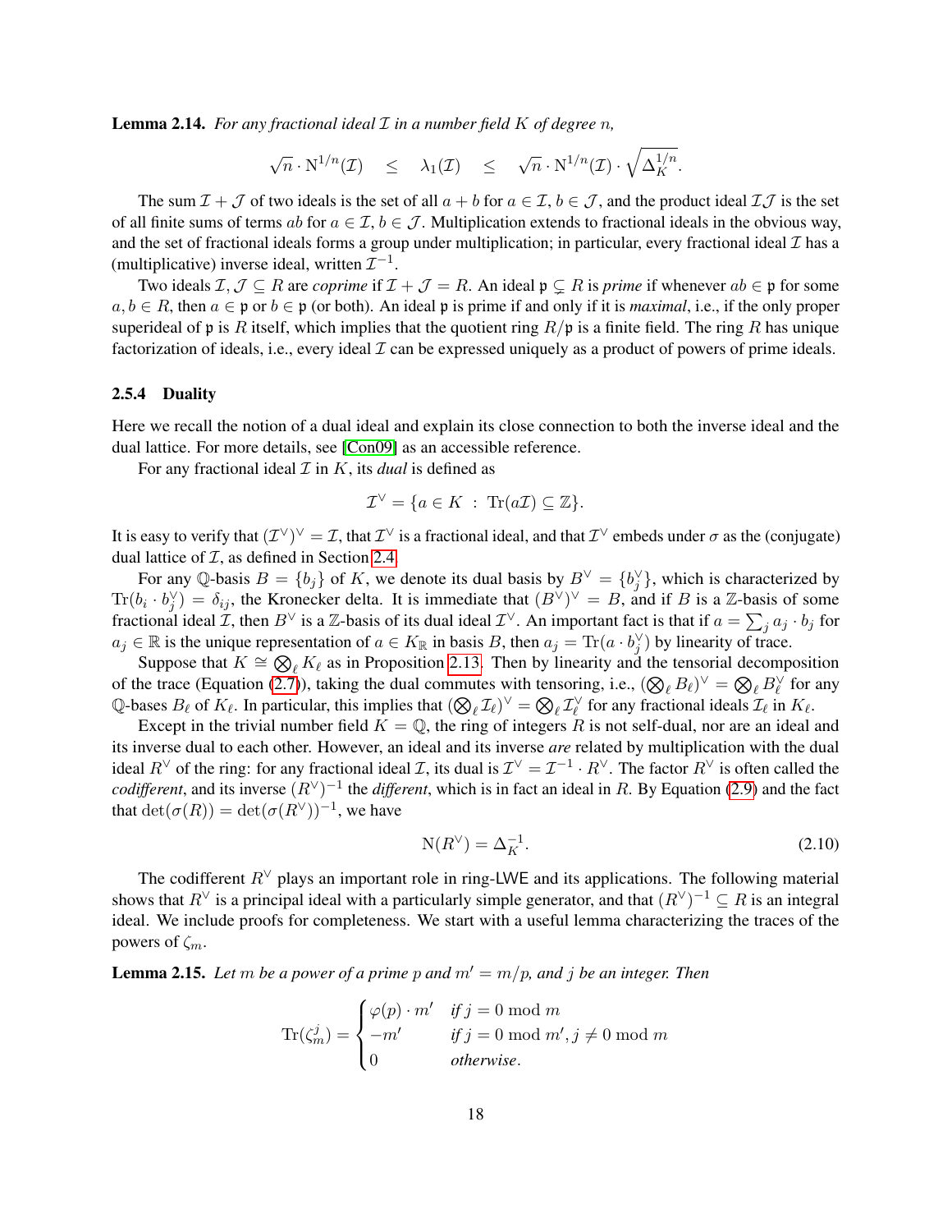**Lemma 2.14.** *For any fractional ideal $\mathcal{I}$ in a number field $K$ of degree $n$,*

$$\sqrt{n} \cdot \mathrm{N}^{1/n}(\mathcal{I}) \quad \leq \quad \lambda_1(\mathcal{I}) \quad \leq \quad \sqrt{n} \cdot \mathrm{N}^{1/n}(\mathcal{I}) \cdot \sqrt{\Delta_K^{1/n}}.$$

The sum $\mathcal{I} + \mathcal{J}$ of two ideals is the set of all $a + b$ for $a \in \mathcal{I}$, $b \in \mathcal{J}$, and the product ideal $\mathcal{I}\mathcal{J}$ is the set of all finite sums of terms $ab$ for $a \in \mathcal{I}$, $b \in \mathcal{J}$. Multiplication extends to fractional ideals in the obvious way, and the set of fractional ideals forms a group under multiplication; in particular, every fractional ideal $\mathcal{I}$ has a (multiplicative) inverse ideal, written $\mathcal{I}^{-1}$.

Two ideals $\mathcal{I}, \mathcal{J} \subseteq R$ are *coprime* if $\mathcal{I} + \mathcal{J} = R$. An ideal $\mathfrak{p} \subsetneq R$ is *prime* if whenever $ab \in \mathfrak{p}$ for some $a, b \in R$, then $a \in \mathfrak{p}$ or $b \in \mathfrak{p}$ (or both). An ideal $\mathfrak{p}$ is prime if and only if it is *maximal*, i.e., if the only proper superideal of $\mathfrak{p}$ is $R$ itself, which implies that the quotient ring $R/\mathfrak{p}$ is a finite field. The ring $R$ has unique factorization of ideals, i.e., every ideal $\mathcal{I}$ can be expressed uniquely as a product of powers of prime ideals.

#### 2.5.4 Duality

Here we recall the notion of a dual ideal and explain its close connection to both the inverse ideal and the dual lattice. For more details, see [Con09] as an accessible reference.

For any fractional ideal $\mathcal{I}$ in $K$, its *dual* is defined as

$$\mathcal{I}^\vee = \{a \in K \ : \ \mathrm{Tr}(a\mathcal{I}) \subseteq \mathbb{Z}\}.$$

It is easy to verify that $(\mathcal{I}^\vee)^\vee = \mathcal{I}$, that $\mathcal{I}^\vee$ is a fractional ideal, and that $\mathcal{I}^\vee$ embeds under $\sigma$ as the (conjugate) dual lattice of $\mathcal{I}$, as defined in Section 2.4.

For any $\mathbb{Q}$-basis $B = \{b_j\}$ of $K$, we denote its dual basis by $B^\vee = \{b_j^\vee\}$, which is characterized by $\mathrm{Tr}(b_i \cdot b_j^\vee) = \delta_{ij}$, the Kronecker delta. It is immediate that $(B^\vee)^\vee = B$, and if $B$ is a $\mathbb{Z}$-basis of some fractional ideal $\mathcal{I}$, then $B^\vee$ is a $\mathbb{Z}$-basis of its dual ideal $\mathcal{I}^\vee$. An important fact is that if $a = \sum_j a_j \cdot b_j$ for $a_j \in \mathbb{R}$ is the unique representation of $a \in K_\mathbb{R}$ in basis $B$, then $a_j = \mathrm{Tr}(a \cdot b_j^\vee)$ by linearity of trace.

Suppose that $K \cong \bigotimes_\ell K_\ell$ as in Proposition 2.13. Then by linearity and the tensorial decomposition of the trace (Equation (2.7)), taking the dual commutes with tensoring, i.e., $(\bigotimes_\ell B_\ell)^\vee = \bigotimes_\ell B_\ell^\vee$ for any $\mathbb{Q}$-bases $B_\ell$ of $K_\ell$. In particular, this implies that $(\bigotimes_\ell \mathcal{I}_\ell)^\vee = \bigotimes_\ell \mathcal{I}_\ell^\vee$ for any fractional ideals $\mathcal{I}_\ell$ in $K_\ell$.

Except in the trivial number field $K = \mathbb{Q}$, the ring of integers $R$ is not self-dual, nor are an ideal and its inverse dual to each other. However, an ideal and its inverse *are* related by multiplication with the dual ideal $R^\vee$ of the ring: for any fractional ideal $\mathcal{I}$, its dual is $\mathcal{I}^\vee = \mathcal{I}^{-1} \cdot R^\vee$. The factor $R^\vee$ is often called the *codifferent*, and its inverse $(R^\vee)^{-1}$ the *different*, which is in fact an ideal in $R$. By Equation (2.9) and the fact that $\det(\sigma(R)) = \det(\sigma(R^\vee))^{-1}$, we have

$$\mathrm{N}(R^\vee) = \Delta_K^{-1}. \tag{2.10}$$

The codifferent $R^\vee$ plays an important role in ring-LWE and its applications. The following material shows that $R^\vee$ is a principal ideal with a particularly simple generator, and that $(R^\vee)^{-1} \subseteq R$ is an integral ideal. We include proofs for completeness. We start with a useful lemma characterizing the traces of the powers of $\zeta_m$.

**Lemma 2.15.** *Let $m$ be a power of a prime $p$ and $m' = m/p$, and $j$ be an integer. Then*

$$\mathrm{Tr}(\zeta_m^j) = \begin{cases} \varphi(p) \cdot m' & \text{if } j = 0 \bmod m \\ -m' & \text{if } j = 0 \bmod m', j \neq 0 \bmod m \\ 0 & \text{otherwise}. \end{cases}$$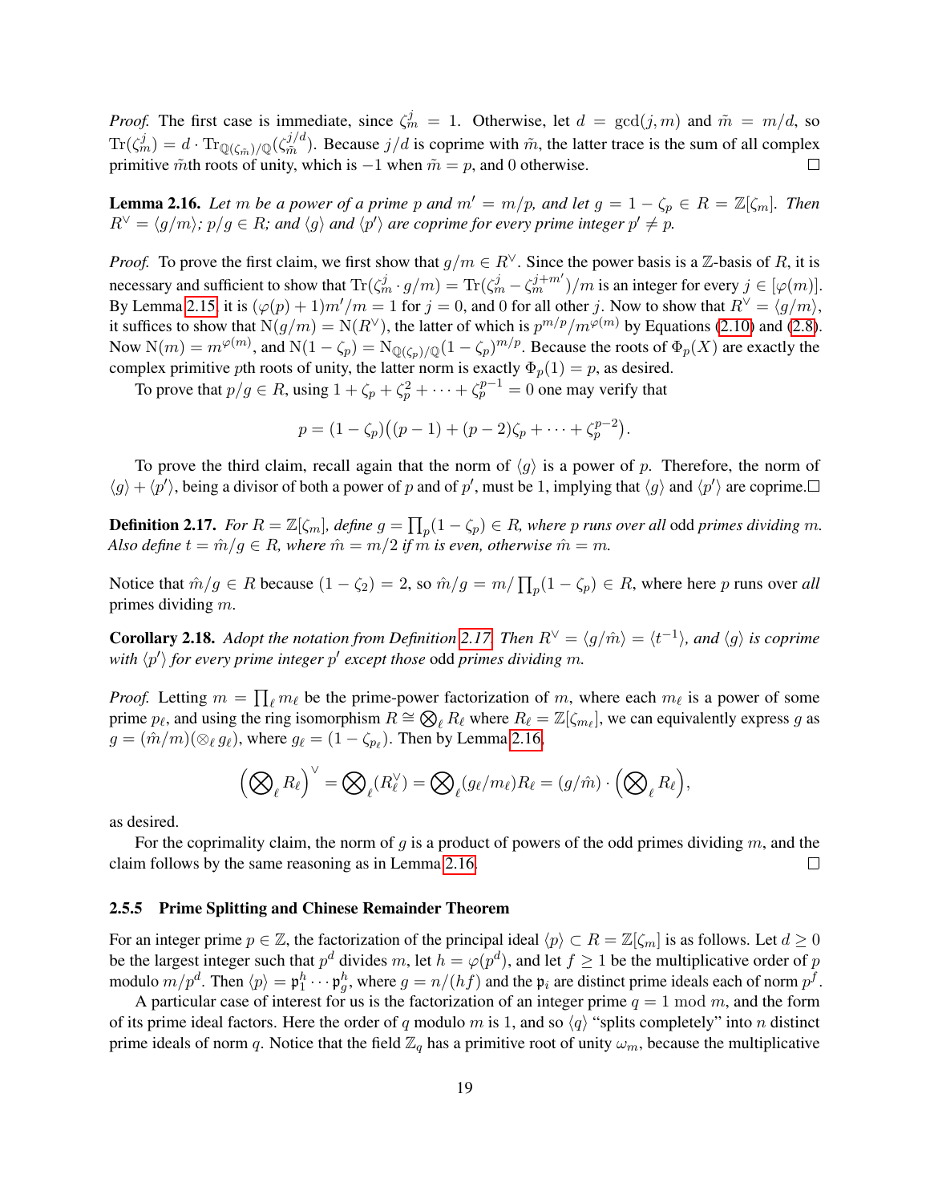*Proof.* The first case is immediate, since $\zeta_m^j = 1$. Otherwise, let $d = \gcd(j, m)$ and $\tilde{m} = m/d$, so $\mathrm{Tr}(\zeta_m^j) = d \cdot \mathrm{Tr}_{\mathbb{Q}(\zeta_{\tilde{m}})/\mathbb{Q}}(\zeta_{\tilde{m}}^{j/d})$. Because $j/d$ is coprime with $\tilde{m}$, the latter trace is the sum of all complex primitive $\tilde{m}$th roots of unity, which is $-1$ when $\tilde{m} = p$, and 0 otherwise. ☐

**Lemma 2.16.** *Let $m$ be a power of a prime $p$ and $m' = m/p$, and let $g = 1 - \zeta_p \in R = \mathbb{Z}[\zeta_m]$. Then $R^\vee = \langle g/m \rangle$; $p/g \in R$; and $\langle g \rangle$ and $\langle p' \rangle$ are coprime for every prime integer $p' \neq p$.*

*Proof.* To prove the first claim, we first show that $g/m \in R^\vee$. Since the power basis is a $\mathbb{Z}$-basis of $R$, it is necessary and sufficient to show that $\mathrm{Tr}(\zeta_m^j \cdot g/m) = \mathrm{Tr}(\zeta_m^j - \zeta_m^{j+m'})/m$ is an integer for every $j \in [\varphi(m)]$. By Lemma 2.15, it is $(\varphi(p)+1)m'/m = 1$ for $j = 0$, and 0 for all other $j$. Now to show that $R^\vee = \langle g/m \rangle$, it suffices to show that $\mathrm{N}(g/m) = \mathrm{N}(R^\vee)$, the latter of which is $p^{m/p}/m^{\varphi(m)}$ by Equations (2.10) and (2.8). Now $\mathrm{N}(m) = m^{\varphi(m)}$, and $\mathrm{N}(1 - \zeta_p) = \mathrm{N}_{\mathbb{Q}(\zeta_p)/\mathbb{Q}}(1 - \zeta_p)^{m/p}$. Because the roots of $\Phi_p(X)$ are exactly the complex primitive $p$th roots of unity, the latter norm is exactly $\Phi_p(1) = p$, as desired.

To prove that $p/g \in R$, using $1 + \zeta_p + \zeta_p^2 + \cdots + \zeta_p^{p-1} = 0$ one may verify that

$$p = (1 - \zeta_p)\big((p-1) + (p-2)\zeta_p + \cdots + \zeta_p^{p-2}\big).$$

To prove the third claim, recall again that the norm of $\langle g \rangle$ is a power of $p$. Therefore, the norm of $\langle g \rangle + \langle p' \rangle$, being a divisor of both a power of $p$ and of $p'$, must be 1, implying that $\langle g \rangle$ and $\langle p' \rangle$ are coprime. ☐

**Definition 2.17.** *For $R = \mathbb{Z}[\zeta_m]$, define $g = \prod_p (1 - \zeta_p) \in R$, where $p$ runs over all* odd *primes dividing $m$. Also define $t = \hat{m}/g \in R$, where $\hat{m} = m/2$ if $m$ is even, otherwise $\hat{m} = m$.*

Notice that $\hat{m}/g \in R$ because $(1 - \zeta_2) = 2$, so $\hat{m}/g = m/\prod_p(1 - \zeta_p) \in R$, where here $p$ runs over *all* primes dividing $m$.

**Corollary 2.18.** *Adopt the notation from Definition 2.17. Then $R^\vee = \langle g/\hat{m} \rangle = \langle t^{-1} \rangle$, and $\langle g \rangle$ is coprime with $\langle p' \rangle$ for every prime integer $p'$ except those* odd *primes dividing $m$.*

*Proof.* Letting $m = \prod_\ell m_\ell$ be the prime-power factorization of $m$, where each $m_\ell$ is a power of some prime $p_\ell$, and using the ring isomorphism $R \cong \bigotimes_\ell R_\ell$ where $R_\ell = \mathbb{Z}[\zeta_{m_\ell}]$, we can equivalently express $g$ as $g = (\hat{m}/m)(\otimes_\ell g_\ell)$, where $g_\ell = (1 - \zeta_{p_\ell})$. Then by Lemma 2.16,

$$\Big(\bigotimes\nolimits_\ell R_\ell\Big)^\vee = \bigotimes\nolimits_\ell (R_\ell^\vee) = \bigotimes\nolimits_\ell (g_\ell/m_\ell) R_\ell = (g/\hat{m}) \cdot \Big(\bigotimes\nolimits_\ell R_\ell\Big),$$

as desired.

For the coprimality claim, the norm of $g$ is a product of powers of the odd primes dividing $m$, and the claim follows by the same reasoning as in Lemma 2.16. ☐

### 2.5.5 Prime Splitting and Chinese Remainder Theorem

For an integer prime $p \in \mathbb{Z}$, the factorization of the principal ideal $\langle p \rangle \subset R = \mathbb{Z}[\zeta_m]$ is as follows. Let $d \geq 0$ be the largest integer such that $p^d$ divides $m$, let $h = \varphi(p^d)$, and let $f \geq 1$ be the multiplicative order of $p$ modulo $m/p^d$. Then $\langle p \rangle = \mathfrak{p}_1^h \cdots \mathfrak{p}_g^h$, where $g = n/(hf)$ and the $\mathfrak{p}_i$ are distinct prime ideals each of norm $p^f$.

A particular case of interest for us is the factorization of an integer prime $q = 1 \bmod m$, and the form of its prime ideal factors. Here the order of $q$ modulo $m$ is 1, and so $\langle q \rangle$ "splits completely" into $n$ distinct prime ideals of norm $q$. Notice that the field $\mathbb{Z}_q$ has a primitive root of unity $\omega_m$, because the multiplicative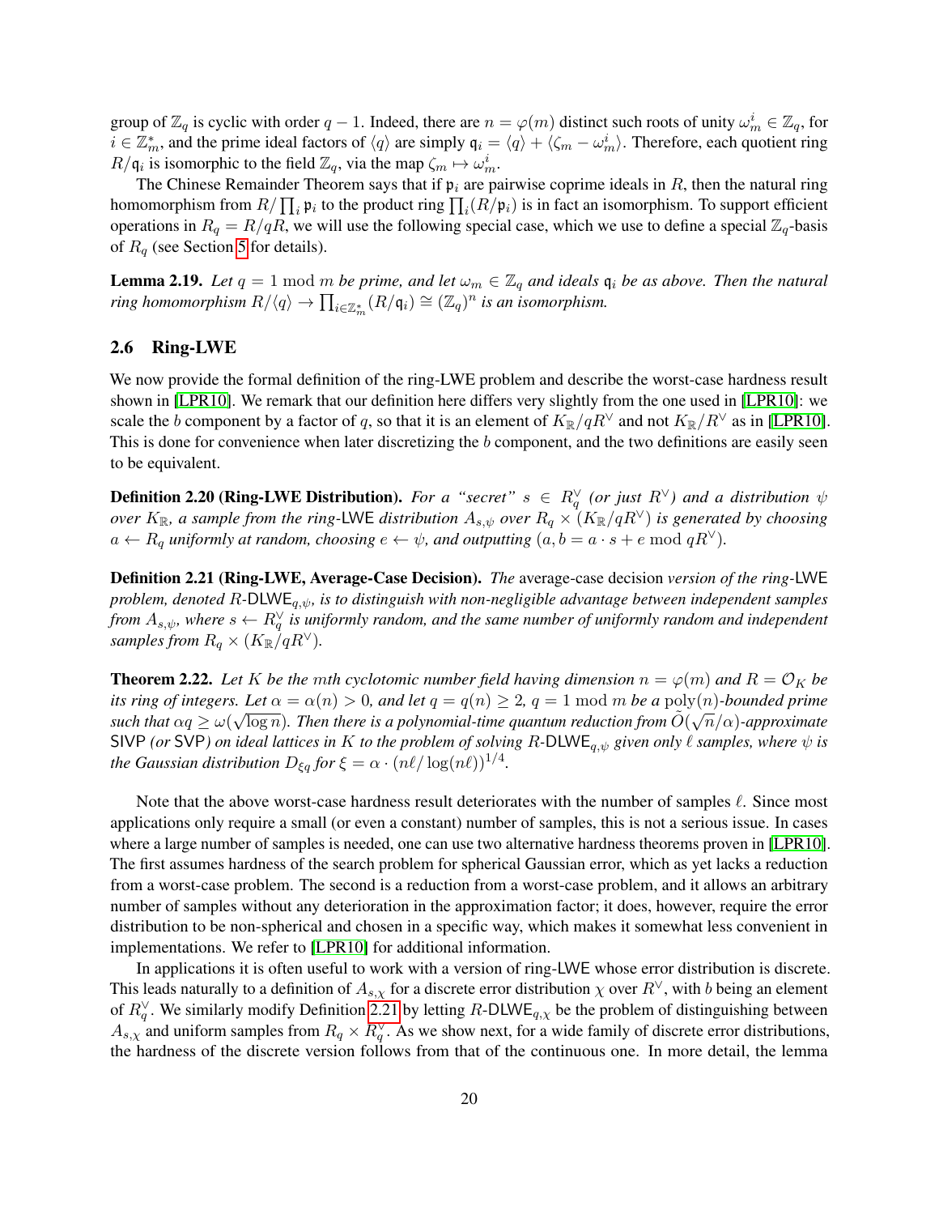group of $\mathbb{Z}_q$ is cyclic with order $q-1$. Indeed, there are $n = \varphi(m)$ distinct such roots of unity $\omega_m^i \in \mathbb{Z}_q$, for $i \in \mathbb{Z}_m^*$, and the prime ideal factors of $\langle q \rangle$ are simply $\mathfrak{q}_i = \langle q \rangle + \langle \zeta_m - \omega_m^i \rangle$. Therefore, each quotient ring $R/\mathfrak{q}_i$ is isomorphic to the field $\mathbb{Z}_q$, via the map $\zeta_m \mapsto \omega_m^i$.

The Chinese Remainder Theorem says that if $\mathfrak{p}_i$ are pairwise coprime ideals in $R$, then the natural ring homomorphism from $R/\prod_i \mathfrak{p}_i$ to the product ring $\prod_i (R/\mathfrak{p}_i)$ is in fact an isomorphism. To support efficient operations in $R_q = R/qR$, we will use the following special case, which we use to define a special $\mathbb{Z}_q$-basis of $R_q$ (see Section 5 for details).

**Lemma 2.19.** *Let $q = 1 \bmod m$ be prime, and let $\omega_m \in \mathbb{Z}_q$ and ideals $\mathfrak{q}_i$ be as above. Then the natural ring homomorphism $R/\langle q \rangle \to \prod_{i \in \mathbb{Z}_m^*} (R/\mathfrak{q}_i) \cong (\mathbb{Z}_q)^n$ is an isomorphism.*

## 2.6 Ring-LWE

We now provide the formal definition of the ring-LWE problem and describe the worst-case hardness result shown in [LPR10]. We remark that our definition here differs very slightly from the one used in [LPR10]: we scale the $b$ component by a factor of $q$, so that it is an element of $K_{\mathbb{R}}/qR^\vee$ and not $K_{\mathbb{R}}/R^\vee$ as in [LPR10]. This is done for convenience when later discretizing the $b$ component, and the two definitions are easily seen to be equivalent.

**Definition 2.20 (Ring-LWE Distribution).** *For a "secret" $s \in R_q^\vee$ (or just $R^\vee$) and a distribution $\psi$ over $K_{\mathbb{R}}$, a sample from the ring-LWE distribution $A_{s,\psi}$ over $R_q \times (K_{\mathbb{R}}/qR^\vee)$ is generated by choosing $a \leftarrow R_q$ uniformly at random, choosing $e \leftarrow \psi$, and outputting $(a, b = a \cdot s + e \bmod qR^\vee)$.*

**Definition 2.21 (Ring-LWE, Average-Case Decision).** *The* average-case decision *version of the ring-LWE problem, denoted $R$-$\mathsf{DLWE}_{q,\psi}$, is to distinguish with non-negligible advantage between independent samples from $A_{s,\psi}$, where $s \leftarrow R_q^\vee$ is uniformly random, and the same number of uniformly random and independent samples from $R_q \times (K_{\mathbb{R}}/qR^\vee)$.*

**Theorem 2.22.** *Let $K$ be the $m$th cyclotomic number field having dimension $n = \varphi(m)$ and $R = \mathcal{O}_K$ be its ring of integers. Let $\alpha = \alpha(n) > 0$, and let $q = q(n) \geq 2$, $q = 1 \bmod m$ be a $\mathrm{poly}(n)$-bounded prime such that $\alpha q \geq \omega(\sqrt{\log n})$. Then there is a polynomial-time quantum reduction from $\tilde{O}(\sqrt{n}/\alpha)$-approximate SIVP (or SVP) on ideal lattices in $K$ to the problem of solving $R$-$\mathsf{DLWE}_{q,\psi}$ given only $\ell$ samples, where $\psi$ is the Gaussian distribution $D_{\xi q}$ for $\xi = \alpha \cdot (n\ell/\log(n\ell))^{1/4}$.*

Note that the above worst-case hardness result deteriorates with the number of samples $\ell$. Since most applications only require a small (or even a constant) number of samples, this is not a serious issue. In cases where a large number of samples is needed, one can use two alternative hardness theorems proven in [LPR10]. The first assumes hardness of the search problem for spherical Gaussian error, which as yet lacks a reduction from a worst-case problem. The second is a reduction from a worst-case problem, and it allows an arbitrary number of samples without any deterioration in the approximation factor; it does, however, require the error distribution to be non-spherical and chosen in a specific way, which makes it somewhat less convenient in implementations. We refer to [LPR10] for additional information.

In applications it is often useful to work with a version of ring-LWE whose error distribution is discrete. This leads naturally to a definition of $A_{s,\chi}$ for a discrete error distribution $\chi$ over $R^\vee$, with $b$ being an element of $R_q^\vee$. We similarly modify Definition 2.21 by letting $R$-$\mathsf{DLWE}_{q,\chi}$ be the problem of distinguishing between $A_{s,\chi}$ and uniform samples from $R_q \times R_q^\vee$. As we show next, for a wide family of discrete error distributions, the hardness of the discrete version follows from that of the continuous one. In more detail, the lemma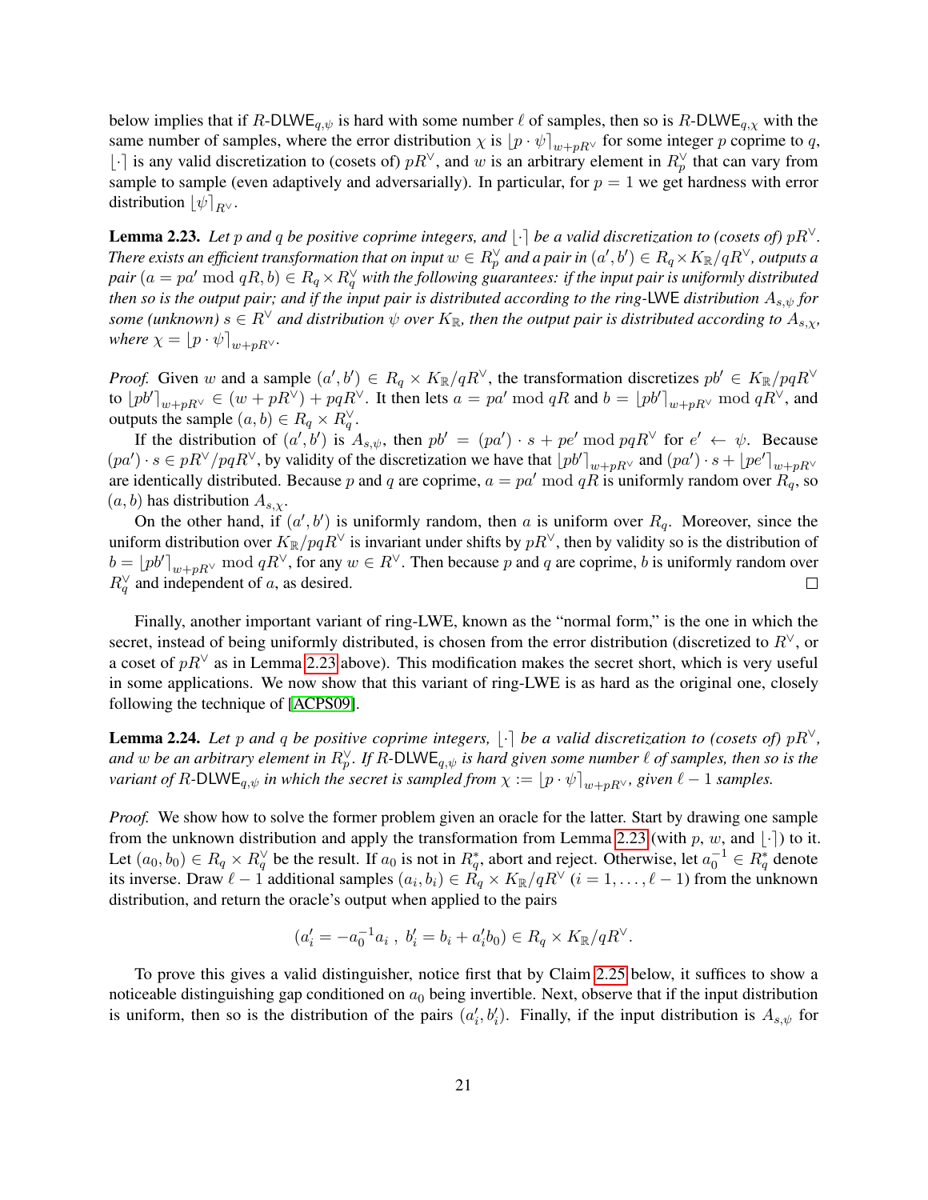below implies that if $R$-$\mathsf{DLWE}_{q,\psi}$ is hard with some number $\ell$ of samples, then so is $R$-$\mathsf{DLWE}_{q,\chi}$ with the same number of samples, where the error distribution $\chi$ is $\lfloor p \cdot \psi \rceil_{w+pR^\vee}$ for some integer $p$ coprime to $q$, $\lfloor \cdot \rceil$ is any valid discretization to (cosets of) $pR^\vee$, and $w$ is an arbitrary element in $R_p^\vee$ that can vary from sample to sample (even adaptively and adversarially). In particular, for $p = 1$ we get hardness with error distribution $\lfloor \psi \rceil_{R^\vee}$.

**Lemma 2.23.** *Let $p$ and $q$ be positive coprime integers, and $\lfloor \cdot \rceil$ be a valid discretization to (cosets of) $pR^\vee$. There exists an efficient transformation that on input $w \in R_p^\vee$ and a pair in $(a', b') \in R_q \times K_{\mathbb{R}}/qR^\vee$, outputs a pair $(a = pa' \bmod qR, b) \in R_q \times R_q^\vee$ with the following guarantees: if the input pair is uniformly distributed then so is the output pair; and if the input pair is distributed according to the ring-LWE distribution $A_{s,\psi}$ for some (unknown) $s \in R^\vee$ and distribution $\psi$ over $K_{\mathbb{R}}$, then the output pair is distributed according to $A_{s,\chi}$, where $\chi = \lfloor p \cdot \psi \rceil_{w+pR^\vee}$.*

*Proof.* Given $w$ and a sample $(a', b') \in R_q \times K_{\mathbb{R}}/qR^\vee$, the transformation discretizes $pb' \in K_{\mathbb{R}}/pqR^\vee$ to $\lfloor pb' \rceil_{w+pR^\vee} \in (w + pR^\vee) + pqR^\vee$. It then lets $a = pa' \bmod qR$ and $b = \lfloor pb' \rceil_{w+pR^\vee} \bmod qR^\vee$, and outputs the sample $(a, b) \in R_q \times R_q^\vee$.

If the distribution of $(a', b')$ is $A_{s,\psi}$, then $pb' = (pa') \cdot s + pe' \bmod pqR^\vee$ for $e' \leftarrow \psi$. Because $(pa') \cdot s \in pR^\vee/pqR^\vee$, by validity of the discretization we have that $\lfloor pb' \rceil_{w+pR^\vee}$ and $(pa') \cdot s + \lfloor pe' \rceil_{w+pR^\vee}$ are identically distributed. Because $p$ and $q$ are coprime, $a = pa' \bmod qR$ is uniformly random over $R_q$, so $(a, b)$ has distribution $A_{s,\chi}$.

On the other hand, if $(a', b')$ is uniformly random, then $a$ is uniform over $R_q$. Moreover, since the uniform distribution over $K_{\mathbb{R}}/pqR^\vee$ is invariant under shifts by $pR^\vee$, then by validity so is the distribution of $b = \lfloor pb' \rceil_{w+pR^\vee} \bmod qR^\vee$, for any $w \in R^\vee$. Then because $p$ and $q$ are coprime, $b$ is uniformly random over $R_q^\vee$ and independent of $a$, as desired. $\square$

Finally, another important variant of ring-LWE, known as the "normal form," is the one in which the secret, instead of being uniformly distributed, is chosen from the error distribution (discretized to $R^\vee$, or a coset of $pR^\vee$ as in Lemma 2.23 above). This modification makes the secret short, which is very useful in some applications. We now show that this variant of ring-LWE is as hard as the original one, closely following the technique of [ACPS09].

**Lemma 2.24.** *Let $p$ and $q$ be positive coprime integers, $\lfloor \cdot \rceil$ be a valid discretization to (cosets of) $pR^\vee$, and $w$ be an arbitrary element in $R_p^\vee$. If $R$-$\mathsf{DLWE}_{q,\psi}$ is hard given some number $\ell$ of samples, then so is the variant of $R$-$\mathsf{DLWE}_{q,\psi}$ in which the secret is sampled from $\chi := \lfloor p \cdot \psi \rceil_{w+pR^\vee}$, given $\ell - 1$ samples.*

*Proof.* We show how to solve the former problem given an oracle for the latter. Start by drawing one sample from the unknown distribution and apply the transformation from Lemma 2.23 (with $p$, $w$, and $\lfloor \cdot \rceil$) to it. Let $(a_0, b_0) \in R_q \times R_q^\vee$ be the result. If $a_0$ is not in $R_q^*$, abort and reject. Otherwise, let $a_0^{-1} \in R_q^*$ denote its inverse. Draw $\ell - 1$ additional samples $(a_i, b_i) \in R_q \times K_{\mathbb{R}}/qR^\vee$ $(i = 1, \ldots, \ell - 1)$ from the unknown distribution, and return the oracle's output when applied to the pairs

$$(a_i' = -a_0^{-1} a_i \ , \ b_i' = b_i + a_i' b_0) \in R_q \times K_{\mathbb{R}}/qR^\vee.$$

To prove this gives a valid distinguisher, notice first that by Claim 2.25 below, it suffices to show a noticeable distinguishing gap conditioned on $a_0$ being invertible. Next, observe that if the input distribution is uniform, then so is the distribution of the pairs $(a_i', b_i')$. Finally, if the input distribution is $A_{s,\psi}$ for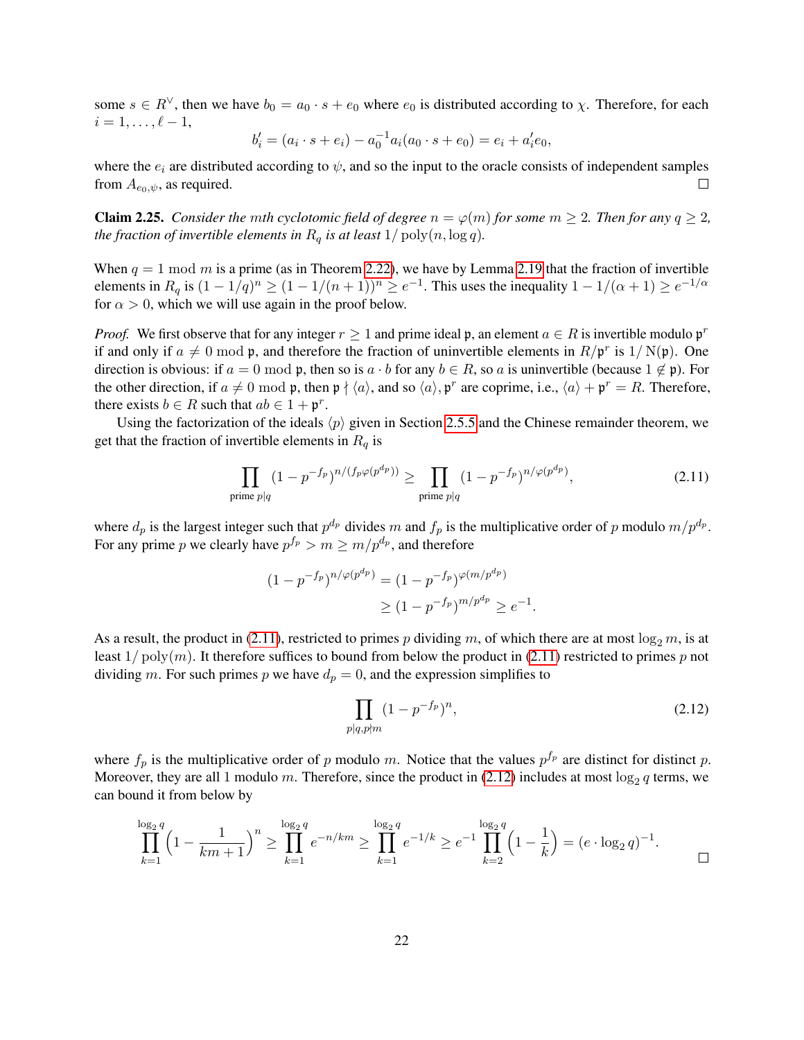some $s \in R^\vee$, then we have $b_0 = a_0 \cdot s + e_0$ where $e_0$ is distributed according to $\chi$. Therefore, for each $i = 1, \ldots, \ell - 1$,

$$b'_i = (a_i \cdot s + e_i) - a_0^{-1} a_i (a_0 \cdot s + e_0) = e_i + a'_i e_0,$$

where the $e_i$ are distributed according to $\psi$, and so the input to the oracle consists of independent samples from $A_{e_0,\psi}$, as required. $\square$

**Claim 2.25.** *Consider the mth cyclotomic field of degree $n = \varphi(m)$ for some $m \geq 2$. Then for any $q \geq 2$, the fraction of invertible elements in $R_q$ is at least $1/\operatorname{poly}(n, \log q)$.*

When $q = 1 \bmod m$ is a prime (as in Theorem 2.22), we have by Lemma 2.19 that the fraction of invertible elements in $R_q$ is $(1 - 1/q)^n \geq (1 - 1/(n+1))^n \geq e^{-1}$. This uses the inequality $1 - 1/(\alpha + 1) \geq e^{-1/\alpha}$ for $\alpha > 0$, which we will use again in the proof below.

*Proof.* We first observe that for any integer $r \geq 1$ and prime ideal $\mathfrak{p}$, an element $a \in R$ is invertible modulo $\mathfrak{p}^r$ if and only if $a \neq 0 \bmod \mathfrak{p}$, and therefore the fraction of uninvertible elements in $R/\mathfrak{p}^r$ is $1/\mathrm{N}(\mathfrak{p})$. One direction is obvious: if $a = 0 \bmod \mathfrak{p}$, then so is $a \cdot b$ for any $b \in R$, so $a$ is uninvertible (because $1 \notin \mathfrak{p}$). For the other direction, if $a \neq 0 \bmod \mathfrak{p}$, then $\mathfrak{p} \nmid \langle a \rangle$, and so $\langle a \rangle, \mathfrak{p}^r$ are coprime, i.e., $\langle a \rangle + \mathfrak{p}^r = R$. Therefore, there exists $b \in R$ such that $ab \in 1 + \mathfrak{p}^r$.

Using the factorization of the ideals $\langle p \rangle$ given in Section 2.5.5 and the Chinese remainder theorem, we get that the fraction of invertible elements in $R_q$ is

$$\prod_{\text{prime } p \mid q} (1 - p^{-f_p})^{n/(f_p \varphi(p^{d_p}))} \geq \prod_{\text{prime } p \mid q} (1 - p^{-f_p})^{n/\varphi(p^{d_p})}, \tag{2.11}$$

where $d_p$ is the largest integer such that $p^{d_p}$ divides $m$ and $f_p$ is the multiplicative order of $p$ modulo $m/p^{d_p}$. For any prime $p$ we clearly have $p^{f_p} > m \geq m/p^{d_p}$, and therefore

$$\begin{aligned}(1 - p^{-f_p})^{n/\varphi(p^{d_p})} &= (1 - p^{-f_p})^{\varphi(m/p^{d_p})} \\ &\geq (1 - p^{-f_p})^{m/p^{d_p}} \geq e^{-1}.\end{aligned}$$

As a result, the product in (2.11), restricted to primes $p$ dividing $m$, of which there are at most $\log_2 m$, is at least $1/\operatorname{poly}(m)$. It therefore suffices to bound from below the product in (2.11) restricted to primes $p$ not dividing $m$. For such primes $p$ we have $d_p = 0$, and the expression simplifies to

$$\prod_{p \mid q, p \nmid m} (1 - p^{-f_p})^n, \tag{2.12}$$

where $f_p$ is the multiplicative order of $p$ modulo $m$. Notice that the values $p^{f_p}$ are distinct for distinct $p$. Moreover, they are all 1 modulo $m$. Therefore, since the product in (2.12) includes at most $\log_2 q$ terms, we can bound it from below by

$$\prod_{k=1}^{\log_2 q} \left(1 - \frac{1}{km+1}\right)^n \geq \prod_{k=1}^{\log_2 q} e^{-n/km} \geq \prod_{k=1}^{\log_2 q} e^{-1/k} \geq e^{-1} \prod_{k=2}^{\log_2 q} \left(1 - \frac{1}{k}\right) = (e \cdot \log_2 q)^{-1}.$$

$\square$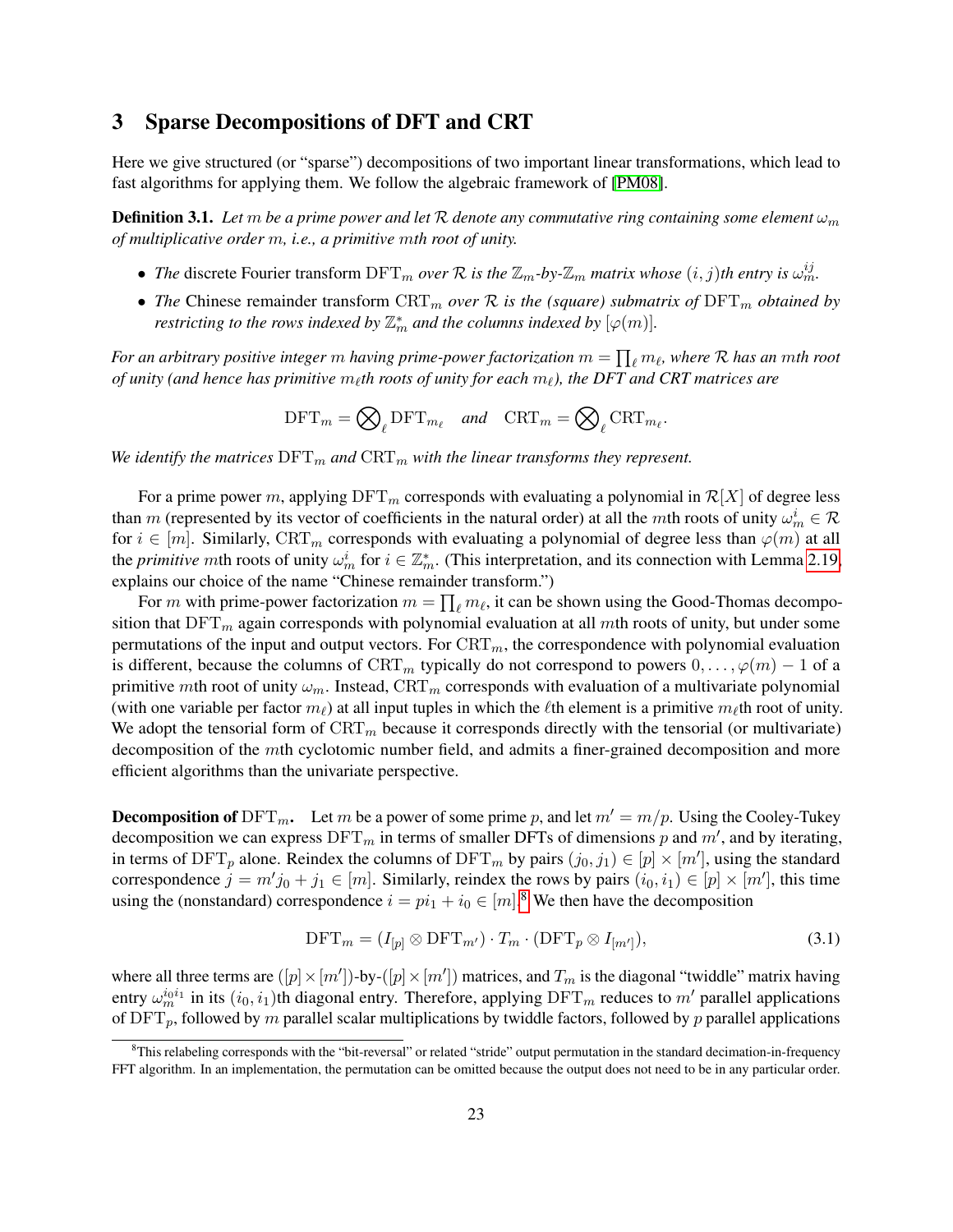# 3 Sparse Decompositions of DFT and CRT

Here we give structured (or "sparse") decompositions of two important linear transformations, which lead to fast algorithms for applying them. We follow the algebraic framework of [PM08].

**Definition 3.1.** *Let $m$ be a prime power and let $\mathcal{R}$ denote any commutative ring containing some element $\omega_m$ of multiplicative order $m$, i.e., a primitive $m$th root of unity.*

- *The* discrete Fourier transform $\mathrm{DFT}_m$ *over $\mathcal{R}$ is the $\mathbb{Z}_m$-by-$\mathbb{Z}_m$ matrix whose $(i,j)$th entry is $\omega_m^{ij}$.*
- *The* Chinese remainder transform $\mathrm{CRT}_m$ *over $\mathcal{R}$ is the (square) submatrix of $\mathrm{DFT}_m$ obtained by restricting to the rows indexed by $\mathbb{Z}_m^*$ and the columns indexed by $[\varphi(m)]$.*

*For an arbitrary positive integer $m$ having prime-power factorization $m = \prod_\ell m_\ell$, where $\mathcal{R}$ has an $m$th root of unity (and hence has primitive $m_\ell$th roots of unity for each $m_\ell$), the DFT and CRT matrices are*

$$\mathrm{DFT}_m = \bigotimes\nolimits_\ell \mathrm{DFT}_{m_\ell} \quad \textit{and} \quad \mathrm{CRT}_m = \bigotimes\nolimits_\ell \mathrm{CRT}_{m_\ell}.$$

*We identify the matrices $\mathrm{DFT}_m$ and $\mathrm{CRT}_m$ with the linear transforms they represent.*

For a prime power $m$, applying $\mathrm{DFT}_m$ corresponds with evaluating a polynomial in $\mathcal{R}[X]$ of degree less than $m$ (represented by its vector of coefficients in the natural order) at all the $m$th roots of unity $\omega_m^i \in \mathcal{R}$ for $i \in [m]$. Similarly, $\mathrm{CRT}_m$ corresponds with evaluating a polynomial of degree less than $\varphi(m)$ at all the *primitive* $m$th roots of unity $\omega_m^i$ for $i \in \mathbb{Z}_m^*$. (This interpretation, and its connection with Lemma 2.19, explains our choice of the name "Chinese remainder transform.")

For $m$ with prime-power factorization $m = \prod_\ell m_\ell$, it can be shown using the Good-Thomas decomposition that $\mathrm{DFT}_m$ again corresponds with polynomial evaluation at all $m$th roots of unity, but under some permutations of the input and output vectors. For $\mathrm{CRT}_m$, the correspondence with polynomial evaluation is different, because the columns of $\mathrm{CRT}_m$ typically do not correspond to powers $0, \ldots, \varphi(m)-1$ of a primitive $m$th root of unity $\omega_m$. Instead, $\mathrm{CRT}_m$ corresponds with evaluation of a multivariate polynomial (with one variable per factor $m_\ell$) at all input tuples in which the $\ell$th element is a primitive $m_\ell$th root of unity. We adopt the tensorial form of $\mathrm{CRT}_m$ because it corresponds directly with the tensorial (or multivariate) decomposition of the $m$th cyclotomic number field, and admits a finer-grained decomposition and more efficient algorithms than the univariate perspective.

**Decomposition of $\mathrm{DFT}_m$.** Let $m$ be a power of some prime $p$, and let $m' = m/p$. Using the Cooley-Tukey decomposition we can express $\mathrm{DFT}_m$ in terms of smaller DFTs of dimensions $p$ and $m'$, and by iterating, in terms of $\mathrm{DFT}_p$ alone. Reindex the columns of $\mathrm{DFT}_m$ by pairs $(j_0, j_1) \in [p] \times [m']$, using the standard correspondence $j = m'j_0 + j_1 \in [m]$. Similarly, reindex the rows by pairs $(i_0, i_1) \in [p] \times [m']$, this time using the (nonstandard) correspondence $i = pi_1 + i_0 \in [m]$.[8] We then have the decomposition

$$\mathrm{DFT}_m = (I_{[p]} \otimes \mathrm{DFT}_{m'}) \cdot T_m \cdot (\mathrm{DFT}_p \otimes I_{[m']}), \tag{3.1}$$

where all three terms are $([p] \times [m'])$-by-$([p] \times [m'])$ matrices, and $T_m$ is the diagonal "twiddle" matrix having entry $\omega_m^{i_0 i_1}$ in its $(i_0, i_1)$th diagonal entry. Therefore, applying $\mathrm{DFT}_m$ reduces to $m'$ parallel applications of $\mathrm{DFT}_p$, followed by $m$ parallel scalar multiplications by twiddle factors, followed by $p$ parallel applications

[8] This relabeling corresponds with the "bit-reversal" or related "stride" output permutation in the standard decimation-in-frequency FFT algorithm. In an implementation, the permutation can be omitted because the output does not need to be in any particular order.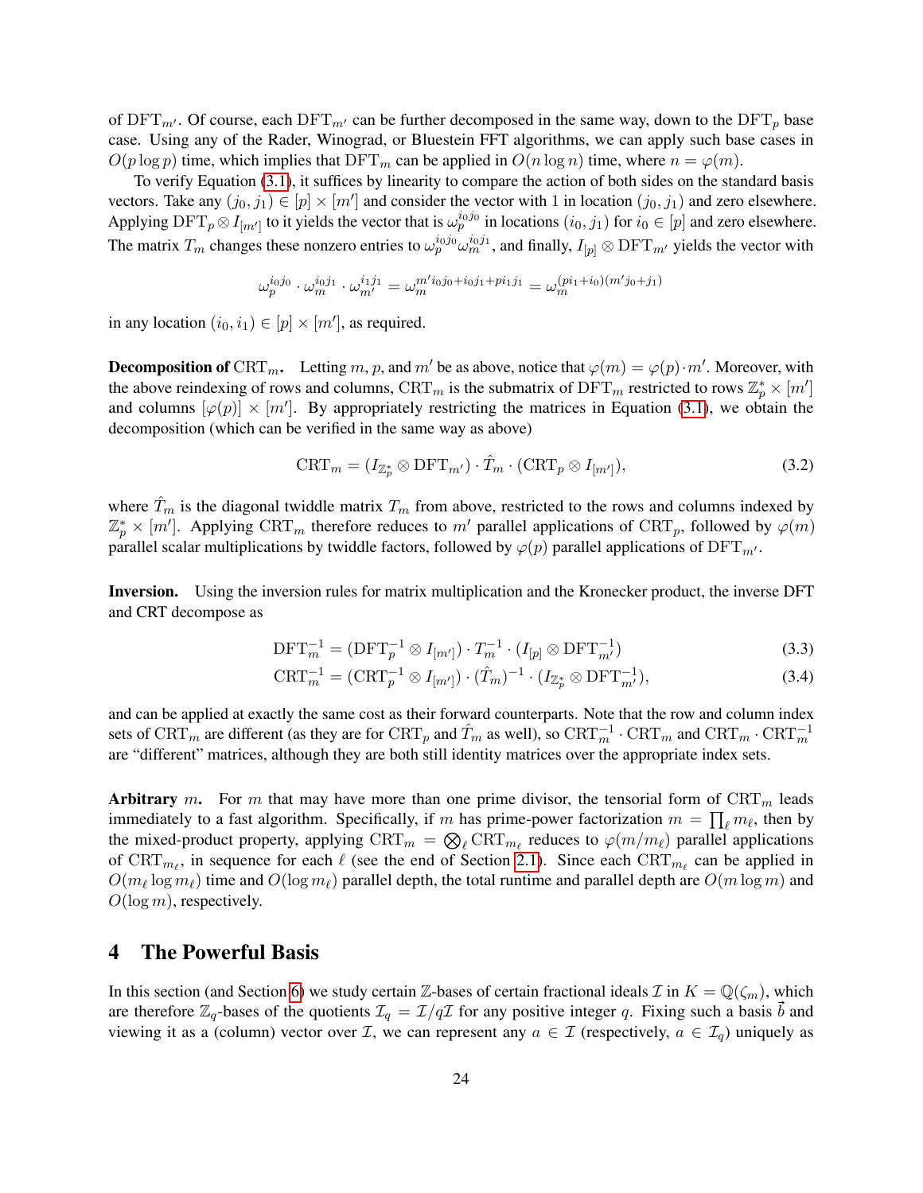of $\mathrm{DFT}_{m'}$. Of course, each $\mathrm{DFT}_{m'}$ can be further decomposed in the same way, down to the $\mathrm{DFT}_p$ base case. Using any of the Rader, Winograd, or Bluestein FFT algorithms, we can apply such base cases in $O(p \log p)$ time, which implies that $\mathrm{DFT}_m$ can be applied in $O(n \log n)$ time, where $n = \varphi(m)$.

To verify Equation (3.1), it suffices by linearity to compare the action of both sides on the standard basis vectors. Take any $(j_0, j_1) \in [p] \times [m']$ and consider the vector with 1 in location $(j_0, j_1)$ and zero elsewhere. Applying $\mathrm{DFT}_p \otimes I_{[m']}$ to it yields the vector that is $\omega_p^{i_0 j_0}$ in locations $(i_0, j_1)$ for $i_0 \in [p]$ and zero elsewhere. The matrix $T_m$ changes these nonzero entries to $\omega_p^{i_0 j_0} \omega_m^{i_0 j_1}$, and finally, $I_{[p]} \otimes \mathrm{DFT}_{m'}$ yields the vector with

$$\omega_p^{i_0 j_0} \cdot \omega_m^{i_0 j_1} \cdot \omega_{m'}^{i_1 j_1} = \omega_m^{m' i_0 j_0 + i_0 j_1 + p i_1 j_1} = \omega_m^{(p i_1 + i_0)(m' j_0 + j_1)}$$

in any location $(i_0, i_1) \in [p] \times [m']$, as required.

**Decomposition of $\mathrm{CRT}_m$.** Letting $m, p$, and $m'$ be as above, notice that $\varphi(m) = \varphi(p) \cdot m'$. Moreover, with the above reindexing of rows and columns, $\mathrm{CRT}_m$ is the submatrix of $\mathrm{DFT}_m$ restricted to rows $\mathbb{Z}_p^* \times [m']$ and columns $[\varphi(p)] \times [m']$. By appropriately restricting the matrices in Equation (3.1), we obtain the decomposition (which can be verified in the same way as above)

$$\mathrm{CRT}_m = (I_{\mathbb{Z}_p^*} \otimes \mathrm{DFT}_{m'}) \cdot \hat{T}_m \cdot (\mathrm{CRT}_p \otimes I_{[m']}), \tag{3.2}$$

where $\hat{T}_m$ is the diagonal twiddle matrix $T_m$ from above, restricted to the rows and columns indexed by $\mathbb{Z}_p^* \times [m']$. Applying $\mathrm{CRT}_m$ therefore reduces to $m'$ parallel applications of $\mathrm{CRT}_p$, followed by $\varphi(m)$ parallel scalar multiplications by twiddle factors, followed by $\varphi(p)$ parallel applications of $\mathrm{DFT}_{m'}$.

**Inversion.** Using the inversion rules for matrix multiplication and the Kronecker product, the inverse DFT and CRT decompose as

$$\mathrm{DFT}_m^{-1} = (\mathrm{DFT}_p^{-1} \otimes I_{[m']}) \cdot T_m^{-1} \cdot (I_{[p]} \otimes \mathrm{DFT}_{m'}^{-1}) \tag{3.3}$$

$$\mathrm{CRT}_m^{-1} = (\mathrm{CRT}_p^{-1} \otimes I_{[m']}) \cdot (\hat{T}_m)^{-1} \cdot (I_{\mathbb{Z}_p^*} \otimes \mathrm{DFT}_{m'}^{-1}), \tag{3.4}$$

and can be applied at exactly the same cost as their forward counterparts. Note that the row and column index sets of $\mathrm{CRT}_m$ are different (as they are for $\mathrm{CRT}_p$ and $\hat{T}_m$ as well), so $\mathrm{CRT}_m^{-1} \cdot \mathrm{CRT}_m$ and $\mathrm{CRT}_m \cdot \mathrm{CRT}_m^{-1}$ are "different" matrices, although they are both still identity matrices over the appropriate index sets.

**Arbitrary $m$.** For $m$ that may have more than one prime divisor, the tensorial form of $\mathrm{CRT}_m$ leads immediately to a fast algorithm. Specifically, if $m$ has prime-power factorization $m = \prod_\ell m_\ell$, then by the mixed-product property, applying $\mathrm{CRT}_m = \bigotimes_\ell \mathrm{CRT}_{m_\ell}$ reduces to $\varphi(m/m_\ell)$ parallel applications of $\mathrm{CRT}_{m_\ell}$, in sequence for each $\ell$ (see the end of Section 2.1). Since each $\mathrm{CRT}_{m_\ell}$ can be applied in $O(m_\ell \log m_\ell)$ time and $O(\log m_\ell)$ parallel depth, the total runtime and parallel depth are $O(m \log m)$ and $O(\log m)$, respectively.

# 4 The Powerful Basis

In this section (and Section 6) we study certain $\mathbb{Z}$-bases of certain fractional ideals $\mathcal{I}$ in $K = \mathbb{Q}(\zeta_m)$, which are therefore $\mathbb{Z}_q$-bases of the quotients $\mathcal{I}_q = \mathcal{I}/q\mathcal{I}$ for any positive integer $q$. Fixing such a basis $\vec{b}$ and viewing it as a (column) vector over $\mathcal{I}$, we can represent any $a \in \mathcal{I}$ (respectively, $a \in \mathcal{I}_q$) uniquely as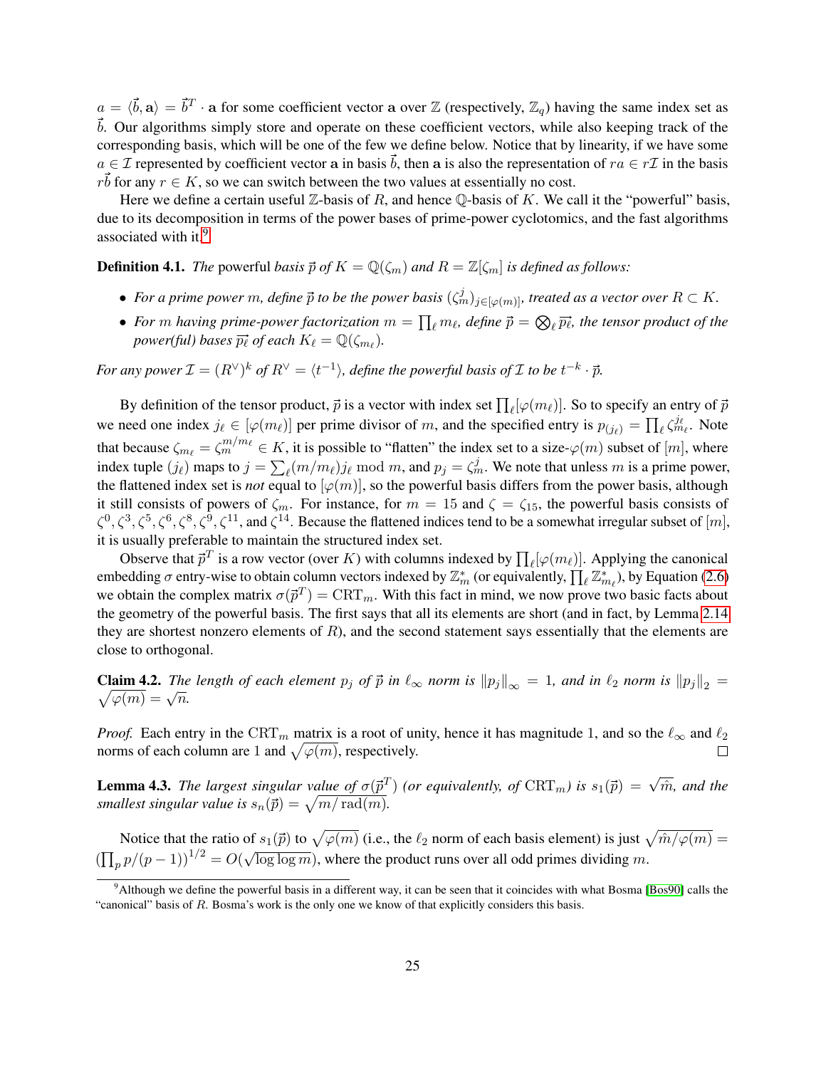$a = \langle \vec{b}, \mathbf{a} \rangle = \vec{b}^T \cdot \mathbf{a}$ for some coefficient vector $\mathbf{a}$ over $\mathbb{Z}$ (respectively, $\mathbb{Z}_q$) having the same index set as $\vec{b}$. Our algorithms simply store and operate on these coefficient vectors, while also keeping track of the corresponding basis, which will be one of the few we define below. Notice that by linearity, if we have some $a \in \mathcal{I}$ represented by coefficient vector $\mathbf{a}$ in basis $\vec{b}$, then $\mathbf{a}$ is also the representation of $ra \in r\mathcal{I}$ in the basis $r\vec{b}$ for any $r \in K$, so we can switch between the two values at essentially no cost.

Here we define a certain useful $\mathbb{Z}$-basis of $R$, and hence $\mathbb{Q}$-basis of $K$. We call it the "powerful" basis, due to its decomposition in terms of the power bases of prime-power cyclotomics, and the fast algorithms associated with it.[9]

**Definition 4.1.** *The* powerful *basis $\vec{p}$ of $K = \mathbb{Q}(\zeta_m)$ and $R = \mathbb{Z}[\zeta_m]$ is defined as follows:*

- *For a prime power $m$, define $\vec{p}$ to be the power basis $(\zeta_m^j)_{j \in [\varphi(m)]}$, treated as a vector over $R \subset K$.*
- *For $m$ having prime-power factorization $m = \prod_\ell m_\ell$, define $\vec{p} = \bigotimes_\ell \vec{p_\ell}$, the tensor product of the power(ful) bases $\vec{p_\ell}$ of each $K_\ell = \mathbb{Q}(\zeta_{m_\ell})$.*

*For any power $\mathcal{I} = (R^\vee)^k$ of $R^\vee = \langle t^{-1} \rangle$, define the powerful basis of $\mathcal{I}$ to be $t^{-k} \cdot \vec{p}$.*

By definition of the tensor product, $\vec{p}$ is a vector with index set $\prod_\ell [\varphi(m_\ell)]$. So to specify an entry of $\vec{p}$ we need one index $j_\ell \in [\varphi(m_\ell)]$ per prime divisor of $m$, and the specified entry is $p_{(j_\ell)} = \prod_\ell \zeta_{m_\ell}^{j_\ell}$. Note that because $\zeta_{m_\ell} = \zeta_m^{m/m_\ell} \in K$, it is possible to "flatten" the index set to a size-$\varphi(m)$ subset of $[m]$, where index tuple $(j_\ell)$ maps to $j = \sum_\ell (m/m_\ell) j_\ell \bmod m$, and $p_j = \zeta_m^j$. We note that unless $m$ is a prime power, the flattened index set is *not* equal to $[\varphi(m)]$, so the powerful basis differs from the power basis, although it still consists of powers of $\zeta_m$. For instance, for $m = 15$ and $\zeta = \zeta_{15}$, the powerful basis consists of $\zeta^0, \zeta^3, \zeta^5, \zeta^6, \zeta^8, \zeta^9, \zeta^{11}$, and $\zeta^{14}$. Because the flattened indices tend to be a somewhat irregular subset of $[m]$, it is usually preferable to maintain the structured index set.

Observe that $\vec{p}^T$ is a row vector (over $K$) with columns indexed by $\prod_\ell [\varphi(m_\ell)]$. Applying the canonical embedding $\sigma$ entry-wise to obtain column vectors indexed by $\mathbb{Z}_m^*$ (or equivalently, $\prod_\ell \mathbb{Z}_{m_\ell}^*$), by Equation (2.6) we obtain the complex matrix $\sigma(\vec{p}^T) = \mathrm{CRT}_m$. With this fact in mind, we now prove two basic facts about the geometry of the powerful basis. The first says that all its elements are short (and in fact, by Lemma 2.14 they are shortest nonzero elements of $R$), and the second statement says essentially that the elements are close to orthogonal.

**Claim 4.2.** *The length of each element $p_j$ of $\vec{p}$ in $\ell_\infty$ norm is $\|p_j\|_\infty = 1$, and in $\ell_2$ norm is $\|p_j\|_2 = \sqrt{\varphi(m)} = \sqrt{n}$.*

*Proof.* Each entry in the $\mathrm{CRT}_m$ matrix is a root of unity, hence it has magnitude 1, and so the $\ell_\infty$ and $\ell_2$ norms of each column are 1 and $\sqrt{\varphi(m)}$, respectively. □

**Lemma 4.3.** *The largest singular value of $\sigma(\vec{p}^T)$ (or equivalently, of $\mathrm{CRT}_m$) is $s_1(\vec{p}) = \sqrt{\hat{m}}$, and the smallest singular value is $s_n(\vec{p}) = \sqrt{m/\operatorname{rad}(m)}$.*

Notice that the ratio of $s_1(\vec{p})$ to $\sqrt{\varphi(m)}$ (i.e., the $\ell_2$ norm of each basis element) is just $\sqrt{\hat{m}/\varphi(m)} = \left(\prod_p p/(p-1)\right)^{1/2} = O(\sqrt{\log \log m})$, where the product runs over all odd primes dividing $m$.

[9] Although we define the powerful basis in a different way, it can be seen that it coincides with what Bosma [Bos90] calls the "canonical" basis of $R$. Bosma's work is the only one we know of that explicitly considers this basis.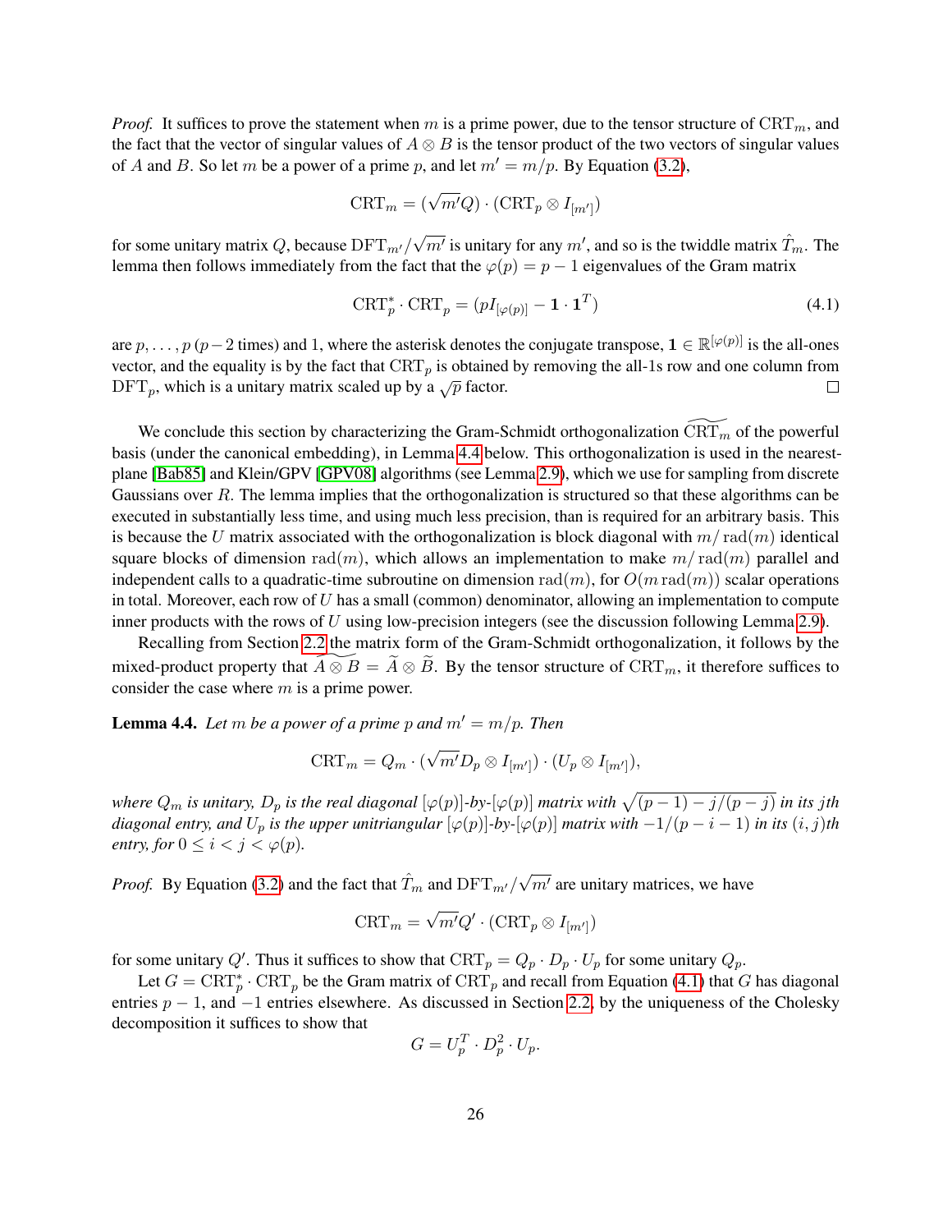*Proof.* It suffices to prove the statement when $m$ is a prime power, due to the tensor structure of $\mathrm{CRT}_m$, and the fact that the vector of singular values of $A \otimes B$ is the tensor product of the two vectors of singular values of $A$ and $B$. So let $m$ be a power of a prime $p$, and let $m' = m/p$. By Equation (3.2),

$$\mathrm{CRT}_m = (\sqrt{m'}Q) \cdot (\mathrm{CRT}_p \otimes I_{[m']})$$

for some unitary matrix $Q$, because $\mathrm{DFT}_{m'}/\sqrt{m'}$ is unitary for any $m'$, and so is the twiddle matrix $\hat{T}_m$. The lemma then follows immediately from the fact that the $\varphi(p) = p - 1$ eigenvalues of the Gram matrix

$$\mathrm{CRT}_p^* \cdot \mathrm{CRT}_p = (pI_{[\varphi(p)]} - \mathbf{1} \cdot \mathbf{1}^T) \tag{4.1}$$

are $p, \ldots, p$ ($p-2$ times) and 1, where the asterisk denotes the conjugate transpose, $\mathbf{1} \in \mathbb{R}^{[\varphi(p)]}$ is the all-ones vector, and the equality is by the fact that $\mathrm{CRT}_p$ is obtained by removing the all-1s row and one column from $\mathrm{DFT}_p$, which is a unitary matrix scaled up by a $\sqrt{p}$ factor. $\square$

We conclude this section by characterizing the Gram-Schmidt orthogonalization $\widetilde{\mathrm{CRT}_m}$ of the powerful basis (under the canonical embedding), in Lemma 4.4 below. This orthogonalization is used in the nearest-plane [Bab85] and Klein/GPV [GPV08] algorithms (see Lemma 2.9), which we use for sampling from discrete Gaussians over $R$. The lemma implies that the orthogonalization is structured so that these algorithms can be executed in substantially less time, and using much less precision, than is required for an arbitrary basis. This is because the $U$ matrix associated with the orthogonalization is block diagonal with $m/\operatorname{rad}(m)$ identical square blocks of dimension $\operatorname{rad}(m)$, which allows an implementation to make $m/\operatorname{rad}(m)$ parallel and independent calls to a quadratic-time subroutine on dimension $\operatorname{rad}(m)$, for $O(m \operatorname{rad}(m))$ scalar operations in total. Moreover, each row of $U$ has a small (common) denominator, allowing an implementation to compute inner products with the rows of $U$ using low-precision integers (see the discussion following Lemma 2.9).

Recalling from Section 2.2 the matrix form of the Gram-Schmidt orthogonalization, it follows by the mixed-product property that $\widetilde{A \otimes B} = \widetilde{A} \otimes \widetilde{B}$. By the tensor structure of $\mathrm{CRT}_m$, it therefore suffices to consider the case where $m$ is a prime power.

**Lemma 4.4.** *Let $m$ be a power of a prime $p$ and $m' = m/p$. Then*

$$\mathrm{CRT}_m = Q_m \cdot (\sqrt{m'}D_p \otimes I_{[m']}) \cdot (U_p \otimes I_{[m']}),$$

*where $Q_m$ is unitary, $D_p$ is the real diagonal $[\varphi(p)]$-by-$[\varphi(p)]$ matrix with $\sqrt{(p-1) - j/(p-j)}$ in its $j$th diagonal entry, and $U_p$ is the upper unitriangular $[\varphi(p)]$-by-$[\varphi(p)]$ matrix with $-1/(p-i-1)$ in its $(i, j)$th entry, for $0 \leq i < j < \varphi(p)$.*

*Proof.* By Equation (3.2) and the fact that $\hat{T}_m$ and $\mathrm{DFT}_{m'}/\sqrt{m'}$ are unitary matrices, we have

$$\mathrm{CRT}_m = \sqrt{m'}Q' \cdot (\mathrm{CRT}_p \otimes I_{[m']})$$

for some unitary $Q'$. Thus it suffices to show that $\mathrm{CRT}_p = Q_p \cdot D_p \cdot U_p$ for some unitary $Q_p$.

Let $G = \mathrm{CRT}_p^* \cdot \mathrm{CRT}_p$ be the Gram matrix of $\mathrm{CRT}_p$ and recall from Equation (4.1) that $G$ has diagonal entries $p - 1$, and $-1$ entries elsewhere. As discussed in Section 2.2, by the uniqueness of the Cholesky decomposition it suffices to show that

$$G = U_p^T \cdot D_p^2 \cdot U_p.$$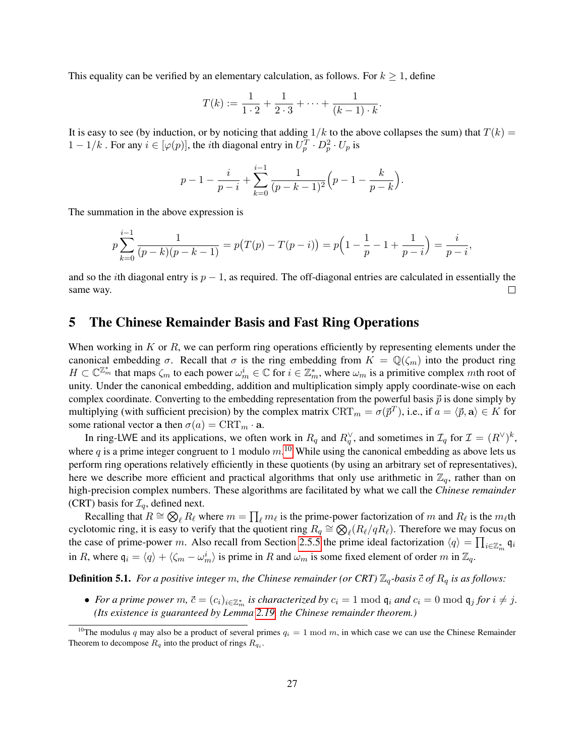This equality can be verified by an elementary calculation, as follows. For $k \geq 1$, define

$$T(k) := \frac{1}{1 \cdot 2} + \frac{1}{2 \cdot 3} + \cdots + \frac{1}{(k-1) \cdot k}.$$

It is easy to see (by induction, or by noticing that adding $1/k$ to the above collapses the sum) that $T(k) = 1 - 1/k$ . For any $i \in [\varphi(p)]$, the $i$th diagonal entry in $U_p^T \cdot D_p^2 \cdot U_p$ is

$$p - 1 - \frac{i}{p-i} + \sum_{k=0}^{i-1} \frac{1}{(p-k-1)^2} \Big(p - 1 - \frac{k}{p-k}\Big).$$

The summation in the above expression is

$$p \sum_{k=0}^{i-1} \frac{1}{(p-k)(p-k-1)} = p\big(T(p) - T(p-i)\big) = p\Big(1 - \frac{1}{p} - 1 + \frac{1}{p-i}\Big) = \frac{i}{p-i},$$

and so the $i$th diagonal entry is $p-1$, as required. The off-diagonal entries are calculated in essentially the same way. □

# 5 The Chinese Remainder Basis and Fast Ring Operations

When working in $K$ or $R$, we can perform ring operations efficiently by representing elements under the canonical embedding $\sigma$. Recall that $\sigma$ is the ring embedding from $K = \mathbb{Q}(\zeta_m)$ into the product ring $H \subset \mathbb{C}^{\mathbb{Z}_m^*}$ that maps $\zeta_m$ to each power $\omega_m^i \in \mathbb{C}$ for $i \in \mathbb{Z}_m^*$, where $\omega_m$ is a primitive complex $m$th root of unity. Under the canonical embedding, addition and multiplication simply apply coordinate-wise on each complex coordinate. Converting to the embedding representation from the powerful basis $\vec{p}$ is done simply by multiplying (with sufficient precision) by the complex matrix $\mathrm{CRT}_m = \sigma(\vec{p}^T)$, i.e., if $a = \langle \vec{p}, \mathbf{a} \rangle \in K$ for some rational vector $\mathbf{a}$ then $\sigma(a) = \mathrm{CRT}_m \cdot \mathbf{a}$.

In ring-LWE and its applications, we often work in $R_q$ and $R_q^\vee$, and sometimes in $\mathcal{I}_q$ for $\mathcal{I} = (R^\vee)^k$, where $q$ is a prime integer congruent to 1 modulo $m$.[10] While using the canonical embedding as above lets us perform ring operations relatively efficiently in these quotients (by using an arbitrary set of representatives), here we describe more efficient and practical algorithms that only use arithmetic in $\mathbb{Z}_q$, rather than on high-precision complex numbers. These algorithms are facilitated by what we call the *Chinese remainder* (CRT) basis for $\mathcal{I}_q$, defined next.

Recalling that $R \cong \bigotimes_\ell R_\ell$ where $m = \prod_\ell m_\ell$ is the prime-power factorization of $m$ and $R_\ell$ is the $m_\ell$th cyclotomic ring, it is easy to verify that the quotient ring $R_q \cong \bigotimes_\ell (R_\ell / qR_\ell)$. Therefore we may focus on the case of prime-power $m$. Also recall from Section 2.5.5 the prime ideal factorization $\langle q \rangle = \prod_{i \in \mathbb{Z}_m^*} \mathfrak{q}_i$ in $R$, where $\mathfrak{q}_i = \langle q \rangle + \langle \zeta_m - \omega_m^i \rangle$ is prime in $R$ and $\omega_m$ is some fixed element of order $m$ in $\mathbb{Z}_q$.

**Definition 5.1.** *For a positive integer $m$, the Chinese remainder (or CRT) $\mathbb{Z}_q$-basis $\vec{c}$ of $R_q$ is as follows:*

- *For a prime power $m$, $\vec{c} = (c_i)_{i \in \mathbb{Z}_m^*}$ is characterized by $c_i = 1 \bmod \mathfrak{q}_i$ and $c_i = 0 \bmod \mathfrak{q}_j$ for $i \neq j$. (Its existence is guaranteed by Lemma 2.19, the Chinese remainder theorem.)*

[10] The modulus $q$ may also be a product of several primes $q_i = 1 \bmod m$, in which case we can use the Chinese Remainder Theorem to decompose $R_q$ into the product of rings $R_{q_i}$.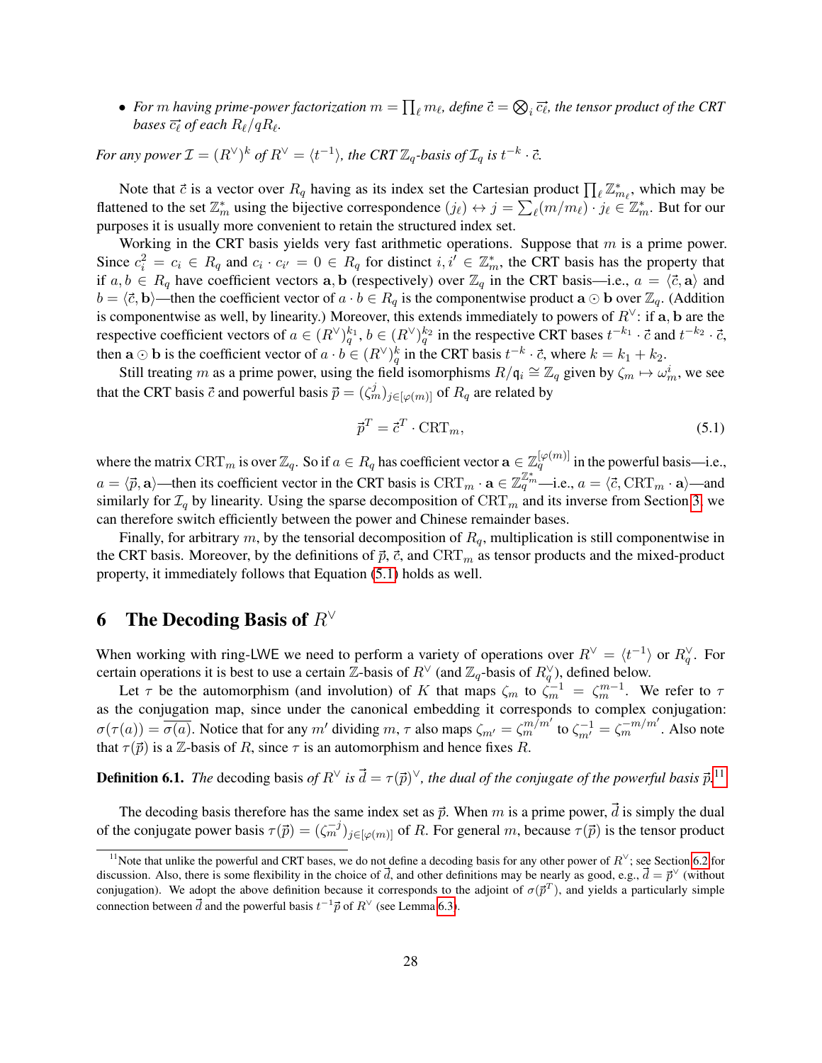- *For $m$ having prime-power factorization $m = \prod_\ell m_\ell$, define $\vec{c} = \bigotimes_i \vec{c_\ell}$, the tensor product of the CRT bases $\vec{c_\ell}$ of each $R_\ell/qR_\ell$.*

*For any power $\mathcal{I} = (R^\vee)^k$ of $R^\vee = \langle t^{-1} \rangle$, the CRT $\mathbb{Z}_q$-basis of $\mathcal{I}_q$ is $t^{-k} \cdot \vec{c}$.*

Note that $\vec{c}$ is a vector over $R_q$ having as its index set the Cartesian product $\prod_\ell \mathbb{Z}_{m_\ell}^*$, which may be flattened to the set $\mathbb{Z}_m^*$ using the bijective correspondence $(j_\ell) \leftrightarrow j = \sum_\ell (m/m_\ell) \cdot j_\ell \in \mathbb{Z}_m^*$. But for our purposes it is usually more convenient to retain the structured index set.

Working in the CRT basis yields very fast arithmetic operations. Suppose that $m$ is a prime power. Since $c_i^2 = c_i \in R_q$ and $c_i \cdot c_{i'} = 0 \in R_q$ for distinct $i, i' \in \mathbb{Z}_m^*$, the CRT basis has the property that if $a, b \in R_q$ have coefficient vectors $\mathbf{a}, \mathbf{b}$ (respectively) over $\mathbb{Z}_q$ in the CRT basis—i.e., $a = \langle \vec{c}, \mathbf{a} \rangle$ and $b = \langle \vec{c}, \mathbf{b} \rangle$—then the coefficient vector of $a \cdot b \in R_q$ is the componentwise product $\mathbf{a} \odot \mathbf{b}$ over $\mathbb{Z}_q$. (Addition is componentwise as well, by linearity.) Moreover, this extends immediately to powers of $R^\vee$: if $\mathbf{a}, \mathbf{b}$ are the respective coefficient vectors of $a \in (R^\vee)_q^{k_1}$, $b \in (R^\vee)_q^{k_2}$ in the respective CRT bases $t^{-k_1} \cdot \vec{c}$ and $t^{-k_2} \cdot \vec{c}$, then $\mathbf{a} \odot \mathbf{b}$ is the coefficient vector of $a \cdot b \in (R^\vee)_q^k$ in the CRT basis $t^{-k} \cdot \vec{c}$, where $k = k_1 + k_2$.

Still treating $m$ as a prime power, using the field isomorphisms $R/\mathfrak{q}_i \cong \mathbb{Z}_q$ given by $\zeta_m \mapsto \omega_m^i$, we see that the CRT basis $\vec{c}$ and powerful basis $\vec{p} = (\zeta_m^j)_{j \in [\varphi(m)]}$ of $R_q$ are related by

$$\vec{p}^T = \vec{c}^T \cdot \mathrm{CRT}_m, \tag{5.1}$$

where the matrix $\mathrm{CRT}_m$ is over $\mathbb{Z}_q$. So if $a \in R_q$ has coefficient vector $\mathbf{a} \in \mathbb{Z}_q^{[\varphi(m)]}$ in the powerful basis—i.e., $a = \langle \vec{p}, \mathbf{a} \rangle$—then its coefficient vector in the CRT basis is $\mathrm{CRT}_m \cdot \mathbf{a} \in \mathbb{Z}_q^{\mathbb{Z}_m^*}$—i.e., $a = \langle \vec{c}, \mathrm{CRT}_m \cdot \mathbf{a} \rangle$—and similarly for $\mathcal{I}_q$ by linearity. Using the sparse decomposition of $\mathrm{CRT}_m$ and its inverse from Section 3, we can therefore switch efficiently between the power and Chinese remainder bases.

Finally, for arbitrary $m$, by the tensorial decomposition of $R_q$, multiplication is still componentwise in the CRT basis. Moreover, by the definitions of $\vec{p}$, $\vec{c}$, and $\mathrm{CRT}_m$ as tensor products and the mixed-product property, it immediately follows that Equation (5.1) holds as well.

# 6 The Decoding Basis of $R^\vee$

When working with ring-LWE we need to perform a variety of operations over $R^\vee = \langle t^{-1} \rangle$ or $R_q^\vee$. For certain operations it is best to use a certain $\mathbb{Z}$-basis of $R^\vee$ (and $\mathbb{Z}_q$-basis of $R_q^\vee$), defined below.

Let $\tau$ be the automorphism (and involution) of $K$ that maps $\zeta_m$ to $\zeta_m^{-1} = \zeta_m^{m-1}$. We refer to $\tau$ as the conjugation map, since under the canonical embedding it corresponds to complex conjugation: $\sigma(\tau(a)) = \overline{\sigma(a)}$. Notice that for any $m'$ dividing $m$, $\tau$ also maps $\zeta_{m'} = \zeta_m^{m/m'}$ to $\zeta_{m'}^{-1} = \zeta_m^{-m/m'}$. Also note that $\tau(\vec{p})$ is a $\mathbb{Z}$-basis of $R$, since $\tau$ is an automorphism and hence fixes $R$.

**Definition 6.1.** *The* decoding basis *of $R^\vee$ is $\vec{d} = \tau(\vec{p})^\vee$, the dual of the conjugate of the powerful basis $\vec{p}$.*[11]

The decoding basis therefore has the same index set as $\vec{p}$. When $m$ is a prime power, $\vec{d}$ is simply the dual of the conjugate power basis $\tau(\vec{p}) = (\zeta_m^{-j})_{j \in [\varphi(m)]}$ of $R$. For general $m$, because $\tau(\vec{p})$ is the tensor product

[11] Note that unlike the powerful and CRT bases, we do not define a decoding basis for any other power of $R^\vee$; see Section 6.2 for discussion. Also, there is some flexibility in the choice of $\vec{d}$, and other definitions may be nearly as good, e.g., $\vec{d} = \vec{p}^\vee$ (without conjugation). We adopt the above definition because it corresponds to the adjoint of $\sigma(\vec{p}^T)$, and yields a particularly simple connection between $\vec{d}$ and the powerful basis $t^{-1}\vec{p}$ of $R^\vee$ (see Lemma 6.3).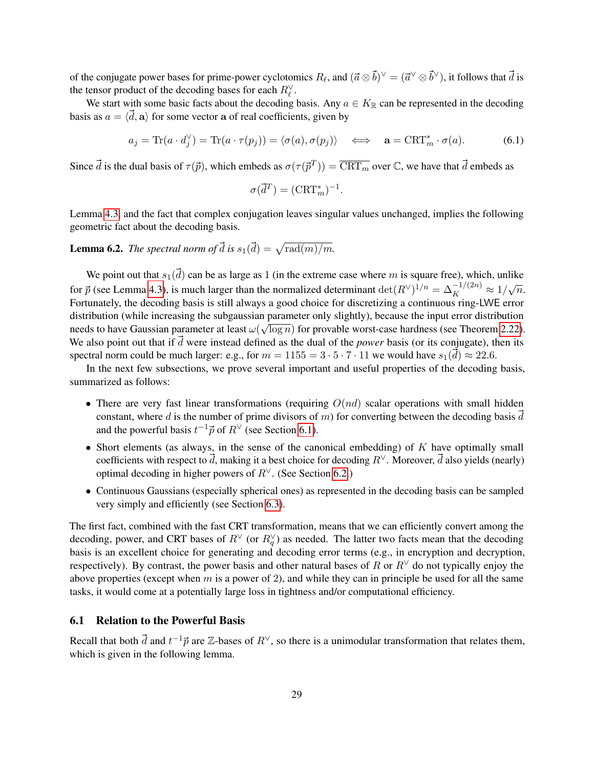of the conjugate power bases for prime-power cyclotomics $R_\ell$, and $(\vec{a} \otimes \vec{b})^\vee = (\vec{a}^\vee \otimes \vec{b}^\vee)$, it follows that $\vec{d}$ is the tensor product of the decoding bases for each $R_\ell^\vee$.

We start with some basic facts about the decoding basis. Any $a \in K_\mathbb{R}$ can be represented in the decoding basis as $a = \langle \vec{d}, \mathbf{a} \rangle$ for some vector $\mathbf{a}$ of real coefficients, given by

$$a_j = \operatorname{Tr}(a \cdot d_j^\vee) = \operatorname{Tr}(a \cdot \tau(p_j)) = \langle \sigma(a), \sigma(p_j) \rangle \quad \Longleftrightarrow \quad \mathbf{a} = \mathrm{CRT}_m^* \cdot \sigma(a). \tag{6.1}$$

Since $\vec{d}$ is the dual basis of $\tau(\vec{p})$, which embeds as $\sigma(\tau(\vec{p}^T)) = \overline{\mathrm{CRT}_m}$ over $\mathbb{C}$, we have that $\vec{d}$ embeds as

$$\sigma(\vec{d}^T) = (\mathrm{CRT}_m^*)^{-1}.$$

Lemma 4.3, and the fact that complex conjugation leaves singular values unchanged, implies the following geometric fact about the decoding basis.

**Lemma 6.2.** *The spectral norm of $\vec{d}$ is $s_1(\vec{d}) = \sqrt{\operatorname{rad}(m)/m}$.*

We point out that $s_1(\vec{d})$ can be as large as 1 (in the extreme case where $m$ is square free), which, unlike for $\vec{p}$ (see Lemma 4.3), is much larger than the normalized determinant $\det(R^\vee)^{1/n} = \Delta_K^{-1/(2n)} \approx 1/\sqrt{n}$. Fortunately, the decoding basis is still always a good choice for discretizing a continuous ring-LWE error distribution (while increasing the subgaussian parameter only slightly), because the input error distribution needs to have Gaussian parameter at least $\omega(\sqrt{\log n})$ for provable worst-case hardness (see Theorem 2.22). We also point out that if $\vec{d}$ were instead defined as the dual of the *power* basis (or its conjugate), then its spectral norm could be much larger: e.g., for $m = 1155 = 3 \cdot 5 \cdot 7 \cdot 11$ we would have $s_1(\vec{d}) \approx 22.6$.

In the next few subsections, we prove several important and useful properties of the decoding basis, summarized as follows:

- There are very fast linear transformations (requiring $O(nd)$ scalar operations with small hidden constant, where $d$ is the number of prime divisors of $m$) for converting between the decoding basis $\vec{d}$ and the powerful basis $t^{-1}\vec{p}$ of $R^\vee$ (see Section 6.1).
- Short elements (as always, in the sense of the canonical embedding) of $K$ have optimally small coefficients with respect to $\vec{d}$, making it a best choice for decoding $R^\vee$. Moreover, $\vec{d}$ also yields (nearly) optimal decoding in higher powers of $R^\vee$. (See Section 6.2.)
- Continuous Gaussians (especially spherical ones) as represented in the decoding basis can be sampled very simply and efficiently (see Section 6.3).

The first fact, combined with the fast CRT transformation, means that we can efficiently convert among the decoding, power, and CRT bases of $R^\vee$ (or $R_q^\vee$) as needed. The latter two facts mean that the decoding basis is an excellent choice for generating and decoding error terms (e.g., in encryption and decryption, respectively). By contrast, the power basis and other natural bases of $R$ or $R^\vee$ do not typically enjoy the above properties (except when $m$ is a power of 2), and while they can in principle be used for all the same tasks, it would come at a potentially large loss in tightness and/or computational efficiency.

## 6.1 Relation to the Powerful Basis

Recall that both $\vec{d}$ and $t^{-1}\vec{p}$ are $\mathbb{Z}$-bases of $R^\vee$, so there is a unimodular transformation that relates them, which is given in the following lemma.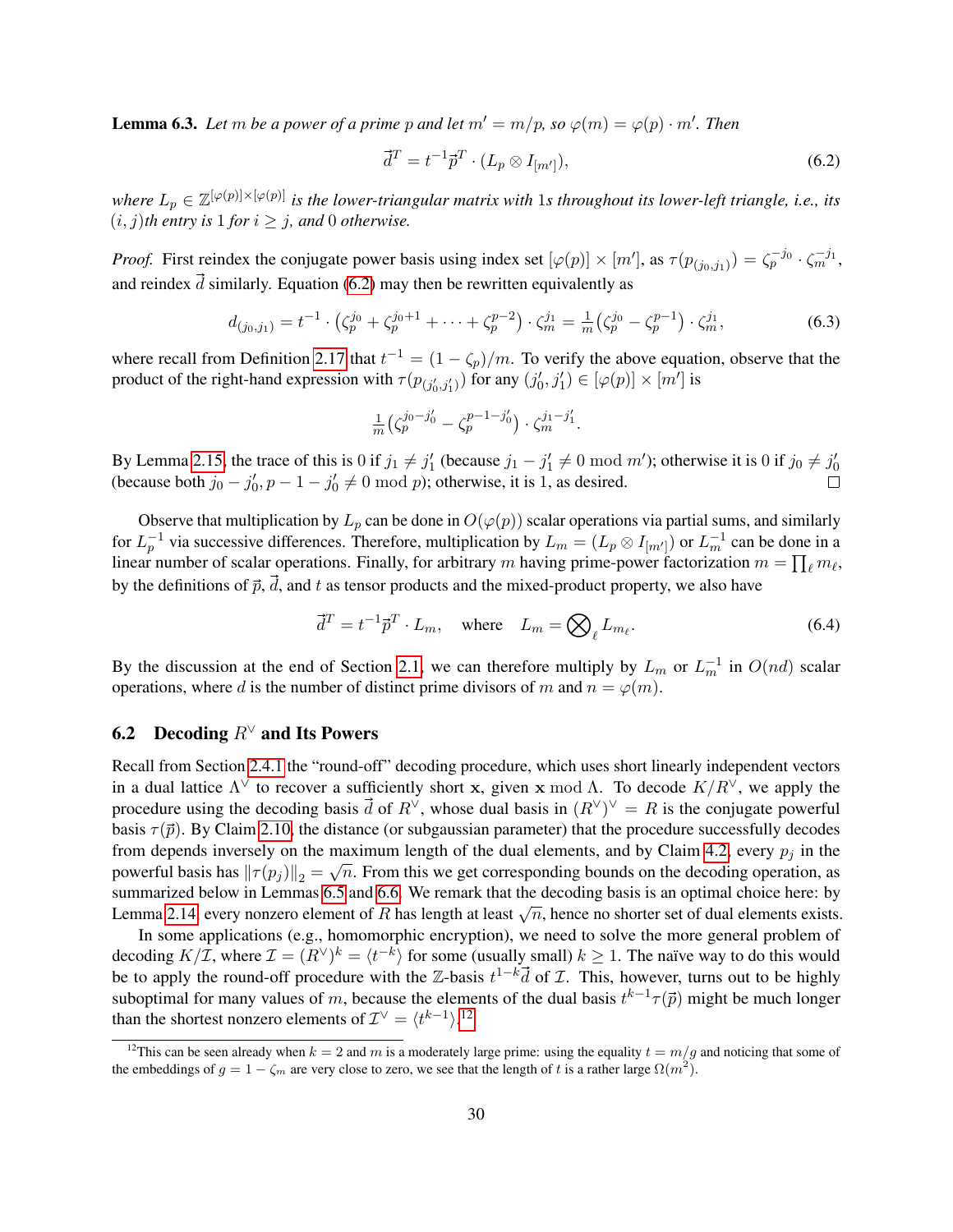**Lemma 6.3.** *Let $m$ be a power of a prime $p$ and let $m' = m/p$, so $\varphi(m) = \varphi(p) \cdot m'$. Then*

$$\vec{d}^T = t^{-1}\vec{p}^T \cdot (L_p \otimes I_{[m']}), \tag{6.2}$$

*where $L_p \in \mathbb{Z}^{[\varphi(p)]\times[\varphi(p)]}$ is the lower-triangular matrix with 1s throughout its lower-left triangle, i.e., its $(i,j)$th entry is 1 for $i \geq j$, and 0 otherwise.*

*Proof.* First reindex the conjugate power basis using index set $[\varphi(p)] \times [m']$, as $\tau(p_{(j_0,j_1)}) = \zeta_p^{-j_0} \cdot \zeta_m^{-j_1}$, and reindex $\vec{d}$ similarly. Equation (6.2) may then be rewritten equivalently as

$$d_{(j_0,j_1)} = t^{-1} \cdot \left(\zeta_p^{j_0} + \zeta_p^{j_0+1} + \cdots + \zeta_p^{p-2}\right) \cdot \zeta_m^{j_1} = \tfrac{1}{m}\left(\zeta_p^{j_0} - \zeta_p^{p-1}\right) \cdot \zeta_m^{j_1}, \tag{6.3}$$

where recall from Definition 2.17 that $t^{-1} = (1 - \zeta_p)/m$. To verify the above equation, observe that the product of the right-hand expression with $\tau(p_{(j_0',j_1')})$ for any $(j_0', j_1') \in [\varphi(p)] \times [m']$ is

$$\tfrac{1}{m}\left(\zeta_p^{j_0-j_0'} - \zeta_p^{p-1-j_0'}\right) \cdot \zeta_m^{j_1-j_1'}.$$

By Lemma 2.15, the trace of this is 0 if $j_1 \neq j_1'$ (because $j_1 - j_1' \neq 0 \bmod m'$); otherwise it is 0 if $j_0 \neq j_0'$ (because both $j_0 - j_0', p - 1 - j_0' \neq 0 \bmod p$); otherwise, it is 1, as desired. ∎

Observe that multiplication by $L_p$ can be done in $O(\varphi(p))$ scalar operations via partial sums, and similarly for $L_p^{-1}$ via successive differences. Therefore, multiplication by $L_m = (L_p \otimes I_{[m']})$ or $L_m^{-1}$ can be done in a linear number of scalar operations. Finally, for arbitrary $m$ having prime-power factorization $m = \prod_\ell m_\ell$, by the definitions of $\vec{p}$, $\vec{d}$, and $t$ as tensor products and the mixed-product property, we also have

$$\vec{d}^T = t^{-1}\vec{p}^T \cdot L_m, \quad \text{where} \quad L_m = \bigotimes\nolimits_\ell L_{m_\ell}. \tag{6.4}$$

By the discussion at the end of Section 2.1, we can therefore multiply by $L_m$ or $L_m^{-1}$ in $O(nd)$ scalar operations, where $d$ is the number of distinct prime divisors of $m$ and $n = \varphi(m)$.

## 6.2 Decoding $R^\vee$ and Its Powers

Recall from Section 2.4.1 the "round-off" decoding procedure, which uses short linearly independent vectors in a dual lattice $\Lambda^\vee$ to recover a sufficiently short $\mathbf{x}$, given $\mathbf{x} \bmod \Lambda$. To decode $K/R^\vee$, we apply the procedure using the decoding basis $\vec{d}$ of $R^\vee$, whose dual basis in $(R^\vee)^\vee = R$ is the conjugate powerful basis $\tau(\vec{p})$. By Claim 2.10, the distance (or subgaussian parameter) that the procedure successfully decodes from depends inversely on the maximum length of the dual elements, and by Claim 4.2, every $p_j$ in the powerful basis has $\|\tau(p_j)\|_2 = \sqrt{n}$. From this we get corresponding bounds on the decoding operation, as summarized below in Lemmas 6.5 and 6.6. We remark that the decoding basis is an optimal choice here: by Lemma 2.14, every nonzero element of $R$ has length at least $\sqrt{n}$, hence no shorter set of dual elements exists.

In some applications (e.g., homomorphic encryption), we need to solve the more general problem of decoding $K/\mathcal{I}$, where $\mathcal{I} = (R^\vee)^k = \langle t^{-k}\rangle$ for some (usually small) $k \geq 1$. The naïve way to do this would be to apply the round-off procedure with the $\mathbb{Z}$-basis $t^{1-k}\vec{d}$ of $\mathcal{I}$. This, however, turns out to be highly suboptimal for many values of $m$, because the elements of the dual basis $t^{k-1}\tau(\vec{p})$ might be much longer than the shortest nonzero elements of $\mathcal{I}^\vee = \langle t^{k-1}\rangle$.[12]

[12] This can be seen already when $k = 2$ and $m$ is a moderately large prime: using the equality $t = m/g$ and noticing that some of the embeddings of $g = 1 - \zeta_m$ are very close to zero, we see that the length of $t$ is a rather large $\Omega(m^2)$.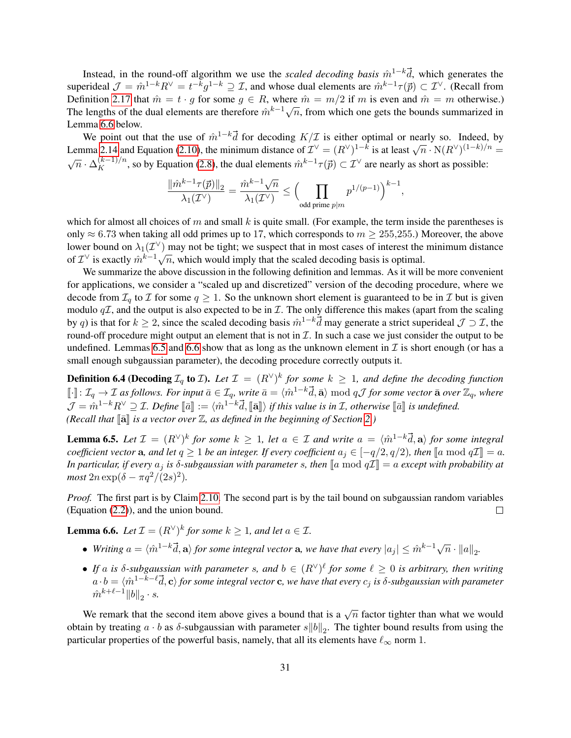Instead, in the round-off algorithm we use the *scaled decoding basis* $\hat{m}^{1-k}\vec{d}$, which generates the superideal $\mathcal{J} = \hat{m}^{1-k}R^\vee = t^{-k}g^{1-k} \supseteq \mathcal{I}$, and whose dual elements are $\hat{m}^{k-1}\tau(\vec{p}) \subset \mathcal{I}^\vee$. (Recall from Definition 2.17 that $\hat{m} = t \cdot g$ for some $g \in R$, where $\hat{m} = m/2$ if $m$ is even and $\hat{m} = m$ otherwise.) The lengths of the dual elements are therefore $\hat{m}^{k-1}\sqrt{n}$, from which one gets the bounds summarized in Lemma 6.6 below.

We point out that the use of $\hat{m}^{1-k}\vec{d}$ for decoding $K/\mathcal{I}$ is either optimal or nearly so. Indeed, by Lemma 2.14 and Equation (2.10), the minimum distance of $\mathcal{I}^\vee = (R^\vee)^{1-k}$ is at least $\sqrt{n} \cdot \mathrm{N}(R^\vee)^{(1-k)/n} = \sqrt{n} \cdot \Delta_K^{(k-1)/n}$, so by Equation (2.8), the dual elements $\hat{m}^{k-1}\tau(\vec{p}) \subset \mathcal{I}^\vee$ are nearly as short as possible:

$$\frac{\|\hat{m}^{k-1}\tau(\vec{p})\|_2}{\lambda_1(\mathcal{I}^\vee)} = \frac{\hat{m}^{k-1}\sqrt{n}}{\lambda_1(\mathcal{I}^\vee)} \leq \Big( \prod_{\text{odd prime } p|m} p^{1/(p-1)} \Big)^{k-1},$$

which for almost all choices of $m$ and small $k$ is quite small. (For example, the term inside the parentheses is only $\approx 6.73$ when taking all odd primes up to 17, which corresponds to $m \geq 255{,}255$.) Moreover, the above lower bound on $\lambda_1(\mathcal{I}^\vee)$ may not be tight; we suspect that in most cases of interest the minimum distance of $\mathcal{I}^\vee$ is exactly $\hat{m}^{k-1}\sqrt{n}$, which would imply that the scaled decoding basis is optimal.

We summarize the above discussion in the following definition and lemmas. As it will be more convenient for applications, we consider a "scaled up and discretized" version of the decoding procedure, where we decode from $\mathcal{I}_q$ to $\mathcal{I}$ for some $q \geq 1$. So the unknown short element is guaranteed to be in $\mathcal{I}$ but is given modulo $q\mathcal{I}$, and the output is also expected to be in $\mathcal{I}$. The only difference this makes (apart from the scaling by $q$) is that for $k \geq 2$, since the scaled decoding basis $\hat{m}^{1-k}\vec{d}$ may generate a strict superideal $\mathcal{J} \supset \mathcal{I}$, the round-off procedure might output an element that is not in $\mathcal{I}$. In such a case we just consider the output to be undefined. Lemmas 6.5 and 6.6 show that as long as the unknown element in $\mathcal{I}$ is short enough (or has a small enough subgaussian parameter), the decoding procedure correctly outputs it.

**Definition 6.4 (Decoding $\mathcal{I}_q$ to $\mathcal{I}$).** *Let $\mathcal{I} = (R^\vee)^k$ for some $k \geq 1$, and define the decoding function $[\![\cdot]\!] \colon \mathcal{I}_q \to \mathcal{I}$ as follows. For input $\bar{a} \in \mathcal{I}_q$, write $\bar{a} = \langle \hat{m}^{1-k}\vec{d}, \bar{\mathbf{a}} \rangle \bmod q\mathcal{J}$ for some vector $\bar{\mathbf{a}}$ over $\mathbb{Z}_q$, where $\mathcal{J} = \hat{m}^{1-k}R^\vee \supseteq \mathcal{I}$. Define $[\![\bar{a}]\!] := \langle \hat{m}^{1-k}\vec{d}, [\![\bar{\mathbf{a}}]\!] \rangle$ if this value is in $\mathcal{I}$, otherwise $[\![\bar{a}]\!]$ is undefined. (Recall that $[\![\bar{\mathbf{a}}]\!]$ is a vector over $\mathbb{Z}$, as defined in the beginning of Section 2.)*

**Lemma 6.5.** *Let $\mathcal{I} = (R^\vee)^k$ for some $k \geq 1$, let $a \in \mathcal{I}$ and write $a = \langle \hat{m}^{1-k}\vec{d}, \mathbf{a} \rangle$ for some integral coefficient vector $\mathbf{a}$, and let $q \geq 1$ be an integer. If every coefficient $a_j \in [-q/2, q/2)$, then $[\![a \bmod q\mathcal{I}]\!] = a$. In particular, if every $a_j$ is $\delta$-subgaussian with parameter $s$, then $[\![a \bmod q\mathcal{I}]\!] = a$ except with probability at most $2n\exp(\delta - \pi q^2/(2s)^2)$.*

*Proof.* The first part is by Claim 2.10. The second part is by the tail bound on subgaussian random variables (Equation (2.2)), and the union bound. ∎

**Lemma 6.6.** *Let $\mathcal{I} = (R^\vee)^k$ for some $k \geq 1$, and let $a \in \mathcal{I}$.*

- *Writing $a = \langle \hat{m}^{1-k}\vec{d}, \mathbf{a} \rangle$ for some integral vector $\mathbf{a}$, we have that every $|a_j| \leq \hat{m}^{k-1}\sqrt{n} \cdot \|a\|_2$.*
- *If $a$ is $\delta$-subgaussian with parameter $s$, and $b \in (R^\vee)^\ell$ for some $\ell \geq 0$ is arbitrary, then writing $a \cdot b = \langle \hat{m}^{1-k-\ell}\vec{d}, \mathbf{c} \rangle$ for some integral vector $\mathbf{c}$, we have that every $c_j$ is $\delta$-subgaussian with parameter $\hat{m}^{k+\ell-1}\|b\|_2 \cdot s$.*

We remark that the second item above gives a bound that is a $\sqrt{n}$ factor tighter than what we would obtain by treating $a \cdot b$ as $\delta$-subgaussian with parameter $s\|b\|_2$. The tighter bound results from using the particular properties of the powerful basis, namely, that all its elements have $\ell_\infty$ norm 1.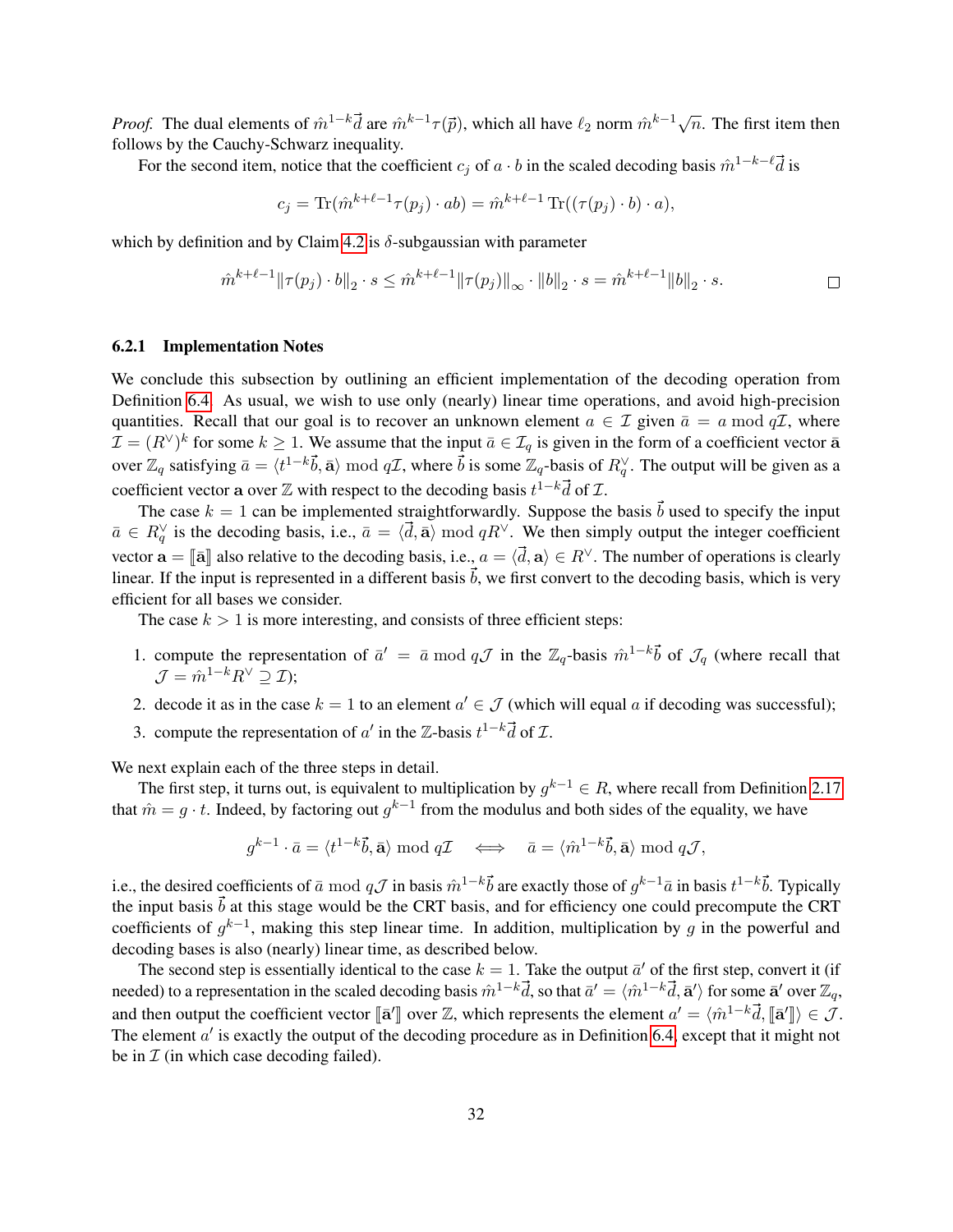*Proof.* The dual elements of $\hat{m}^{1-k}\vec{d}$ are $\hat{m}^{k-1}\tau(\vec{p})$, which all have $\ell_2$ norm $\hat{m}^{k-1}\sqrt{n}$. The first item then follows by the Cauchy-Schwarz inequality.

For the second item, notice that the coefficient $c_j$ of $a \cdot b$ in the scaled decoding basis $\hat{m}^{1-k-\ell}\vec{d}$ is

$$c_j = \operatorname{Tr}(\hat{m}^{k+\ell-1}\tau(p_j) \cdot ab) = \hat{m}^{k+\ell-1} \operatorname{Tr}((\tau(p_j) \cdot b) \cdot a),$$

which by definition and by Claim 4.2 is $\delta$-subgaussian with parameter

$$\hat{m}^{k+\ell-1}\|\tau(p_j) \cdot b\|_2 \cdot s \leq \hat{m}^{k+\ell-1}\|\tau(p_j)\|_\infty \cdot \|b\|_2 \cdot s = \hat{m}^{k+\ell-1}\|b\|_2 \cdot s. \qquad \square$$

### 6.2.1 Implementation Notes

We conclude this subsection by outlining an efficient implementation of the decoding operation from Definition 6.4. As usual, we wish to use only (nearly) linear time operations, and avoid high-precision quantities. Recall that our goal is to recover an unknown element $a \in \mathcal{I}$ given $\bar{a} = a \bmod q\mathcal{I}$, where $\mathcal{I} = (R^\vee)^k$ for some $k \geq 1$. We assume that the input $\bar{a} \in \mathcal{I}_q$ is given in the form of a coefficient vector $\bar{\mathbf{a}}$ over $\mathbb{Z}_q$ satisfying $\bar{a} = \langle t^{1-k}\vec{b}, \bar{\mathbf{a}}\rangle \bmod q\mathcal{I}$, where $\vec{b}$ is some $\mathbb{Z}_q$-basis of $R_q^\vee$. The output will be given as a coefficient vector $\mathbf{a}$ over $\mathbb{Z}$ with respect to the decoding basis $t^{1-k}\vec{d}$ of $\mathcal{I}$.

The case $k = 1$ can be implemented straightforwardly. Suppose the basis $\vec{b}$ used to specify the input $\bar{a} \in R_q^\vee$ is the decoding basis, i.e., $\bar{a} = \langle \vec{d}, \bar{\mathbf{a}}\rangle \bmod qR^\vee$. We then simply output the integer coefficient vector $\mathbf{a} = [\![\bar{\mathbf{a}}]\!]$ also relative to the decoding basis, i.e., $a = \langle \vec{d}, \mathbf{a}\rangle \in R^\vee$. The number of operations is clearly linear. If the input is represented in a different basis $\vec{b}$, we first convert to the decoding basis, which is very efficient for all bases we consider.

The case $k > 1$ is more interesting, and consists of three efficient steps:

1. compute the representation of $\bar{a}' = \bar{a} \bmod q\mathcal{J}$ in the $\mathbb{Z}_q$-basis $\hat{m}^{1-k}\vec{b}$ of $\mathcal{J}_q$ (where recall that $\mathcal{J} = \hat{m}^{1-k}R^\vee \supseteq \mathcal{I}$);
2. decode it as in the case $k = 1$ to an element $a' \in \mathcal{J}$ (which will equal $a$ if decoding was successful);
3. compute the representation of $a'$ in the $\mathbb{Z}$-basis $t^{1-k}\vec{d}$ of $\mathcal{I}$.

We next explain each of the three steps in detail.

The first step, it turns out, is equivalent to multiplication by $g^{k-1} \in R$, where recall from Definition 2.17 that $\hat{m} = g \cdot t$. Indeed, by factoring out $g^{k-1}$ from the modulus and both sides of the equality, we have

$$g^{k-1} \cdot \bar{a} = \langle t^{1-k}\vec{b}, \bar{\mathbf{a}}\rangle \bmod q\mathcal{I} \quad \Longleftrightarrow \quad \bar{a} = \langle \hat{m}^{1-k}\vec{b}, \bar{\mathbf{a}}\rangle \bmod q\mathcal{J},$$

i.e., the desired coefficients of $\bar{a} \bmod q\mathcal{J}$ in basis $\hat{m}^{1-k}\vec{b}$ are exactly those of $g^{k-1}\bar{a}$ in basis $t^{1-k}\vec{b}$. Typically the input basis $\vec{b}$ at this stage would be the CRT basis, and for efficiency one could precompute the CRT coefficients of $g^{k-1}$, making this step linear time. In addition, multiplication by $g$ in the powerful and decoding bases is also (nearly) linear time, as described below.

The second step is essentially identical to the case $k = 1$. Take the output $\bar{a}'$ of the first step, convert it (if needed) to a representation in the scaled decoding basis $\hat{m}^{1-k}\vec{d}$, so that $\bar{a}' = \langle \hat{m}^{1-k}\vec{d}, \bar{\mathbf{a}}'\rangle$ for some $\bar{\mathbf{a}}'$ over $\mathbb{Z}_q$, and then output the coefficient vector $[\![\bar{\mathbf{a}}']\!]$ over $\mathbb{Z}$, which represents the element $a' = \langle \hat{m}^{1-k}\vec{d}, [\![\bar{\mathbf{a}}']\!]\rangle \in \mathcal{J}$. The element $a'$ is exactly the output of the decoding procedure as in Definition 6.4, except that it might not be in $\mathcal{I}$ (in which case decoding failed).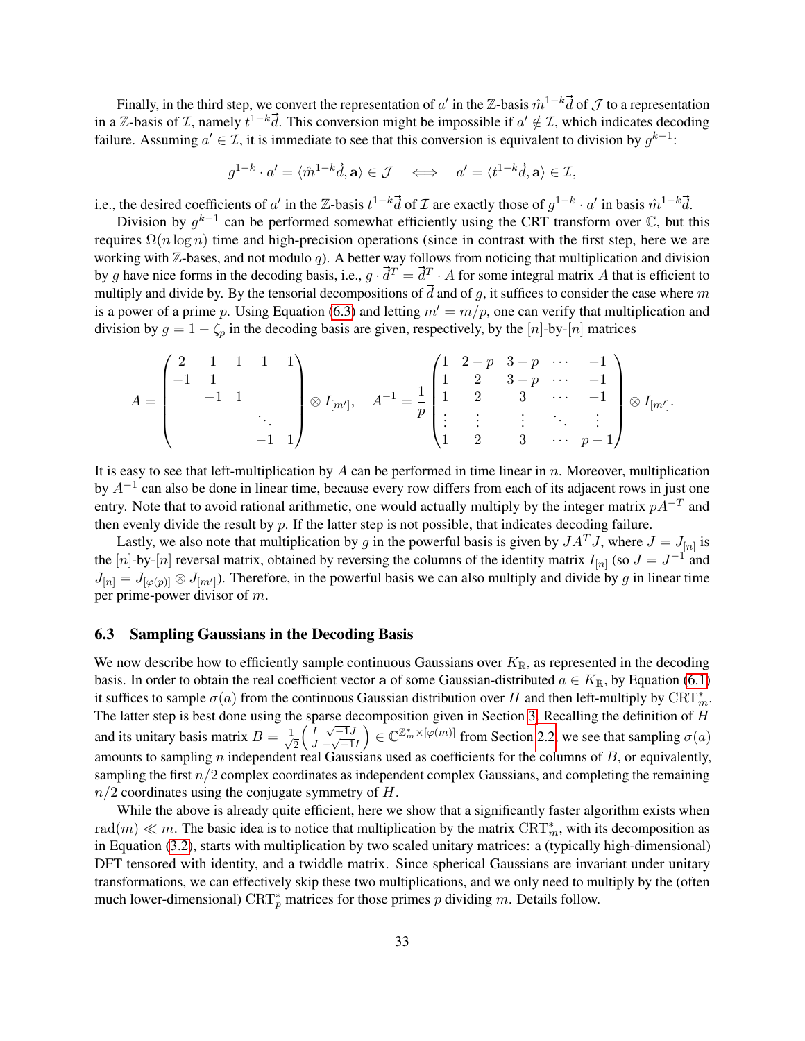Finally, in the third step, we convert the representation of $a'$ in the $\mathbb{Z}$-basis $\hat{m}^{1-k}\vec{d}$ of $\mathcal{J}$ to a representation in a $\mathbb{Z}$-basis of $\mathcal{I}$, namely $t^{1-k}\vec{d}$. This conversion might be impossible if $a' \notin \mathcal{I}$, which indicates decoding failure. Assuming $a' \in \mathcal{I}$, it is immediate to see that this conversion is equivalent to division by $g^{k-1}$:

$$g^{1-k} \cdot a' = \langle \hat{m}^{1-k}\vec{d}, \mathbf{a} \rangle \in \mathcal{J} \iff a' = \langle t^{1-k}\vec{d}, \mathbf{a} \rangle \in \mathcal{I},$$

i.e., the desired coefficients of $a'$ in the $\mathbb{Z}$-basis $t^{1-k}\vec{d}$ of $\mathcal{I}$ are exactly those of $g^{1-k} \cdot a'$ in basis $\hat{m}^{1-k}\vec{d}$.

Division by $g^{k-1}$ can be performed somewhat efficiently using the CRT transform over $\mathbb{C}$, but this requires $\Omega(n \log n)$ time and high-precision operations (since in contrast with the first step, here we are working with $\mathbb{Z}$-bases, and not modulo $q$). A better way follows from noticing that multiplication and division by $g$ have nice forms in the decoding basis, i.e., $g \cdot \vec{d}^T = \vec{d}^T \cdot A$ for some integral matrix $A$ that is efficient to multiply and divide by. By the tensorial decompositions of $\vec{d}$ and of $g$, it suffices to consider the case where $m$ is a power of a prime $p$. Using Equation (6.3) and letting $m' = m/p$, one can verify that multiplication and division by $g = 1 - \zeta_p$ in the decoding basis are given, respectively, by the $[n]$-by-$[n]$ matrices

$$A = \begin{pmatrix} 2 & 1 & 1 & 1 & 1 \\ -1 & 1 & & & \\ & -1 & 1 & & \\ & & & \ddots & \\ & & & -1 & 1 \end{pmatrix} \otimes I_{[m']}, \quad A^{-1} = \frac{1}{p}\begin{pmatrix} 1 & 2-p & 3-p & \cdots & -1 \\ 1 & 2 & 3-p & \cdots & -1 \\ 1 & 2 & 3 & \cdots & -1 \\ \vdots & \vdots & \vdots & \ddots & \vdots \\ 1 & 2 & 3 & \cdots & p-1 \end{pmatrix} \otimes I_{[m']}.$$

It is easy to see that left-multiplication by $A$ can be performed in time linear in $n$. Moreover, multiplication by $A^{-1}$ can also be done in linear time, because every row differs from each of its adjacent rows in just one entry. Note that to avoid rational arithmetic, one would actually multiply by the integer matrix $pA^{-T}$ and then evenly divide the result by $p$. If the latter step is not possible, that indicates decoding failure.

Lastly, we also note that multiplication by $g$ in the powerful basis is given by $JA^TJ$, where $J = J_{[n]}$ is the $[n]$-by-$[n]$ reversal matrix, obtained by reversing the columns of the identity matrix $I_{[n]}$ (so $J = J^{-1}$ and $J_{[n]} = J_{[\varphi(p)]} \otimes J_{[m']}$). Therefore, in the powerful basis we can also multiply and divide by $g$ in linear time per prime-power divisor of $m$.

### 6.3 Sampling Gaussians in the Decoding Basis

We now describe how to efficiently sample continuous Gaussians over $K_\mathbb{R}$, as represented in the decoding basis. In order to obtain the real coefficient vector $\mathbf{a}$ of some Gaussian-distributed $a \in K_\mathbb{R}$, by Equation (6.1) it suffices to sample $\sigma(a)$ from the continuous Gaussian distribution over $H$ and then left-multiply by $\text{CRT}_m^*$. The latter step is best done using the sparse decomposition given in Section 3. Recalling the definition of $H$ and its unitary basis matrix $B = \frac{1}{\sqrt{2}}\begin{pmatrix} I & \sqrt{-1}J \\ J & -\sqrt{-1}I \end{pmatrix} \in \mathbb{C}^{\mathbb{Z}_m^* \times [\varphi(m)]}$ from Section 2.2, we see that sampling $\sigma(a)$ amounts to sampling $n$ independent real Gaussians used as coefficients for the columns of $B$, or equivalently, sampling the first $n/2$ complex coordinates as independent complex Gaussians, and completing the remaining $n/2$ coordinates using the conjugate symmetry of $H$.

While the above is already quite efficient, here we show that a significantly faster algorithm exists when $\text{rad}(m) \ll m$. The basic idea is to notice that multiplication by the matrix $\text{CRT}_m^*$, with its decomposition as in Equation (3.2), starts with multiplication by two scaled unitary matrices: a (typically high-dimensional) DFT tensored with identity, and a twiddle matrix. Since spherical Gaussians are invariant under unitary transformations, we can effectively skip these two multiplications, and we only need to multiply by the (often much lower-dimensional) $\text{CRT}_p^*$ matrices for those primes $p$ dividing $m$. Details follow.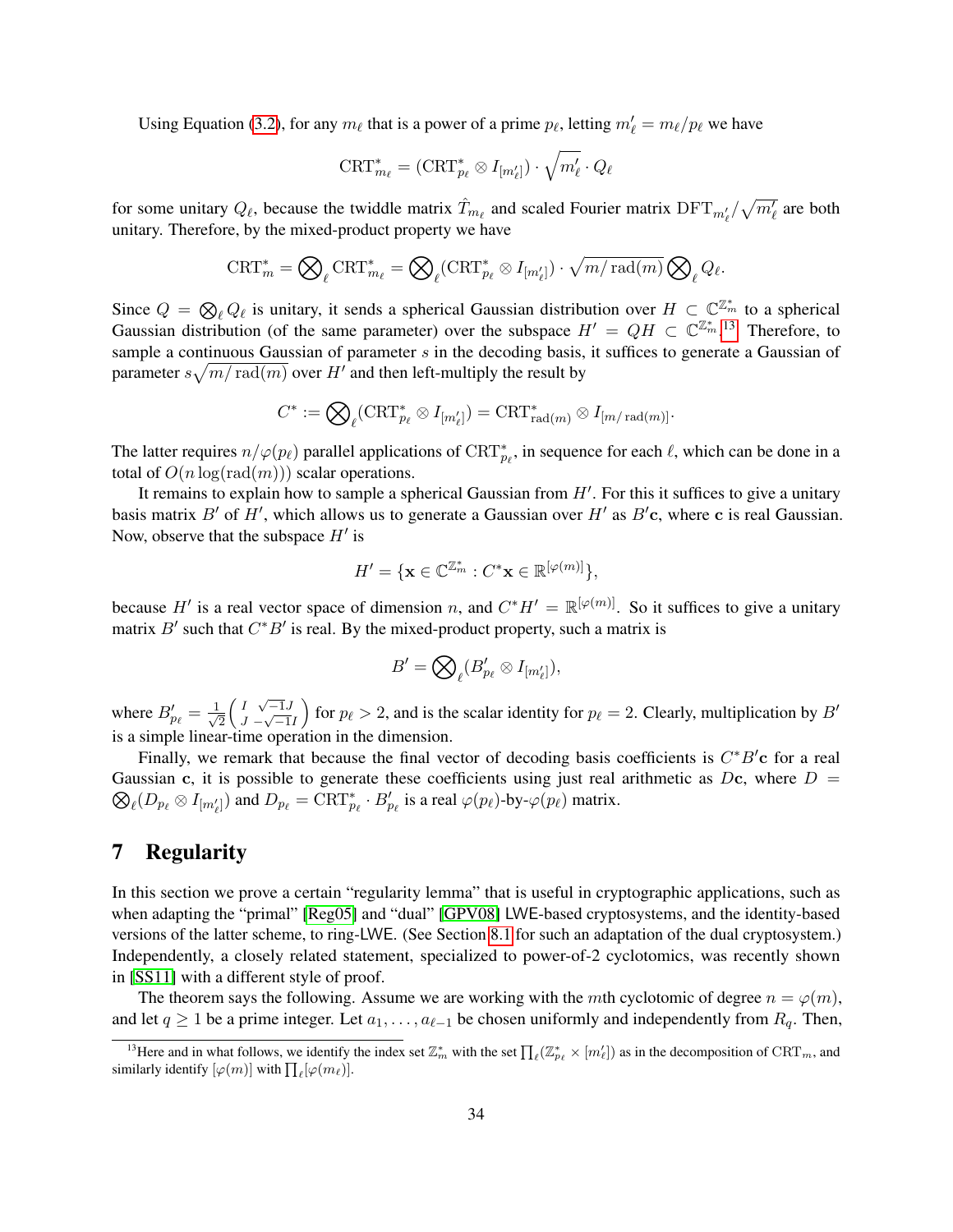Using Equation (3.2), for any $m_\ell$ that is a power of a prime $p_\ell$, letting $m'_\ell = m_\ell / p_\ell$ we have

$$\mathrm{CRT}^*_{m_\ell} = (\mathrm{CRT}^*_{p_\ell} \otimes I_{[m'_\ell]}) \cdot \sqrt{m'_\ell} \cdot Q_\ell$$

for some unitary $Q_\ell$, because the twiddle matrix $\hat{T}_{m_\ell}$ and scaled Fourier matrix $\mathrm{DFT}_{m'_\ell}/\sqrt{m'_\ell}$ are both unitary. Therefore, by the mixed-product property we have

$$\mathrm{CRT}^*_m = \bigotimes\nolimits_\ell \mathrm{CRT}^*_{m_\ell} = \bigotimes\nolimits_\ell (\mathrm{CRT}^*_{p_\ell} \otimes I_{[m'_\ell]}) \cdot \sqrt{m/\operatorname{rad}(m)} \bigotimes\nolimits_\ell Q_\ell.$$

Since $Q = \bigotimes_\ell Q_\ell$ is unitary, it sends a spherical Gaussian distribution over $H \subset \mathbb{C}^{\mathbb{Z}^*_m}$ to a spherical Gaussian distribution (of the same parameter) over the subspace $H' = QH \subset \mathbb{C}^{\mathbb{Z}^*_m}$.[13] Therefore, to sample a continuous Gaussian of parameter $s$ in the decoding basis, it suffices to generate a Gaussian of parameter $s\sqrt{m/\operatorname{rad}(m)}$ over $H'$ and then left-multiply the result by

$$C^* := \bigotimes\nolimits_\ell (\mathrm{CRT}^*_{p_\ell} \otimes I_{[m'_\ell]}) = \mathrm{CRT}^*_{\operatorname{rad}(m)} \otimes I_{[m/\operatorname{rad}(m)]}.$$

The latter requires $n/\varphi(p_\ell)$ parallel applications of $\mathrm{CRT}^*_{p_\ell}$, in sequence for each $\ell$, which can be done in a total of $O(n \log(\operatorname{rad}(m)))$ scalar operations.

It remains to explain how to sample a spherical Gaussian from $H'$. For this it suffices to give a unitary basis matrix $B'$ of $H'$, which allows us to generate a Gaussian over $H'$ as $B'\mathbf{c}$, where $\mathbf{c}$ is real Gaussian. Now, observe that the subspace $H'$ is

$$H' = \{\mathbf{x} \in \mathbb{C}^{\mathbb{Z}^*_m} : C^*\mathbf{x} \in \mathbb{R}^{[\varphi(m)]}\},$$

because $H'$ is a real vector space of dimension $n$, and $C^* H' = \mathbb{R}^{[\varphi(m)]}$. So it suffices to give a unitary matrix $B'$ such that $C^* B'$ is real. By the mixed-product property, such a matrix is

$$B' = \bigotimes\nolimits_\ell (B'_{p_\ell} \otimes I_{[m'_\ell]}),$$

where $B'_{p_\ell} = \frac{1}{\sqrt{2}} \begin{pmatrix} I & \sqrt{-1}J \\ J & -\sqrt{-1}I \end{pmatrix}$ for $p_\ell > 2$, and is the scalar identity for $p_\ell = 2$. Clearly, multiplication by $B'$ is a simple linear-time operation in the dimension.

Finally, we remark that because the final vector of decoding basis coefficients is $C^* B' \mathbf{c}$ for a real Gaussian $\mathbf{c}$, it is possible to generate these coefficients using just real arithmetic as $D\mathbf{c}$, where $D = \bigotimes_\ell (D_{p_\ell} \otimes I_{[m'_\ell]})$ and $D_{p_\ell} = \mathrm{CRT}^*_{p_\ell} \cdot B'_{p_\ell}$ is a real $\varphi(p_\ell)$-by-$\varphi(p_\ell)$ matrix.

# 7 Regularity

In this section we prove a certain "regularity lemma" that is useful in cryptographic applications, such as when adapting the "primal" [Reg05] and "dual" [GPV08] LWE-based cryptosystems, and the identity-based versions of the latter scheme, to ring-LWE. (See Section 8.1 for such an adaptation of the dual cryptosystem.) Independently, a closely related statement, specialized to power-of-2 cyclotomics, was recently shown in [SS11] with a different style of proof.

The theorem says the following. Assume we are working with the $m$th cyclotomic of degree $n = \varphi(m)$, and let $q \geq 1$ be a prime integer. Let $a_1, \ldots, a_{\ell-1}$ be chosen uniformly and independently from $R_q$. Then,

[13] Here and in what follows, we identify the index set $\mathbb{Z}^*_m$ with the set $\prod_\ell (\mathbb{Z}^*_{p_\ell} \times [m'_\ell])$ as in the decomposition of $\mathrm{CRT}_m$, and similarly identify $[\varphi(m)]$ with $\prod_\ell [\varphi(m_\ell)]$.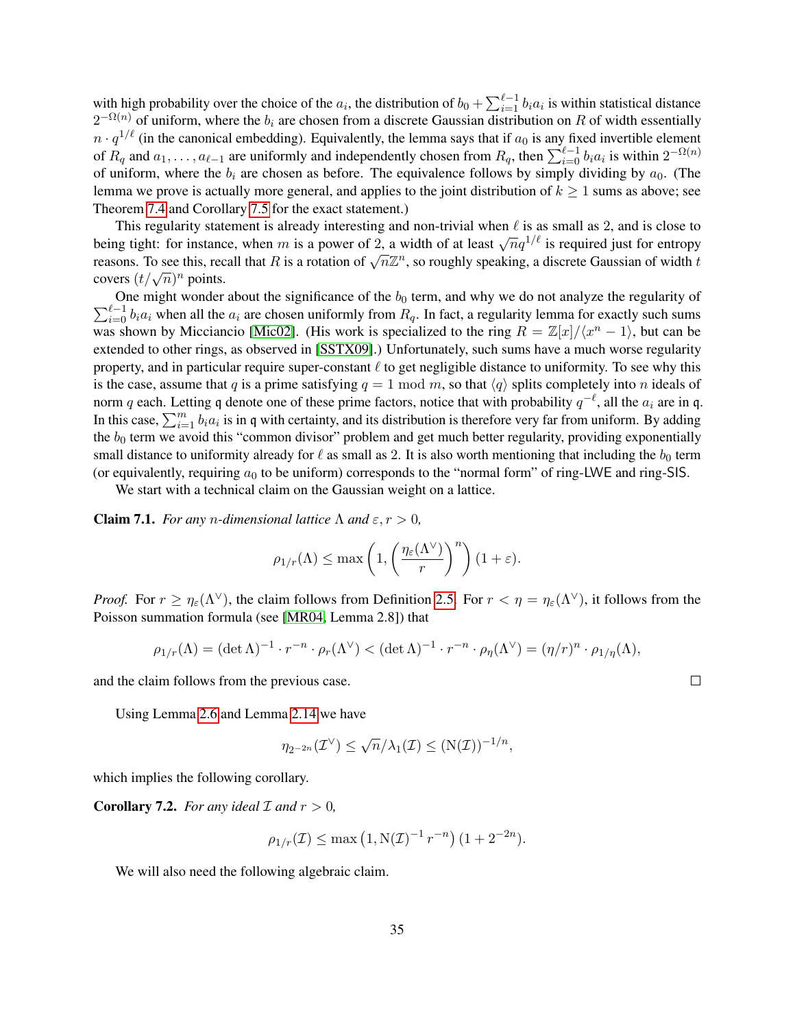with high probability over the choice of the $a_i$, the distribution of $b_0 + \sum_{i=1}^{\ell-1} b_i a_i$ is within statistical distance $2^{-\Omega(n)}$ of uniform, where the $b_i$ are chosen from a discrete Gaussian distribution on $R$ of width essentially $n \cdot q^{1/\ell}$ (in the canonical embedding). Equivalently, the lemma says that if $a_0$ is any fixed invertible element of $R_q$ and $a_1, \ldots, a_{\ell-1}$ are uniformly and independently chosen from $R_q$, then $\sum_{i=0}^{\ell-1} b_i a_i$ is within $2^{-\Omega(n)}$ of uniform, where the $b_i$ are chosen as before. The equivalence follows by simply dividing by $a_0$. (The lemma we prove is actually more general, and applies to the joint distribution of $k \geq 1$ sums as above; see Theorem 7.4 and Corollary 7.5 for the exact statement.)

This regularity statement is already interesting and non-trivial when $\ell$ is as small as 2, and is close to being tight: for instance, when $m$ is a power of 2, a width of at least $\sqrt{n} q^{1/\ell}$ is required just for entropy reasons. To see this, recall that $R$ is a rotation of $\sqrt{n}\mathbb{Z}^n$, so roughly speaking, a discrete Gaussian of width $t$ covers $(t/\sqrt{n})^n$ points.

One might wonder about the significance of the $b_0$ term, and why we do not analyze the regularity of $\sum_{i=0}^{\ell-1} b_i a_i$ when all the $a_i$ are chosen uniformly from $R_q$. In fact, a regularity lemma for exactly such sums was shown by Micciancio [Mic02]. (His work is specialized to the ring $R = \mathbb{Z}[x]/\langle x^n - 1\rangle$, but can be extended to other rings, as observed in [SSTX09].) Unfortunately, such sums have a much worse regularity property, and in particular require super-constant $\ell$ to get negligible distance to uniformity. To see why this is the case, assume that $q$ is a prime satisfying $q = 1 \bmod m$, so that $\langle q \rangle$ splits completely into $n$ ideals of norm $q$ each. Letting $\mathfrak{q}$ denote one of these prime factors, notice that with probability $q^{-\ell}$, all the $a_i$ are in $\mathfrak{q}$. In this case, $\sum_{i=1}^{m} b_i a_i$ is in $\mathfrak{q}$ with certainty, and its distribution is therefore very far from uniform. By adding the $b_0$ term we avoid this "common divisor" problem and get much better regularity, providing exponentially small distance to uniformity already for $\ell$ as small as 2. It is also worth mentioning that including the $b_0$ term (or equivalently, requiring $a_0$ to be uniform) corresponds to the "normal form" of ring-LWE and ring-SIS.

We start with a technical claim on the Gaussian weight on a lattice.

**Claim 7.1.** *For any $n$-dimensional lattice $\Lambda$ and $\varepsilon, r > 0$,*

$$\rho_{1/r}(\Lambda) \leq \max\left(1, \left(\frac{\eta_\varepsilon(\Lambda^\vee)}{r}\right)^n\right)(1+\varepsilon).$$

*Proof.* For $r \geq \eta_\varepsilon(\Lambda^\vee)$, the claim follows from Definition 2.5. For $r < \eta = \eta_\varepsilon(\Lambda^\vee)$, it follows from the Poisson summation formula (see [MR04, Lemma 2.8]) that

$$\rho_{1/r}(\Lambda) = (\det \Lambda)^{-1} \cdot r^{-n} \cdot \rho_r(\Lambda^\vee) < (\det \Lambda)^{-1} \cdot r^{-n} \cdot \rho_\eta(\Lambda^\vee) = (\eta/r)^n \cdot \rho_{1/\eta}(\Lambda),$$

and the claim follows from the previous case. $\square$

Using Lemma 2.6 and Lemma 2.14 we have

$$\eta_{2^{-2n}}(\mathcal{I}^\vee) \leq \sqrt{n}/\lambda_1(\mathcal{I}) \leq (\mathrm{N}(\mathcal{I}))^{-1/n},$$

which implies the following corollary.

**Corollary 7.2.** *For any ideal $\mathcal{I}$ and $r > 0$,*

$$\rho_{1/r}(\mathcal{I}) \leq \max\left(1, \mathrm{N}(\mathcal{I})^{-1} r^{-n}\right)(1 + 2^{-2n}).$$

We will also need the following algebraic claim.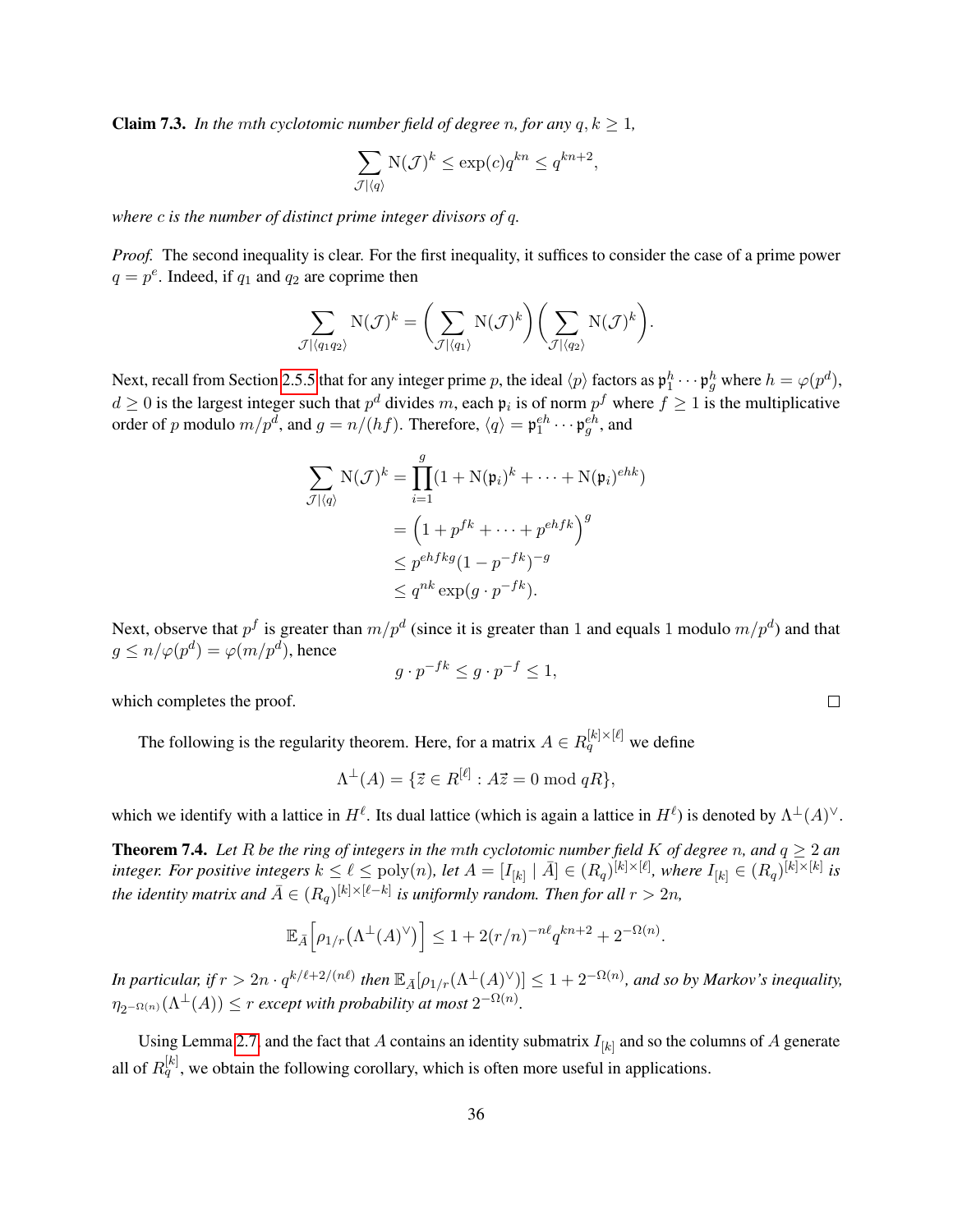**Claim 7.3.** *In the mth cyclotomic number field of degree n, for any $q, k \geq 1$,*

$$\sum_{\mathcal{J}|\langle q\rangle} \mathrm{N}(\mathcal{J})^k \leq \exp(c) q^{kn} \leq q^{kn+2},$$

*where c is the number of distinct prime integer divisors of q.*

*Proof.* The second inequality is clear. For the first inequality, it suffices to consider the case of a prime power $q = p^e$. Indeed, if $q_1$ and $q_2$ are coprime then

$$\sum_{\mathcal{J}|\langle q_1 q_2\rangle} \mathrm{N}(\mathcal{J})^k = \Big(\sum_{\mathcal{J}|\langle q_1\rangle} \mathrm{N}(\mathcal{J})^k\Big)\Big(\sum_{\mathcal{J}|\langle q_2\rangle} \mathrm{N}(\mathcal{J})^k\Big).$$

Next, recall from Section 2.5.5 that for any integer prime $p$, the ideal $\langle p\rangle$ factors as $\mathfrak{p}_1^h \cdots \mathfrak{p}_g^h$ where $h = \varphi(p^d)$, $d \geq 0$ is the largest integer such that $p^d$ divides $m$, each $\mathfrak{p}_i$ is of norm $p^f$ where $f \geq 1$ is the multiplicative order of $p$ modulo $m/p^d$, and $g = n/(hf)$. Therefore, $\langle q\rangle = \mathfrak{p}_1^{eh} \cdots \mathfrak{p}_g^{eh}$, and

$$\begin{aligned}
\sum_{\mathcal{J}|\langle q\rangle} \mathrm{N}(\mathcal{J})^k &= \prod_{i=1}^{g} (1 + \mathrm{N}(\mathfrak{p}_i)^k + \cdots + \mathrm{N}(\mathfrak{p}_i)^{ehk}) \\
&= \Big(1 + p^{fk} + \cdots + p^{ehfk}\Big)^g \\
&\leq p^{ehfkg}(1 - p^{-fk})^{-g} \\
&\leq q^{nk} \exp(g \cdot p^{-fk}).
\end{aligned}$$

Next, observe that $p^f$ is greater than $m/p^d$ (since it is greater than 1 and equals 1 modulo $m/p^d$) and that $g \leq n/\varphi(p^d) = \varphi(m/p^d)$, hence

$$g \cdot p^{-fk} \leq g \cdot p^{-f} \leq 1,$$

which completes the proof. $\square$

The following is the regularity theorem. Here, for a matrix $A \in R_q^{[k]\times[\ell]}$ we define

$$\Lambda^{\perp}(A) = \{\vec{z} \in R^{[\ell]} : A\vec{z} = 0 \bmod qR\},$$

which we identify with a lattice in $H^{\ell}$. Its dual lattice (which is again a lattice in $H^{\ell}$) is denoted by $\Lambda^{\perp}(A)^{\vee}$.

**Theorem 7.4.** *Let R be the ring of integers in the mth cyclotomic number field K of degree n, and $q \geq 2$ an integer. For positive integers $k \leq \ell \leq \mathrm{poly}(n)$, let $A = [I_{[k]} \mid \bar{A}] \in (R_q)^{[k]\times[\ell]}$, where $I_{[k]} \in (R_q)^{[k]\times[k]}$ is the identity matrix and $\bar{A} \in (R_q)^{[k]\times[\ell-k]}$ is uniformly random. Then for all $r > 2n$,*

$$\mathbb{E}_{\bar{A}}\Big[\rho_{1/r}\big(\Lambda^{\perp}(A)^{\vee}\big)\Big] \leq 1 + 2(r/n)^{-n\ell} q^{kn+2} + 2^{-\Omega(n)}.$$

*In particular, if $r > 2n \cdot q^{k/\ell + 2/(n\ell)}$ then $\mathbb{E}_{\bar{A}}[\rho_{1/r}(\Lambda^{\perp}(A)^{\vee})] \leq 1 + 2^{-\Omega(n)}$, and so by Markov's inequality, $\eta_{2^{-\Omega(n)}}(\Lambda^{\perp}(A)) \leq r$ except with probability at most $2^{-\Omega(n)}$.*

Using Lemma 2.7 and the fact that $A$ contains an identity submatrix $I_{[k]}$ and so the columns of $A$ generate all of $R_q^{[k]}$, we obtain the following corollary, which is often more useful in applications.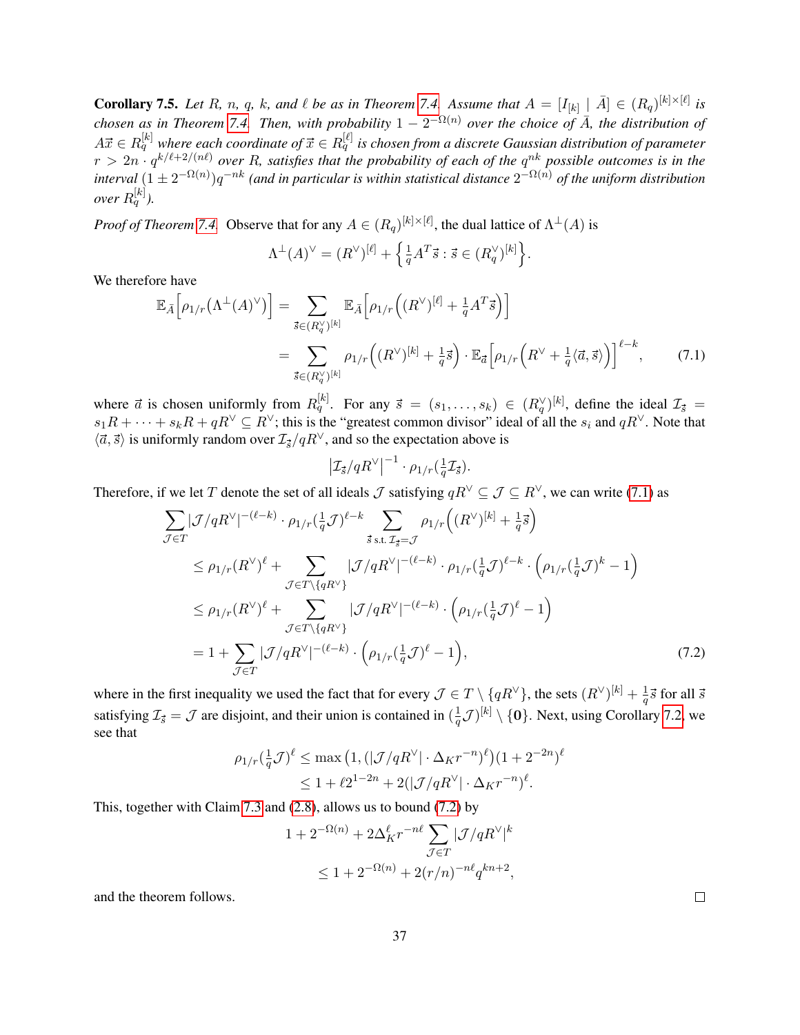**Corollary 7.5.** *Let $R$, $n$, $q$, $k$, and $\ell$ be as in Theorem 7.4. Assume that $A = [I_{[k]} \mid \bar{A}] \in (R_q)^{[k]\times[\ell]}$ is chosen as in Theorem 7.4. Then, with probability $1 - 2^{-\Omega(n)}$ over the choice of $\bar{A}$, the distribution of $A\vec{x} \in R_q^{[k]}$ where each coordinate of $\vec{x} \in R_q^{[\ell]}$ is chosen from a discrete Gaussian distribution of parameter $r > 2n \cdot q^{k/\ell + 2/(n\ell)}$ over $R$, satisfies that the probability of each of the $q^{nk}$ possible outcomes is in the interval $(1 \pm 2^{-\Omega(n)})q^{-nk}$ (and in particular is within statistical distance $2^{-\Omega(n)}$ of the uniform distribution over $R_q^{[k]}$).*

*Proof of Theorem 7.4.* Observe that for any $A \in (R_q)^{[k]\times[\ell]}$, the dual lattice of $\Lambda^\perp(A)$ is

$$\Lambda^\perp(A)^\vee = (R^\vee)^{[\ell]} + \left\{ \tfrac{1}{q} A^T \vec{s} : \vec{s} \in (R_q^\vee)^{[k]} \right\}.$$

We therefore have

$$\begin{aligned}
\mathbb{E}_{\bar{A}}\Big[\rho_{1/r}\big(\Lambda^\perp(A)^\vee\big)\Big] &= \sum_{\vec{s}\in(R_q^\vee)^{[k]}} \mathbb{E}_{\bar{A}}\Big[\rho_{1/r}\Big((R^\vee)^{[\ell]} + \tfrac{1}{q}A^T\vec{s}\Big)\Big] \\
&= \sum_{\vec{s}\in(R_q^\vee)^{[k]}} \rho_{1/r}\Big((R^\vee)^{[k]} + \tfrac{1}{q}\vec{s}\Big) \cdot \mathbb{E}_{\vec{a}}\Big[\rho_{1/r}\Big(R^\vee + \tfrac{1}{q}\langle \vec{a}, \vec{s}\rangle\Big)\Big]^{\ell-k}, \qquad (7.1)
\end{aligned}$$

where $\vec{a}$ is chosen uniformly from $R_q^{[k]}$. For any $\vec{s} = (s_1, \ldots, s_k) \in (R_q^\vee)^{[k]}$, define the ideal $\mathcal{I}_{\vec{s}} = s_1 R + \cdots + s_k R + qR^\vee \subseteq R^\vee$; this is the "greatest common divisor" ideal of all the $s_i$ and $qR^\vee$. Note that $\langle \vec{a}, \vec{s}\rangle$ is uniformly random over $\mathcal{I}_{\vec{s}}/qR^\vee$, and so the expectation above is

$$\left|\mathcal{I}_{\vec{s}}/qR^\vee\right|^{-1} \cdot \rho_{1/r}(\tfrac{1}{q}\mathcal{I}_{\vec{s}}).$$

Therefore, if we let $T$ denote the set of all ideals $\mathcal{J}$ satisfying $qR^\vee \subseteq \mathcal{J} \subseteq R^\vee$, we can write (7.1) as

$$\begin{aligned}
&\sum_{\mathcal{J}\in T} |\mathcal{J}/qR^\vee|^{-(\ell-k)} \cdot \rho_{1/r}(\tfrac{1}{q}\mathcal{J})^{\ell-k} \sum_{\vec{s}\text{ s.t. }\mathcal{I}_{\vec{s}}=\mathcal{J}} \rho_{1/r}\Big((R^\vee)^{[k]} + \tfrac{1}{q}\vec{s}\Big) \\
&\leq \rho_{1/r}(R^\vee)^\ell + \sum_{\mathcal{J}\in T\setminus\{qR^\vee\}} |\mathcal{J}/qR^\vee|^{-(\ell-k)} \cdot \rho_{1/r}(\tfrac{1}{q}\mathcal{J})^{\ell-k} \cdot \Big(\rho_{1/r}(\tfrac{1}{q}\mathcal{J})^k - 1\Big) \\
&\leq \rho_{1/r}(R^\vee)^\ell + \sum_{\mathcal{J}\in T\setminus\{qR^\vee\}} |\mathcal{J}/qR^\vee|^{-(\ell-k)} \cdot \Big(\rho_{1/r}(\tfrac{1}{q}\mathcal{J})^\ell - 1\Big) \\
&= 1 + \sum_{\mathcal{J}\in T} |\mathcal{J}/qR^\vee|^{-(\ell-k)} \cdot \Big(\rho_{1/r}(\tfrac{1}{q}\mathcal{J})^\ell - 1\Big), \qquad (7.2)
\end{aligned}$$

where in the first inequality we used the fact that for every $\mathcal{J} \in T \setminus \{qR^\vee\}$, the sets $(R^\vee)^{[k]} + \frac{1}{q}\vec{s}$ for all $\vec{s}$ satisfying $\mathcal{I}_{\vec{s}} = \mathcal{J}$ are disjoint, and their union is contained in $(\frac{1}{q}\mathcal{J})^{[k]} \setminus \{\mathbf{0}\}$. Next, using Corollary 7.2, we see that

$$\begin{aligned}
\rho_{1/r}(\tfrac{1}{q}\mathcal{J})^\ell &\leq \max\big(1, (|\mathcal{J}/qR^\vee| \cdot \Delta_K r^{-n})^\ell\big)(1 + 2^{-2n})^\ell \\
&\leq 1 + \ell 2^{1-2n} + 2(|\mathcal{J}/qR^\vee| \cdot \Delta_K r^{-n})^\ell.
\end{aligned}$$

This, together with Claim 7.3 and (2.8), allows us to bound (7.2) by

$$\begin{aligned}
1 + 2^{-\Omega(n)} &+ 2\Delta_K^\ell r^{-n\ell} \sum_{\mathcal{J}\in T} |\mathcal{J}/qR^\vee|^k \\
&\leq 1 + 2^{-\Omega(n)} + 2(r/n)^{-n\ell} q^{kn+2},
\end{aligned}$$

and the theorem follows. $\square$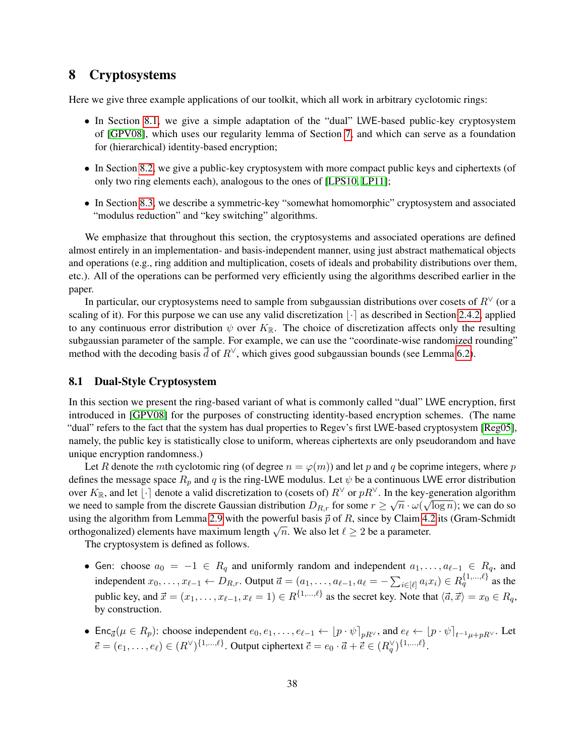# 8 Cryptosystems

Here we give three example applications of our toolkit, which all work in arbitrary cyclotomic rings:

- In Section 8.1, we give a simple adaptation of the "dual" LWE-based public-key cryptosystem of [GPV08], which uses our regularity lemma of Section 7, and which can serve as a foundation for (hierarchical) identity-based encryption;
- In Section 8.2, we give a public-key cryptosystem with more compact public keys and ciphertexts (of only two ring elements each), analogous to the ones of [LPS10, LP11];
- In Section 8.3, we describe a symmetric-key "somewhat homomorphic" cryptosystem and associated "modulus reduction" and "key switching" algorithms.

We emphasize that throughout this section, the cryptosystems and associated operations are defined almost entirely in an implementation- and basis-independent manner, using just abstract mathematical objects and operations (e.g., ring addition and multiplication, cosets of ideals and probability distributions over them, etc.). All of the operations can be performed very efficiently using the algorithms described earlier in the paper.

In particular, our cryptosystems need to sample from subgaussian distributions over cosets of $R^\vee$ (or a scaling of it). For this purpose we can use any valid discretization $\lfloor \cdot \rceil$ as described in Section 2.4.2, applied to any continuous error distribution $\psi$ over $K_\mathbb{R}$. The choice of discretization affects only the resulting subgaussian parameter of the sample. For example, we can use the "coordinate-wise randomized rounding" method with the decoding basis $\vec{d}$ of $R^\vee$, which gives good subgaussian bounds (see Lemma 6.2).

## 8.1 Dual-Style Cryptosystem

In this section we present the ring-based variant of what is commonly called "dual" LWE encryption, first introduced in [GPV08] for the purposes of constructing identity-based encryption schemes. (The name "dual" refers to the fact that the system has dual properties to Regev's first LWE-based cryptosystem [Reg05], namely, the public key is statistically close to uniform, whereas ciphertexts are only pseudorandom and have unique encryption randomness.)

Let $R$ denote the $m$th cyclotomic ring (of degree $n = \varphi(m)$) and let $p$ and $q$ be coprime integers, where $p$ defines the message space $R_p$ and $q$ is the ring-LWE modulus. Let $\psi$ be a continuous LWE error distribution over $K_\mathbb{R}$, and let $\lfloor \cdot \rceil$ denote a valid discretization to (cosets of) $R^\vee$ or $pR^\vee$. In the key-generation algorithm we need to sample from the discrete Gaussian distribution $D_{R,r}$ for some $r \geq \sqrt{n} \cdot \omega(\sqrt{\log n})$; we can do so using the algorithm from Lemma 2.9 with the powerful basis $\vec{p}$ of $R$, since by Claim 4.2 its (Gram-Schmidt orthogonalized) elements have maximum length $\sqrt{n}$. We also let $\ell \geq 2$ be a parameter.

The cryptosystem is defined as follows.

- $\mathsf{Gen}$: choose $a_0 = -1 \in R_q$ and uniformly random and independent $a_1, \ldots, a_{\ell-1} \in R_q$, and independent $x_0, \ldots, x_{\ell-1} \leftarrow D_{R,r}$. Output $\vec{a} = (a_1, \ldots, a_{\ell-1}, a_\ell = -\sum_{i \in [\ell]} a_i x_i) \in R_q^{\{1,\ldots,\ell\}}$ as the public key, and $\vec{x} = (x_1, \ldots, x_{\ell-1}, x_\ell = 1) \in R^{\{1,\ldots,\ell\}}$ as the secret key. Note that $\langle \vec{a}, \vec{x} \rangle = x_0 \in R_q$, by construction.
- $\mathsf{Enc}_{\vec{a}}(\mu \in R_p)$: choose independent $e_0, e_1, \ldots, e_{\ell-1} \leftarrow \lfloor p \cdot \psi \rceil_{pR^\vee}$, and $e_\ell \leftarrow \lfloor p \cdot \psi \rceil_{t^{-1}\mu + pR^\vee}$. Let $\vec{e} = (e_1, \ldots, e_\ell) \in (R^\vee)^{\{1,\ldots,\ell\}}$. Output ciphertext $\vec{c} = e_0 \cdot \vec{a} + \vec{e} \in (R_q^\vee)^{\{1,\ldots,\ell\}}$.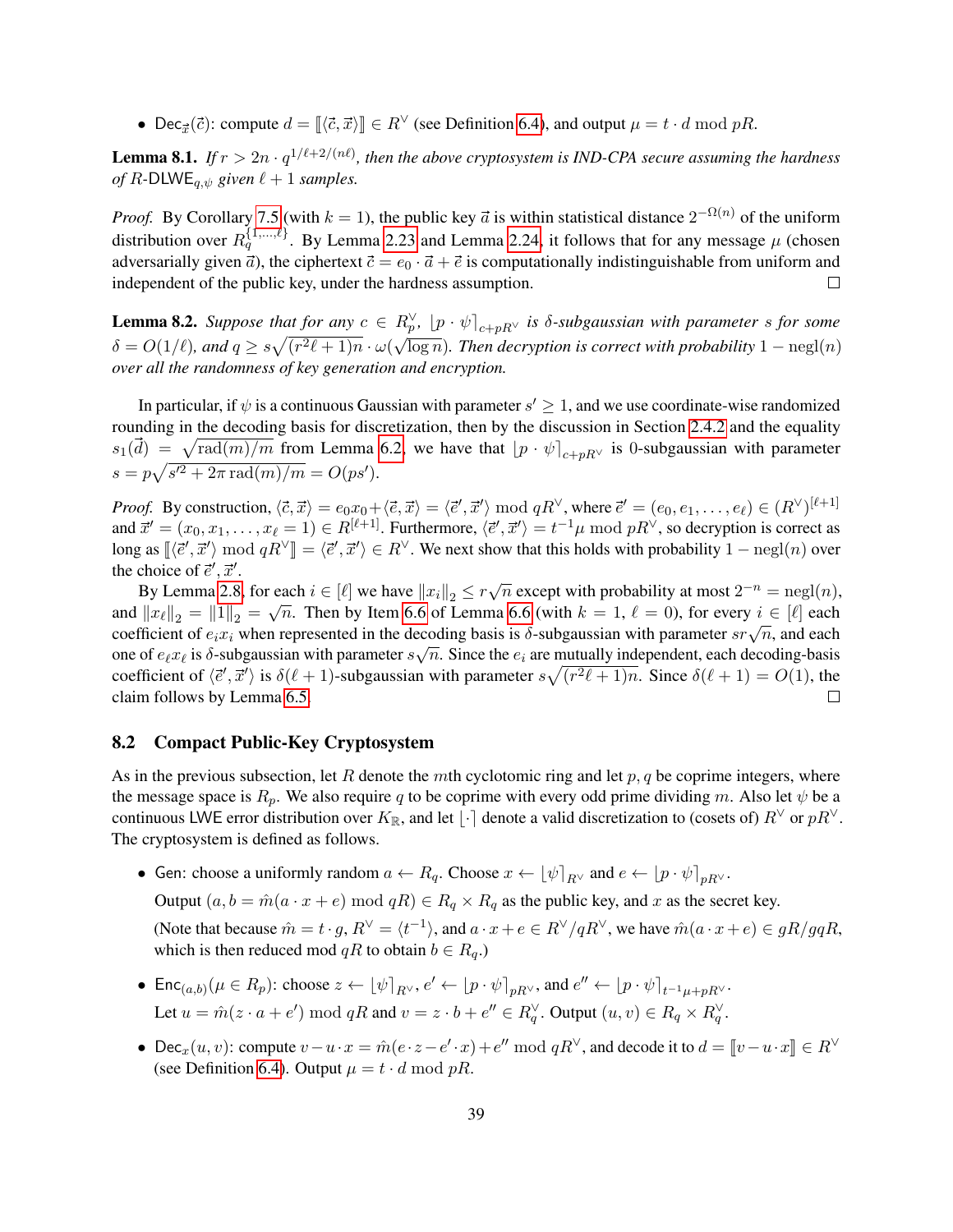- $\mathsf{Dec}_{\vec{x}}(\vec{c})$: compute $d = [\![\langle \vec{c}, \vec{x} \rangle]\!] \in R^\vee$ (see Definition 6.4), and output $\mu = t \cdot d \bmod pR$.

**Lemma 8.1.** *If $r > 2n \cdot q^{1/\ell + 2/(n\ell)}$, then the above cryptosystem is IND-CPA secure assuming the hardness of $R$-$\mathsf{DLWE}_{q,\psi}$ given $\ell + 1$ samples.*

*Proof.* By Corollary 7.5 (with $k = 1$), the public key $\vec{a}$ is within statistical distance $2^{-\Omega(n)}$ of the uniform distribution over $R_q^{\{1,\ldots,\ell\}}$. By Lemma 2.23 and Lemma 2.24, it follows that for any message $\mu$ (chosen adversarially given $\vec{a}$), the ciphertext $\vec{c} = e_0 \cdot \vec{a} + \vec{e}$ is computationally indistinguishable from uniform and independent of the public key, under the hardness assumption. $\square$

**Lemma 8.2.** *Suppose that for any $c \in R_p^\vee$, $\lfloor p \cdot \psi \rceil_{c + pR^\vee}$ is $\delta$-subgaussian with parameter $s$ for some $\delta = O(1/\ell)$, and $q \geq s\sqrt{(r^2\ell + 1)n} \cdot \omega(\sqrt{\log n})$. Then decryption is correct with probability $1 - \mathrm{negl}(n)$ over all the randomness of key generation and encryption.*

In particular, if $\psi$ is a continuous Gaussian with parameter $s' \geq 1$, and we use coordinate-wise randomized rounding in the decoding basis for discretization, then by the discussion in Section 2.4.2 and the equality $s_1(\vec{d}) = \sqrt{\mathrm{rad}(m)/m}$ from Lemma 6.2, we have that $\lfloor p \cdot \psi \rceil_{c + pR^\vee}$ is 0-subgaussian with parameter $s = p\sqrt{s'^2 + 2\pi \, \mathrm{rad}(m)/m} = O(ps')$.

*Proof.* By construction, $\langle \vec{c}, \vec{x} \rangle = e_0 x_0 + \langle \vec{e}, \vec{x} \rangle = \langle \vec{e}', \vec{x}' \rangle \bmod qR^\vee$, where $\vec{e}' = (e_0, e_1, \ldots, e_\ell) \in (R^\vee)^{[\ell+1]}$ and $\vec{x}' = (x_0, x_1, \ldots, x_\ell = 1) \in R^{[\ell+1]}$. Furthermore, $\langle \vec{e}', \vec{x}' \rangle = t^{-1}\mu \bmod pR^\vee$, so decryption is correct as long as $[\![\langle \vec{e}', \vec{x}' \rangle \bmod qR^\vee]\!] = \langle \vec{e}', \vec{x}' \rangle \in R^\vee$. We next show that this holds with probability $1 - \mathrm{negl}(n)$ over the choice of $\vec{e}', \vec{x}'$.

By Lemma 2.8, for each $i \in [\ell]$ we have $\|x_i\|_2 \leq r\sqrt{n}$ except with probability at most $2^{-n} = \mathrm{negl}(n)$, and $\|x_\ell\|_2 = \|1\|_2 = \sqrt{n}$. Then by Item 6.6 of Lemma 6.6 (with $k = 1$, $\ell = 0$), for every $i \in [\ell]$ each coefficient of $e_i x_i$ when represented in the decoding basis is $\delta$-subgaussian with parameter $sr\sqrt{n}$, and each one of $e_\ell x_\ell$ is $\delta$-subgaussian with parameter $s\sqrt{n}$. Since the $e_i$ are mutually independent, each decoding-basis coefficient of $\langle \vec{e}', \vec{x}' \rangle$ is $\delta(\ell+1)$-subgaussian with parameter $s\sqrt{(r^2\ell + 1)n}$. Since $\delta(\ell + 1) = O(1)$, the claim follows by Lemma 6.5. $\square$

### 8.2 Compact Public-Key Cryptosystem

As in the previous subsection, let $R$ denote the $m$th cyclotomic ring and let $p, q$ be coprime integers, where the message space is $R_p$. We also require $q$ to be coprime with every odd prime dividing $m$. Also let $\psi$ be a continuous $\mathsf{LWE}$ error distribution over $K_\mathbb{R}$, and let $\lfloor \cdot \rceil$ denote a valid discretization to (cosets of) $R^\vee$ or $pR^\vee$. The cryptosystem is defined as follows.

- $\mathsf{Gen}$: choose a uniformly random $a \leftarrow R_q$. Choose $x \leftarrow \lfloor \psi \rceil_{R^\vee}$ and $e \leftarrow \lfloor p \cdot \psi \rceil_{pR^\vee}$.

  Output $(a, b = \hat{m}(a \cdot x + e) \bmod qR) \in R_q \times R_q$ as the public key, and $x$ as the secret key.

  (Note that because $\hat{m} = t \cdot g$, $R^\vee = \langle t^{-1} \rangle$, and $a \cdot x + e \in R^\vee / qR^\vee$, we have $\hat{m}(a \cdot x + e) \in gR/gqR$, which is then reduced mod $qR$ to obtain $b \in R_q$.)

- $\mathsf{Enc}_{(a,b)}(\mu \in R_p)$: choose $z \leftarrow \lfloor \psi \rceil_{R^\vee}$, $e' \leftarrow \lfloor p \cdot \psi \rceil_{pR^\vee}$, and $e'' \leftarrow \lfloor p \cdot \psi \rceil_{t^{-1}\mu + pR^\vee}$.

  Let $u = \hat{m}(z \cdot a + e') \bmod qR$ and $v = z \cdot b + e'' \in R_q^\vee$. Output $(u, v) \in R_q \times R_q^\vee$.

- $\mathsf{Dec}_x(u, v)$: compute $v - u \cdot x = \hat{m}(e \cdot z - e' \cdot x) + e'' \bmod qR^\vee$, and decode it to $d = [\![v - u \cdot x]\!] \in R^\vee$ (see Definition 6.4). Output $\mu = t \cdot d \bmod pR$.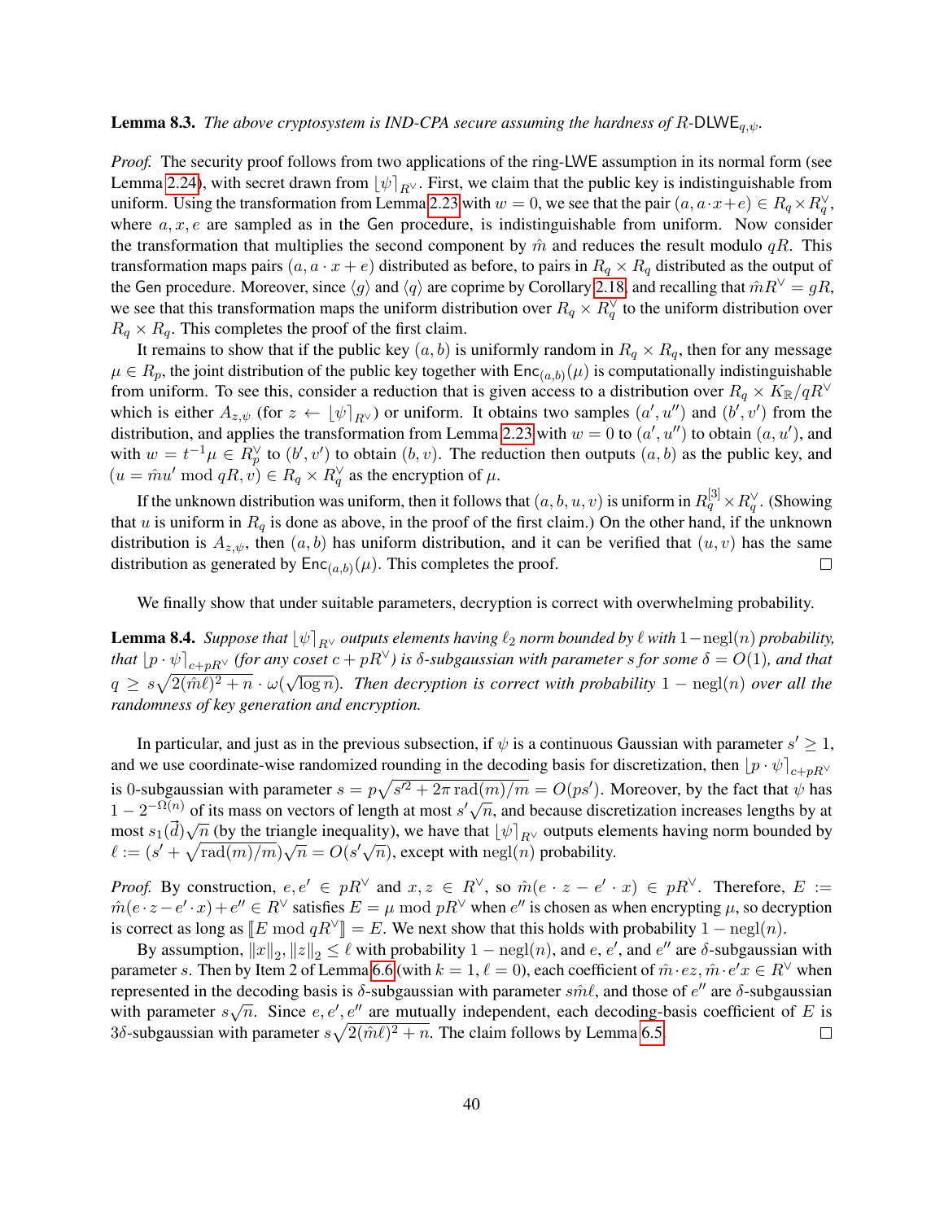**Lemma 8.3.** *The above cryptosystem is IND-CPA secure assuming the hardness of $R$-$\mathsf{DLWE}_{q,\psi}$.*

*Proof.* The security proof follows from two applications of the ring-LWE assumption in its normal form (see Lemma 2.24), with secret drawn from $\lfloor \psi \rceil_{R^\vee}$. First, we claim that the public key is indistinguishable from uniform. Using the transformation from Lemma 2.23 with $w = 0$, we see that the pair $(a, a \cdot x + e) \in R_q \times R_q^\vee$, where $a, x, e$ are sampled as in the Gen procedure, is indistinguishable from uniform. Now consider the transformation that multiplies the second component by $\hat{m}$ and reduces the result modulo $qR$. This transformation maps pairs $(a, a \cdot x + e)$ distributed as before, to pairs in $R_q \times R_q$ distributed as the output of the Gen procedure. Moreover, since $\langle g \rangle$ and $\langle q \rangle$ are coprime by Corollary 2.18, and recalling that $\hat{m} R^\vee = gR$, we see that this transformation maps the uniform distribution over $R_q \times R_q^\vee$ to the uniform distribution over $R_q \times R_q$. This completes the proof of the first claim.

It remains to show that if the public key $(a, b)$ is uniformly random in $R_q \times R_q$, then for any message $\mu \in R_p$, the joint distribution of the public key together with $\mathsf{Enc}_{(a,b)}(\mu)$ is computationally indistinguishable from uniform. To see this, consider a reduction that is given access to a distribution over $R_q \times K_\mathbb{R}/qR^\vee$ which is either $A_{z,\psi}$ (for $z \leftarrow \lfloor \psi \rceil_{R^\vee}$) or uniform. It obtains two samples $(a', u'')$ and $(b', v')$ from the distribution, and applies the transformation from Lemma 2.23 with $w = 0$ to $(a', u'')$ to obtain $(a, u')$, and with $w = t^{-1}\mu \in R_p^\vee$ to $(b', v')$ to obtain $(b, v)$. The reduction then outputs $(a, b)$ as the public key, and $(u = \hat{m} u' \bmod qR, v) \in R_q \times R_q^\vee$ as the encryption of $\mu$.

If the unknown distribution was uniform, then it follows that $(a, b, u, v)$ is uniform in $R_q^{[3]} \times R_q^\vee$. (Showing that $u$ is uniform in $R_q$ is done as above, in the proof of the first claim.) On the other hand, if the unknown distribution is $A_{z,\psi}$, then $(a, b)$ has uniform distribution, and it can be verified that $(u, v)$ has the same distribution as generated by $\mathsf{Enc}_{(a,b)}(\mu)$. This completes the proof. $\square$

We finally show that under suitable parameters, decryption is correct with overwhelming probability.

**Lemma 8.4.** *Suppose that $\lfloor \psi \rceil_{R^\vee}$ outputs elements having $\ell_2$ norm bounded by $\ell$ with $1 - \mathrm{negl}(n)$ probability, that $\lfloor p \cdot \psi \rceil_{c + pR^\vee}$ (for any coset $c + pR^\vee$) is $\delta$-subgaussian with parameter $s$ for some $\delta = O(1)$, and that $q \geq s\sqrt{2(\hat{m}\ell)^2 + n} \cdot \omega(\sqrt{\log n})$. Then decryption is correct with probability $1 - \mathrm{negl}(n)$ over all the randomness of key generation and encryption.*

In particular, and just as in the previous subsection, if $\psi$ is a continuous Gaussian with parameter $s' \geq 1$, and we use coordinate-wise randomized rounding in the decoding basis for discretization, then $\lfloor p \cdot \psi \rceil_{c+pR^\vee}$ is 0-subgaussian with parameter $s = p\sqrt{s'^2 + 2\pi \, \mathrm{rad}(m)/m} = O(ps')$. Moreover, by the fact that $\psi$ has $1 - 2^{-\Omega(n)}$ of its mass on vectors of length at most $s'\sqrt{n}$, and because discretization increases lengths by at most $s_1(\vec{d})\sqrt{n}$ (by the triangle inequality), we have that $\lfloor \psi \rceil_{R^\vee}$ outputs elements having norm bounded by $\ell := (s' + \sqrt{\mathrm{rad}(m)/m})\sqrt{n} = O(s'\sqrt{n})$, except with $\mathrm{negl}(n)$ probability.

*Proof.* By construction, $e, e' \in pR^\vee$ and $x, z \in R^\vee$, so $\hat{m}(e \cdot z - e' \cdot x) \in pR^\vee$. Therefore, $E := \hat{m}(e \cdot z - e' \cdot x) + e'' \in R^\vee$ satisfies $E = \mu \bmod pR^\vee$ when $e''$ is chosen as when encrypting $\mu$, so decryption is correct as long as $[\![ E \bmod qR^\vee ]\!] = E$. We next show that this holds with probability $1 - \mathrm{negl}(n)$.

By assumption, $\|x\|_2, \|z\|_2 \leq \ell$ with probability $1 - \mathrm{negl}(n)$, and $e$, $e'$, and $e''$ are $\delta$-subgaussian with parameter $s$. Then by Item 2 of Lemma 6.6 (with $k = 1, \ell = 0$), each coefficient of $\hat{m} \cdot ez, \hat{m} \cdot e'x \in R^\vee$ when represented in the decoding basis is $\delta$-subgaussian with parameter $s\hat{m}\ell$, and those of $e''$ are $\delta$-subgaussian with parameter $s\sqrt{n}$. Since $e, e', e''$ are mutually independent, each decoding-basis coefficient of $E$ is $3\delta$-subgaussian with parameter $s\sqrt{2(\hat{m}\ell)^2 + n}$. The claim follows by Lemma 6.5. $\square$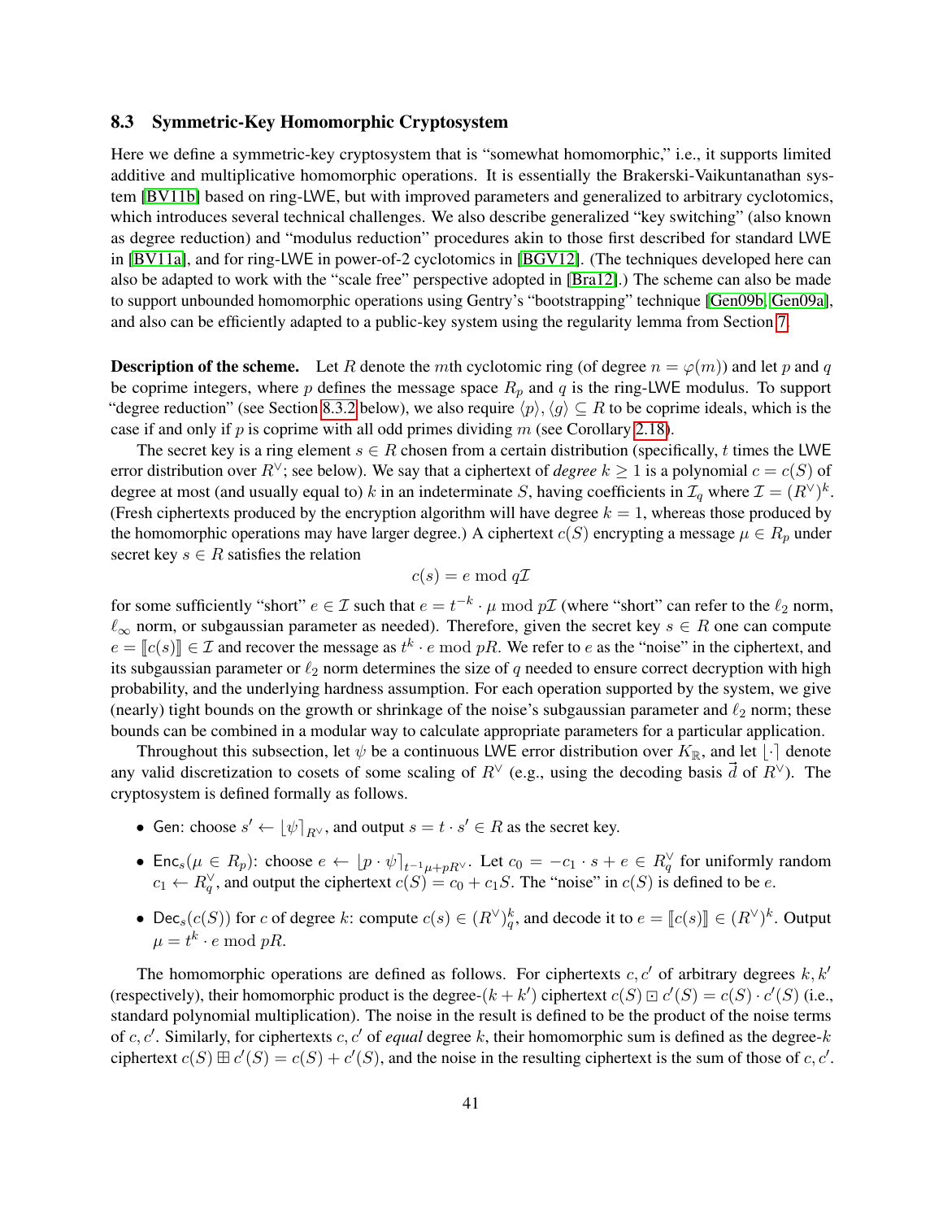### 8.3 Symmetric-Key Homomorphic Cryptosystem

Here we define a symmetric-key cryptosystem that is "somewhat homomorphic," i.e., it supports limited additive and multiplicative homomorphic operations. It is essentially the Brakerski-Vaikuntanathan system [BV11b] based on ring-LWE, but with improved parameters and generalized to arbitrary cyclotomics, which introduces several technical challenges. We also describe generalized "key switching" (also known as degree reduction) and "modulus reduction" procedures akin to those first described for standard LWE in [BV11a], and for ring-LWE in power-of-2 cyclotomics in [BGV12]. (The techniques developed here can also be adapted to work with the "scale free" perspective adopted in [Bra12].) The scheme can also be made to support unbounded homomorphic operations using Gentry's "bootstrapping" technique [Gen09b, Gen09a], and also can be efficiently adapted to a public-key system using the regularity lemma from Section 7.

**Description of the scheme.** Let $R$ denote the $m$th cyclotomic ring (of degree $n = \varphi(m)$) and let $p$ and $q$ be coprime integers, where $p$ defines the message space $R_p$ and $q$ is the ring-LWE modulus. To support "degree reduction" (see Section 8.3.2 below), we also require $\langle p \rangle, \langle g \rangle \subseteq R$ to be coprime ideals, which is the case if and only if $p$ is coprime with all odd primes dividing $m$ (see Corollary 2.18).

The secret key is a ring element $s \in R$ chosen from a certain distribution (specifically, $t$ times the LWE error distribution over $R^\vee$; see below). We say that a ciphertext of *degree* $k \geq 1$ is a polynomial $c = c(S)$ of degree at most (and usually equal to) $k$ in an indeterminate $S$, having coefficients in $\mathcal{I}_q$ where $\mathcal{I} = (R^\vee)^k$. (Fresh ciphertexts produced by the encryption algorithm will have degree $k = 1$, whereas those produced by the homomorphic operations may have larger degree.) A ciphertext $c(S)$ encrypting a message $\mu \in R_p$ under secret key $s \in R$ satisfies the relation

$$c(s) = e \bmod q\mathcal{I}$$

for some sufficiently "short" $e \in \mathcal{I}$ such that $e = t^{-k} \cdot \mu \bmod p\mathcal{I}$ (where "short" can refer to the $\ell_2$ norm, $\ell_\infty$ norm, or subgaussian parameter as needed). Therefore, given the secret key $s \in R$ one can compute $e = [\![c(s)]\!] \in \mathcal{I}$ and recover the message as $t^k \cdot e \bmod pR$. We refer to $e$ as the "noise" in the ciphertext, and its subgaussian parameter or $\ell_2$ norm determines the size of $q$ needed to ensure correct decryption with high probability, and the underlying hardness assumption. For each operation supported by the system, we give (nearly) tight bounds on the growth or shrinkage of the noise's subgaussian parameter and $\ell_2$ norm; these bounds can be combined in a modular way to calculate appropriate parameters for a particular application.

Throughout this subsection, let $\psi$ be a continuous LWE error distribution over $K_\mathbb{R}$, and let $\lfloor \cdot \rceil$ denote any valid discretization to cosets of some scaling of $R^\vee$ (e.g., using the decoding basis $\vec{d}$ of $R^\vee$). The cryptosystem is defined formally as follows.

- $\mathsf{Gen}$: choose $s' \leftarrow \lfloor \psi \rceil_{R^\vee}$, and output $s = t \cdot s' \in R$ as the secret key.
- $\mathsf{Enc}_s(\mu \in R_p)$: choose $e \leftarrow \lfloor p \cdot \psi \rceil_{t^{-1}\mu + pR^\vee}$. Let $c_0 = -c_1 \cdot s + e \in R_q^\vee$ for uniformly random $c_1 \leftarrow R_q^\vee$, and output the ciphertext $c(S) = c_0 + c_1 S$. The "noise" in $c(S)$ is defined to be $e$.
- $\mathsf{Dec}_s(c(S))$ for $c$ of degree $k$: compute $c(s) \in (R^\vee)_q^k$, and decode it to $e = [\![c(s)]\!] \in (R^\vee)^k$. Output $\mu = t^k \cdot e \bmod pR$.

The homomorphic operations are defined as follows. For ciphertexts $c, c'$ of arbitrary degrees $k, k'$ (respectively), their homomorphic product is the degree-$(k + k')$ ciphertext $c(S) \boxdot c'(S) = c(S) \cdot c'(S)$ (i.e., standard polynomial multiplication). The noise in the result is defined to be the product of the noise terms of $c, c'$. Similarly, for ciphertexts $c, c'$ of *equal* degree $k$, their homomorphic sum is defined as the degree-$k$ ciphertext $c(S) \boxplus c'(S) = c(S) + c'(S)$, and the noise in the resulting ciphertext is the sum of those of $c, c'$.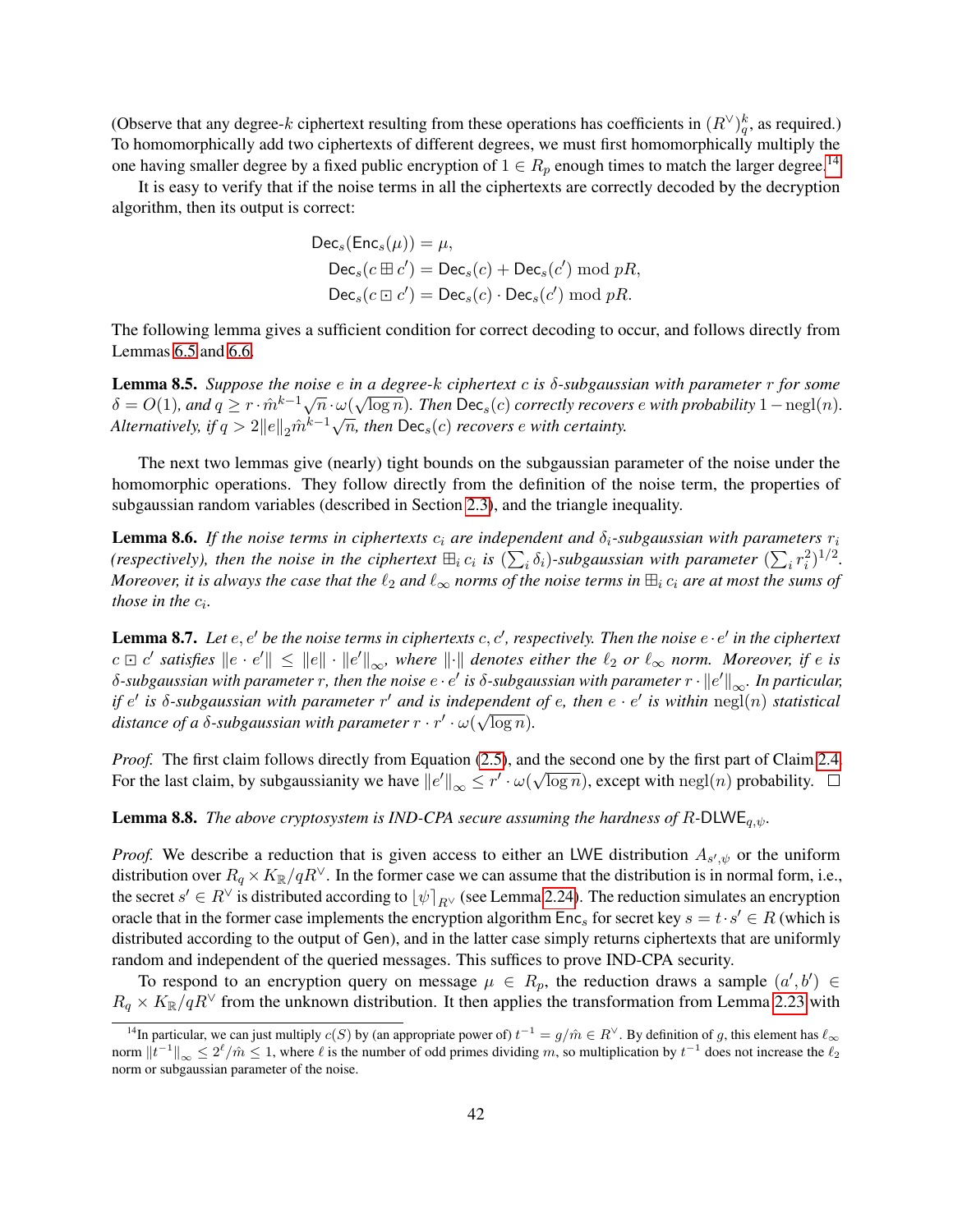(Observe that any degree-$k$ ciphertext resulting from these operations has coefficients in $(R^\vee)_q^k$, as required.) To homomorphically add two ciphertexts of different degrees, we must first homomorphically multiply the one having smaller degree by a fixed public encryption of $1 \in R_p$ enough times to match the larger degree.[14]

It is easy to verify that if the noise terms in all the ciphertexts are correctly decoded by the decryption algorithm, then its output is correct:

$$\begin{aligned}
\mathsf{Dec}_s(\mathsf{Enc}_s(\mu)) &= \mu, \\
\mathsf{Dec}_s(c \boxplus c') &= \mathsf{Dec}_s(c) + \mathsf{Dec}_s(c') \bmod pR, \\
\mathsf{Dec}_s(c \boxdot c') &= \mathsf{Dec}_s(c) \cdot \mathsf{Dec}_s(c') \bmod pR.
\end{aligned}$$

The following lemma gives a sufficient condition for correct decoding to occur, and follows directly from Lemmas 6.5 and 6.6.

**Lemma 8.5.** *Suppose the noise $e$ in a degree-$k$ ciphertext $c$ is $\delta$-subgaussian with parameter $r$ for some $\delta = O(1)$, and $q \geq r \cdot \hat{m}^{k-1}\sqrt{n} \cdot \omega(\sqrt{\log n})$. Then $\mathsf{Dec}_s(c)$ correctly recovers $e$ with probability $1 - \operatorname{negl}(n)$. Alternatively, if $q > 2\|e\|_2 \hat{m}^{k-1}\sqrt{n}$, then $\mathsf{Dec}_s(c)$ recovers $e$ with certainty.*

The next two lemmas give (nearly) tight bounds on the subgaussian parameter of the noise under the homomorphic operations. They follow directly from the definition of the noise term, the properties of subgaussian random variables (described in Section 2.3), and the triangle inequality.

**Lemma 8.6.** *If the noise terms in ciphertexts $c_i$ are independent and $\delta_i$-subgaussian with parameters $r_i$ (respectively), then the noise in the ciphertext $\boxplus_i c_i$ is $(\sum_i \delta_i)$-subgaussian with parameter $(\sum_i r_i^2)^{1/2}$. Moreover, it is always the case that the $\ell_2$ and $\ell_\infty$ norms of the noise terms in $\boxplus_i c_i$ are at most the sums of those in the $c_i$.*

**Lemma 8.7.** *Let $e, e'$ be the noise terms in ciphertexts $c, c'$, respectively. Then the noise $e \cdot e'$ in the ciphertext $c \boxdot c'$ satisfies $\|e \cdot e'\| \leq \|e\| \cdot \|e'\|_\infty$, where $\|\cdot\|$ denotes either the $\ell_2$ or $\ell_\infty$ norm. Moreover, if $e$ is $\delta$-subgaussian with parameter $r$, then the noise $e \cdot e'$ is $\delta$-subgaussian with parameter $r \cdot \|e'\|_\infty$. In particular, if $e'$ is $\delta$-subgaussian with parameter $r'$ and is independent of $e$, then $e \cdot e'$ is within $\operatorname{negl}(n)$ statistical distance of a $\delta$-subgaussian with parameter $r \cdot r' \cdot \omega(\sqrt{\log n})$.*

*Proof.* The first claim follows directly from Equation (2.5), and the second one by the first part of Claim 2.4. For the last claim, by subgaussianity we have $\|e'\|_\infty \leq r' \cdot \omega(\sqrt{\log n})$, except with $\operatorname{negl}(n)$ probability. $\square$

**Lemma 8.8.** *The above cryptosystem is IND-CPA secure assuming the hardness of $R$-$\mathsf{DLWE}_{q,\psi}$.*

*Proof.* We describe a reduction that is given access to either an LWE distribution $A_{s',\psi}$ or the uniform distribution over $R_q \times K_\mathbb{R}/qR^\vee$. In the former case we can assume that the distribution is in normal form, i.e., the secret $s' \in R^\vee$ is distributed according to $\lfloor \psi \rceil_{R^\vee}$ (see Lemma 2.24). The reduction simulates an encryption oracle that in the former case implements the encryption algorithm $\mathsf{Enc}_s$ for secret key $s = t \cdot s' \in R$ (which is distributed according to the output of $\mathsf{Gen}$), and in the latter case simply returns ciphertexts that are uniformly random and independent of the queried messages. This suffices to prove IND-CPA security.

To respond to an encryption query on message $\mu \in R_p$, the reduction draws a sample $(a', b') \in R_q \times K_\mathbb{R}/qR^\vee$ from the unknown distribution. It then applies the transformation from Lemma 2.23 with

[14] In particular, we can just multiply $c(S)$ by (an appropriate power of) $t^{-1} = g/\hat{m} \in R^\vee$. By definition of $g$, this element has $\ell_\infty$ norm $\|t^{-1}\|_\infty \leq 2^\ell/\hat{m} \leq 1$, where $\ell$ is the number of odd primes dividing $m$, so multiplication by $t^{-1}$ does not increase the $\ell_2$ norm or subgaussian parameter of the noise.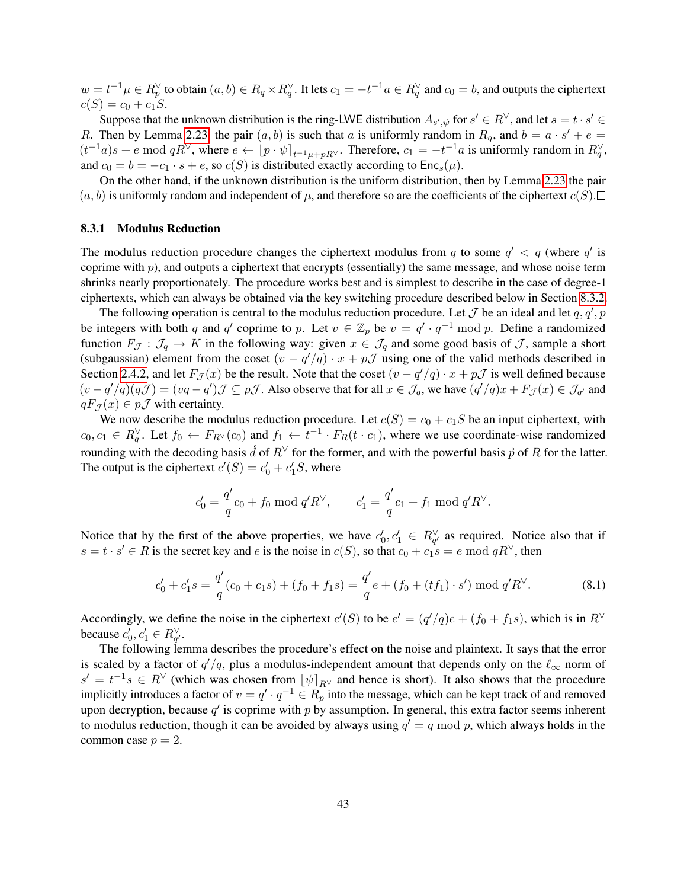$w = t^{-1}\mu \in R_p^\vee$ to obtain $(a, b) \in R_q \times R_q^\vee$. It lets $c_1 = -t^{-1}a \in R_q^\vee$ and $c_0 = b$, and outputs the ciphertext $c(S) = c_0 + c_1 S$.

Suppose that the unknown distribution is the ring-LWE distribution $A_{s',\psi}$ for $s' \in R^\vee$, and let $s = t \cdot s' \in R$. Then by Lemma 2.23, the pair $(a, b)$ is such that $a$ is uniformly random in $R_q$, and $b = a \cdot s' + e = (t^{-1}a)s + e \bmod qR^\vee$, where $e \leftarrow \lfloor p \cdot \psi \rceil_{t^{-1}\mu + pR^\vee}$. Therefore, $c_1 = -t^{-1}a$ is uniformly random in $R_q^\vee$, and $c_0 = b = -c_1 \cdot s + e$, so $c(S)$ is distributed exactly according to $\mathsf{Enc}_s(\mu)$.

On the other hand, if the unknown distribution is the uniform distribution, then by Lemma 2.23 the pair $(a, b)$ is uniformly random and independent of $\mu$, and therefore so are the coefficients of the ciphertext $c(S)$. □

### 8.3.1 Modulus Reduction

The modulus reduction procedure changes the ciphertext modulus from $q$ to some $q' < q$ (where $q'$ is coprime with $p$), and outputs a ciphertext that encrypts (essentially) the same message, and whose noise term shrinks nearly proportionately. The procedure works best and is simplest to describe in the case of degree-1 ciphertexts, which can always be obtained via the key switching procedure described below in Section 8.3.2.

The following operation is central to the modulus reduction procedure. Let $\mathcal{J}$ be an ideal and let $q, q', p$ be integers with both $q$ and $q'$ coprime to $p$. Let $v \in \mathbb{Z}_p$ be $v = q' \cdot q^{-1} \bmod p$. Define a randomized function $F_{\mathcal{J}} : \mathcal{J}_q \to K$ in the following way: given $x \in \mathcal{J}_q$ and some good basis of $\mathcal{J}$, sample a short (subgaussian) element from the coset $(v - q'/q) \cdot x + p\mathcal{J}$ using one of the valid methods described in Section 2.4.2, and let $F_{\mathcal{J}}(x)$ be the result. Note that the coset $(v - q'/q) \cdot x + p\mathcal{J}$ is well defined because $(v - q'/q)(q\mathcal{J}) = (vq - q')\mathcal{J} \subseteq p\mathcal{J}$. Also observe that for all $x \in \mathcal{J}_q$, we have $(q'/q)x + F_{\mathcal{J}}(x) \in \mathcal{J}_{q'}$ and $qF_{\mathcal{J}}(x) \in p\mathcal{J}$ with certainty.

We now describe the modulus reduction procedure. Let $c(S) = c_0 + c_1 S$ be an input ciphertext, with $c_0, c_1 \in R_q^\vee$. Let $f_0 \leftarrow F_{R^\vee}(c_0)$ and $f_1 \leftarrow t^{-1} \cdot F_R(t \cdot c_1)$, where we use coordinate-wise randomized rounding with the decoding basis $\vec{d}$ of $R^\vee$ for the former, and with the powerful basis $\vec{p}$ of $R$ for the latter. The output is the ciphertext $c'(S) = c'_0 + c'_1 S$, where

$$c'_0 = \frac{q'}{q} c_0 + f_0 \bmod q'R^\vee, \qquad c'_1 = \frac{q'}{q} c_1 + f_1 \bmod q'R^\vee.$$

Notice that by the first of the above properties, we have $c'_0, c'_1 \in R_{q'}^\vee$ as required. Notice also that if $s = t \cdot s' \in R$ is the secret key and $e$ is the noise in $c(S)$, so that $c_0 + c_1 s = e \bmod qR^\vee$, then

$$c'_0 + c'_1 s = \frac{q'}{q}(c_0 + c_1 s) + (f_0 + f_1 s) = \frac{q'}{q} e + (f_0 + (tf_1) \cdot s') \bmod q'R^\vee. \tag{8.1}$$

Accordingly, we define the noise in the ciphertext $c'(S)$ to be $e' = (q'/q)e + (f_0 + f_1 s)$, which is in $R^\vee$ because $c'_0, c'_1 \in R_{q'}^\vee$.

The following lemma describes the procedure's effect on the noise and plaintext. It says that the error is scaled by a factor of $q'/q$, plus a modulus-independent amount that depends only on the $\ell_\infty$ norm of $s' = t^{-1}s \in R^\vee$ (which was chosen from $\lfloor \psi \rceil_{R^\vee}$ and hence is short). It also shows that the procedure implicitly introduces a factor of $v = q' \cdot q^{-1} \in R_p$ into the message, which can be kept track of and removed upon decryption, because $q'$ is coprime with $p$ by assumption. In general, this extra factor seems inherent to modulus reduction, though it can be avoided by always using $q' = q \bmod p$, which always holds in the common case $p = 2$.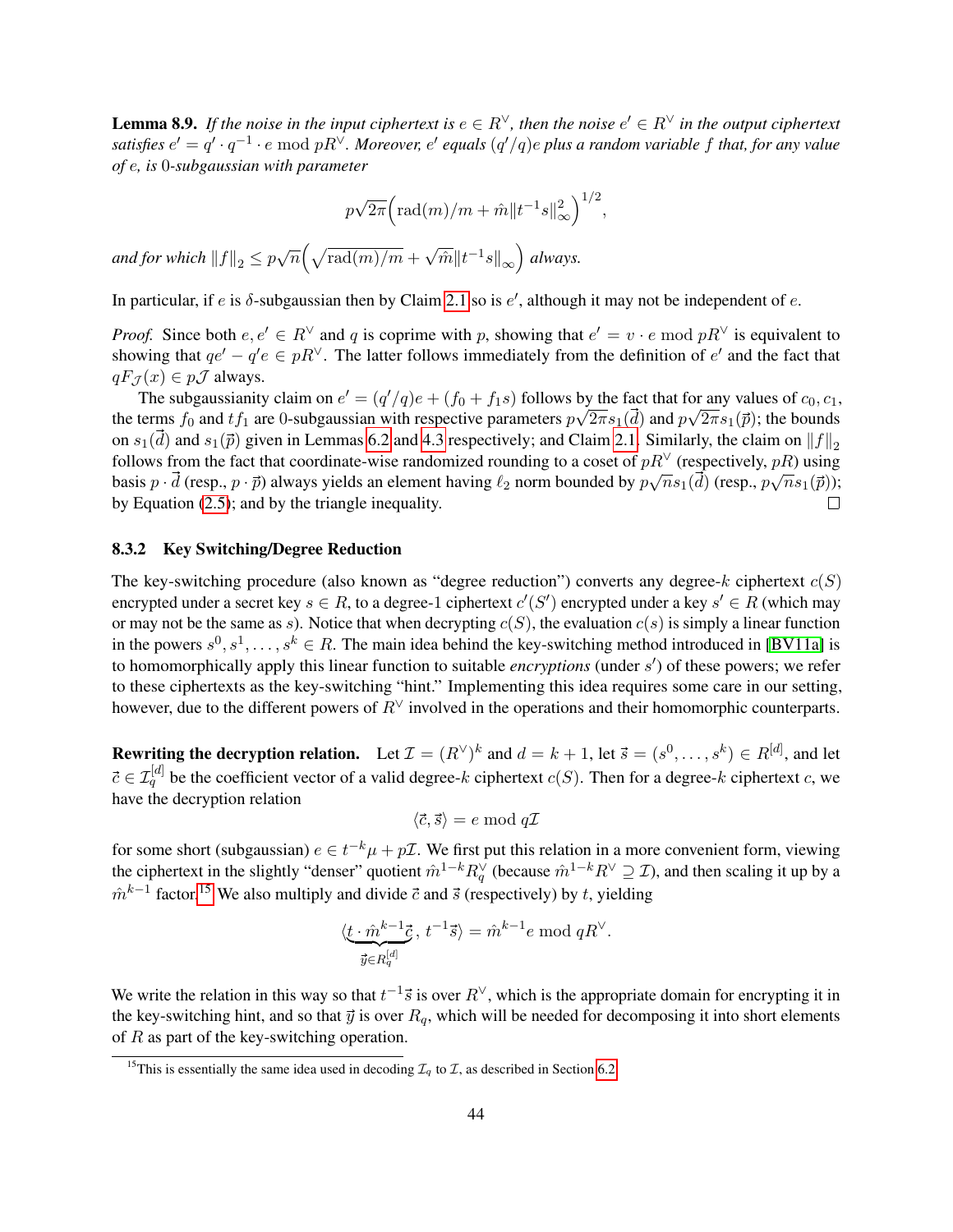**Lemma 8.9.** *If the noise in the input ciphertext is $e \in R^\vee$, then the noise $e' \in R^\vee$ in the output ciphertext satisfies $e' = q' \cdot q^{-1} \cdot e \bmod pR^\vee$. Moreover, $e'$ equals $(q'/q)e$ plus a random variable $f$ that, for any value of $e$, is 0-subgaussian with parameter*

$$p\sqrt{2\pi}\Big(\mathrm{rad}(m)/m + \hat{m}\|t^{-1}s\|_\infty^2\Big)^{1/2},$$

*and for which $\|f\|_2 \le p\sqrt{n}\Big(\sqrt{\mathrm{rad}(m)/m} + \sqrt{\hat{m}}\|t^{-1}s\|_\infty\Big)$ always.*

In particular, if $e$ is $\delta$-subgaussian then by Claim 2.1 so is $e'$, although it may not be independent of $e$.

*Proof.* Since both $e, e' \in R^\vee$ and $q$ is coprime with $p$, showing that $e' = v \cdot e \bmod pR^\vee$ is equivalent to showing that $qe' - q'e \in pR^\vee$. The latter follows immediately from the definition of $e'$ and the fact that $qF_{\mathcal{J}}(x) \in p\mathcal{J}$ always.

The subgaussianity claim on $e' = (q'/q)e + (f_0 + f_1 s)$ follows by the fact that for any values of $c_0, c_1$, the terms $f_0$ and $tf_1$ are 0-subgaussian with respective parameters $p\sqrt{2\pi}s_1(\vec{d})$ and $p\sqrt{2\pi}s_1(\vec{p})$; the bounds on $s_1(\vec{d})$ and $s_1(\vec{p})$ given in Lemmas 6.2 and 4.3 respectively; and Claim 2.1. Similarly, the claim on $\|f\|_2$ follows from the fact that coordinate-wise randomized rounding to a coset of $pR^\vee$ (respectively, $pR$) using basis $p \cdot \vec{d}$ (resp., $p \cdot \vec{p}$) always yields an element having $\ell_2$ norm bounded by $p\sqrt{n}s_1(\vec{d})$ (resp., $p\sqrt{n}s_1(\vec{p})$); by Equation (2.5); and by the triangle inequality. $\square$

### 8.3.2 Key Switching/Degree Reduction

The key-switching procedure (also known as "degree reduction") converts any degree-$k$ ciphertext $c(S)$ encrypted under a secret key $s \in R$, to a degree-1 ciphertext $c'(S')$ encrypted under a key $s' \in R$ (which may or may not be the same as $s$). Notice that when decrypting $c(S)$, the evaluation $c(s)$ is simply a linear function in the powers $s^0, s^1, \ldots, s^k \in R$. The main idea behind the key-switching method introduced in [BV11a] is to homomorphically apply this linear function to suitable *encryptions* (under $s'$) of these powers; we refer to these ciphertexts as the key-switching "hint." Implementing this idea requires some care in our setting, however, due to the different powers of $R^\vee$ involved in the operations and their homomorphic counterparts.

**Rewriting the decryption relation.** Let $\mathcal{I} = (R^\vee)^k$ and $d = k+1$, let $\vec{s} = (s^0, \ldots, s^k) \in R^{[d]}$, and let $\vec{c} \in \mathcal{I}_q^{[d]}$ be the coefficient vector of a valid degree-$k$ ciphertext $c(S)$. Then for a degree-$k$ ciphertext $c$, we have the decryption relation

$$\langle \vec{c}, \vec{s}\rangle = e \bmod q\mathcal{I}$$

for some short (subgaussian) $e \in t^{-k}\mu + p\mathcal{I}$. We first put this relation in a more convenient form, viewing the ciphertext in the slightly "denser" quotient $\hat{m}^{1-k}R_q^\vee$ (because $\hat{m}^{1-k}R^\vee \supseteq \mathcal{I}$), and then scaling it up by a $\hat{m}^{k-1}$ factor.[15] We also multiply and divide $\vec{c}$ and $\vec{s}$ (respectively) by $t$, yielding

$$\langle \underbrace{t \cdot \hat{m}^{k-1}\vec{c}}_{\vec{y} \in R_q^{[d]}},\, t^{-1}\vec{s}\rangle = \hat{m}^{k-1}e \bmod qR^\vee.$$

We write the relation in this way so that $t^{-1}\vec{s}$ is over $R^\vee$, which is the appropriate domain for encrypting it in the key-switching hint, and so that $\vec{y}$ is over $R_q$, which will be needed for decomposing it into short elements of $R$ as part of the key-switching operation.

[15] This is essentially the same idea used in decoding $\mathcal{I}_q$ to $\mathcal{I}$, as described in Section 6.2.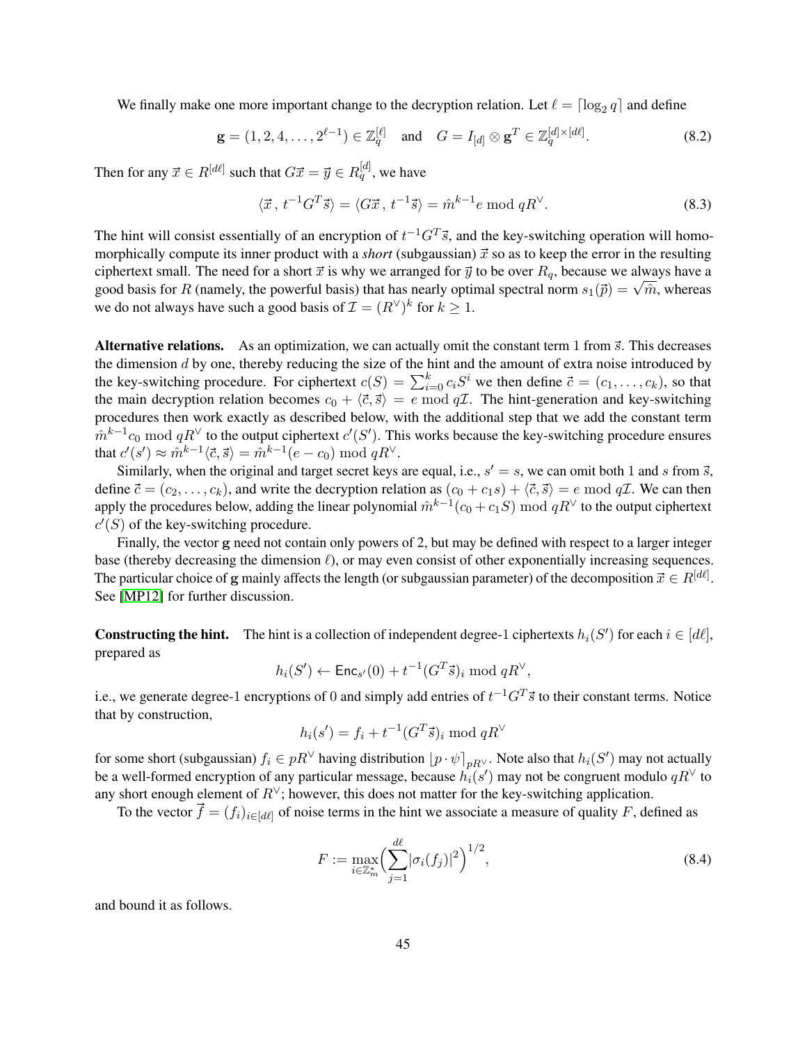We finally make one more important change to the decryption relation. Let $\ell = \lceil \log_2 q \rceil$ and define

$$\mathbf{g} = (1, 2, 4, \ldots, 2^{\ell-1}) \in \mathbb{Z}_q^{[\ell]} \quad \text{and} \quad G = I_{[d]} \otimes \mathbf{g}^T \in \mathbb{Z}_q^{[d] \times [d\ell]}. \tag{8.2}$$

Then for any $\vec{x} \in R^{[d\ell]}$ such that $G\vec{x} = \vec{y} \in R_q^{[d]}$, we have

$$\langle \vec{x}\,,\, t^{-1} G^T \vec{s} \rangle = \langle G\vec{x}\,,\, t^{-1}\vec{s} \rangle = \hat{m}^{k-1} e \bmod qR^\vee. \tag{8.3}$$

The hint will consist essentially of an encryption of $t^{-1}G^T\vec{s}$, and the key-switching operation will homomorphically compute its inner product with a *short* (subgaussian) $\vec{x}$ so as to keep the error in the resulting ciphertext small. The need for a short $\vec{x}$ is why we arranged for $\vec{y}$ to be over $R_q$, because we always have a good basis for $R$ (namely, the powerful basis) that has nearly optimal spectral norm $s_1(\vec{p}) = \sqrt{\hat{m}}$, whereas we do not always have such a good basis of $\mathcal{I} = (R^\vee)^k$ for $k \geq 1$.

**Alternative relations.** As an optimization, we can actually omit the constant term 1 from $\vec{s}$. This decreases the dimension $d$ by one, thereby reducing the size of the hint and the amount of extra noise introduced by the key-switching procedure. For ciphertext $c(S) = \sum_{i=0}^{k} c_i S^i$ we then define $\vec{c} = (c_1, \ldots, c_k)$, so that the main decryption relation becomes $c_0 + \langle \vec{c}, \vec{s} \rangle = e \bmod q\mathcal{I}$. The hint-generation and key-switching procedures then work exactly as described below, with the additional step that we add the constant term $\hat{m}^{k-1}c_0 \bmod qR^\vee$ to the output ciphertext $c'(S')$. This works because the key-switching procedure ensures that $c'(s') \approx \hat{m}^{k-1}\langle \vec{c}, \vec{s} \rangle = \hat{m}^{k-1}(e - c_0) \bmod qR^\vee$.

Similarly, when the original and target secret keys are equal, i.e., $s' = s$, we can omit both 1 and $s$ from $\vec{s}$, define $\vec{c} = (c_2, \ldots, c_k)$, and write the decryption relation as $(c_0 + c_1 s) + \langle \vec{c}, \vec{s} \rangle = e \bmod q\mathcal{I}$. We can then apply the procedures below, adding the linear polynomial $\hat{m}^{k-1}(c_0 + c_1 S) \bmod qR^\vee$ to the output ciphertext $c'(S)$ of the key-switching procedure.

Finally, the vector $\mathbf{g}$ need not contain only powers of 2, but may be defined with respect to a larger integer base (thereby decreasing the dimension $\ell$), or may even consist of other exponentially increasing sequences. The particular choice of $\mathbf{g}$ mainly affects the length (or subgaussian parameter) of the decomposition $\vec{x} \in R^{[d\ell]}$. See [MP12] for further discussion.

**Constructing the hint.** The hint is a collection of independent degree-1 ciphertexts $h_i(S')$ for each $i \in [d\ell]$, prepared as

$$h_i(S') \leftarrow \mathsf{Enc}_{s'}(0) + t^{-1}(G^T\vec{s})_i \bmod qR^\vee,$$

i.e., we generate degree-1 encryptions of 0 and simply add entries of $t^{-1}G^T\vec{s}$ to their constant terms. Notice that by construction,

$$h_i(s') = f_i + t^{-1}(G^T\vec{s})_i \bmod qR^\vee$$

for some short (subgaussian) $f_i \in pR^\vee$ having distribution $\lfloor p \cdot \psi \rceil_{pR^\vee}$. Note also that $h_i(S')$ may not actually be a well-formed encryption of any particular message, because $h_i(s')$ may not be congruent modulo $qR^\vee$ to any short enough element of $R^\vee$; however, this does not matter for the key-switching application.

To the vector $\vec{f} = (f_i)_{i \in [d\ell]}$ of noise terms in the hint we associate a measure of quality $F$, defined as

$$F := \max_{i \in \mathbb{Z}_m^*} \Big( \sum_{j=1}^{d\ell} |\sigma_i(f_j)|^2 \Big)^{1/2}, \tag{8.4}$$

and bound it as follows.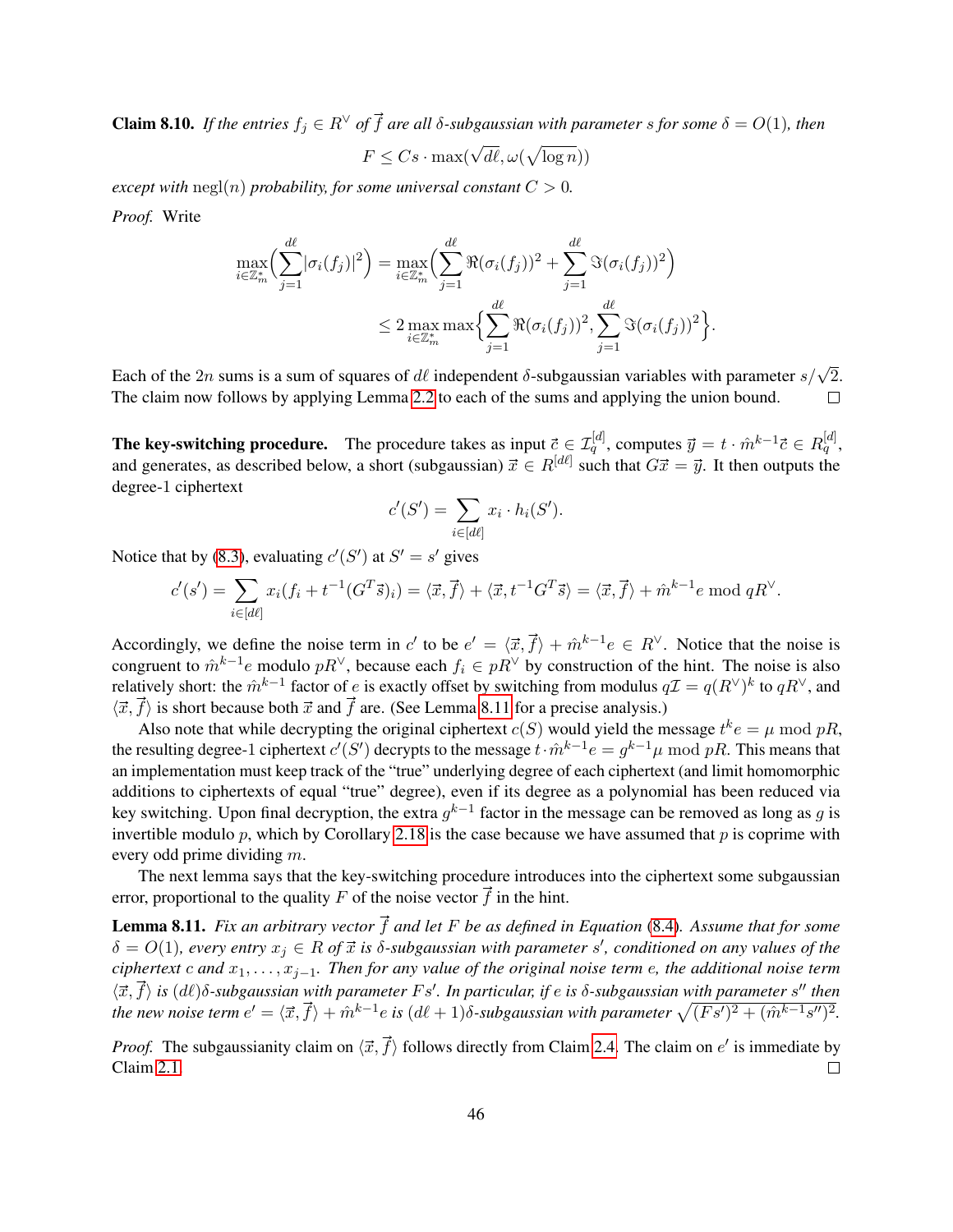**Claim 8.10.** *If the entries $f_j \in R^\vee$ of $\vec{f}$ are all $\delta$-subgaussian with parameter $s$ for some $\delta = O(1)$, then*

$$F \leq Cs \cdot \max(\sqrt{d\ell}, \omega(\sqrt{\log n}))$$

*except with* $\operatorname{negl}(n)$ *probability, for some universal constant $C > 0$.*

*Proof.* Write

$$\max_{i \in \mathbb{Z}_m^*} \Big( \sum_{j=1}^{d\ell} |\sigma_i(f_j)|^2 \Big) = \max_{i \in \mathbb{Z}_m^*} \Big( \sum_{j=1}^{d\ell} \Re(\sigma_i(f_j))^2 + \sum_{j=1}^{d\ell} \Im(\sigma_i(f_j))^2 \Big)$$
$$\leq 2 \max_{i \in \mathbb{Z}_m^*} \max \Big\{ \sum_{j=1}^{d\ell} \Re(\sigma_i(f_j))^2, \sum_{j=1}^{d\ell} \Im(\sigma_i(f_j))^2 \Big\}.$$

Each of the $2n$ sums is a sum of squares of $d\ell$ independent $\delta$-subgaussian variables with parameter $s/\sqrt{2}$. The claim now follows by applying Lemma 2.2 to each of the sums and applying the union bound. $\square$

**The key-switching procedure.** The procedure takes as input $\vec{c} \in \mathcal{I}_q^{[d]}$, computes $\vec{y} = t \cdot \hat{m}^{k-1}\vec{c} \in R_q^{[d]}$, and generates, as described below, a short (subgaussian) $\vec{x} \in R^{[d\ell]}$ such that $G\vec{x} = \vec{y}$. It then outputs the degree-1 ciphertext

$$c'(S') = \sum_{i \in [d\ell]} x_i \cdot h_i(S').$$

Notice that by (8.3), evaluating $c'(S')$ at $S' = s'$ gives

$$c'(s') = \sum_{i \in [d\ell]} x_i(f_i + t^{-1}(G^T\vec{s})_i) = \langle \vec{x}, \vec{f} \rangle + \langle \vec{x}, t^{-1}G^T\vec{s} \rangle = \langle \vec{x}, \vec{f} \rangle + \hat{m}^{k-1}e \bmod qR^\vee.$$

Accordingly, we define the noise term in $c'$ to be $e' = \langle \vec{x}, \vec{f} \rangle + \hat{m}^{k-1}e \in R^\vee$. Notice that the noise is congruent to $\hat{m}^{k-1}e$ modulo $pR^\vee$, because each $f_i \in pR^\vee$ by construction of the hint. The noise is also relatively short: the $\hat{m}^{k-1}$ factor of $e$ is exactly offset by switching from modulus $q\mathcal{I} = q(R^\vee)^k$ to $qR^\vee$, and $\langle \vec{x}, \vec{f} \rangle$ is short because both $\vec{x}$ and $\vec{f}$ are. (See Lemma 8.11 for a precise analysis.)

Also note that while decrypting the original ciphertext $c(S)$ would yield the message $t^k e = \mu \bmod pR$, the resulting degree-1 ciphertext $c'(S')$ decrypts to the message $t \cdot \hat{m}^{k-1}e = g^{k-1}\mu \bmod pR$. This means that an implementation must keep track of the "true" underlying degree of each ciphertext (and limit homomorphic additions to ciphertexts of equal "true" degree), even if its degree as a polynomial has been reduced via key switching. Upon final decryption, the extra $g^{k-1}$ factor in the message can be removed as long as $g$ is invertible modulo $p$, which by Corollary 2.18 is the case because we have assumed that $p$ is coprime with every odd prime dividing $m$.

The next lemma says that the key-switching procedure introduces into the ciphertext some subgaussian error, proportional to the quality $F$ of the noise vector $\vec{f}$ in the hint.

**Lemma 8.11.** *Fix an arbitrary vector $\vec{f}$ and let $F$ be as defined in Equation (8.4). Assume that for some $\delta = O(1)$, every entry $x_j \in R$ of $\vec{x}$ is $\delta$-subgaussian with parameter $s'$, conditioned on any values of the ciphertext $c$ and $x_1, \ldots, x_{j-1}$. Then for any value of the original noise term $e$, the additional noise term $\langle \vec{x}, \vec{f} \rangle$ is $(d\ell)\delta$-subgaussian with parameter $Fs'$. In particular, if $e$ is $\delta$-subgaussian with parameter $s''$ then the new noise term $e' = \langle \vec{x}, \vec{f} \rangle + \hat{m}^{k-1}e$ is $(d\ell + 1)\delta$-subgaussian with parameter $\sqrt{(Fs')^2 + (\hat{m}^{k-1}s'')^2}$.*

*Proof.* The subgaussianity claim on $\langle \vec{x}, \vec{f} \rangle$ follows directly from Claim 2.4. The claim on $e'$ is immediate by Claim 2.1. $\square$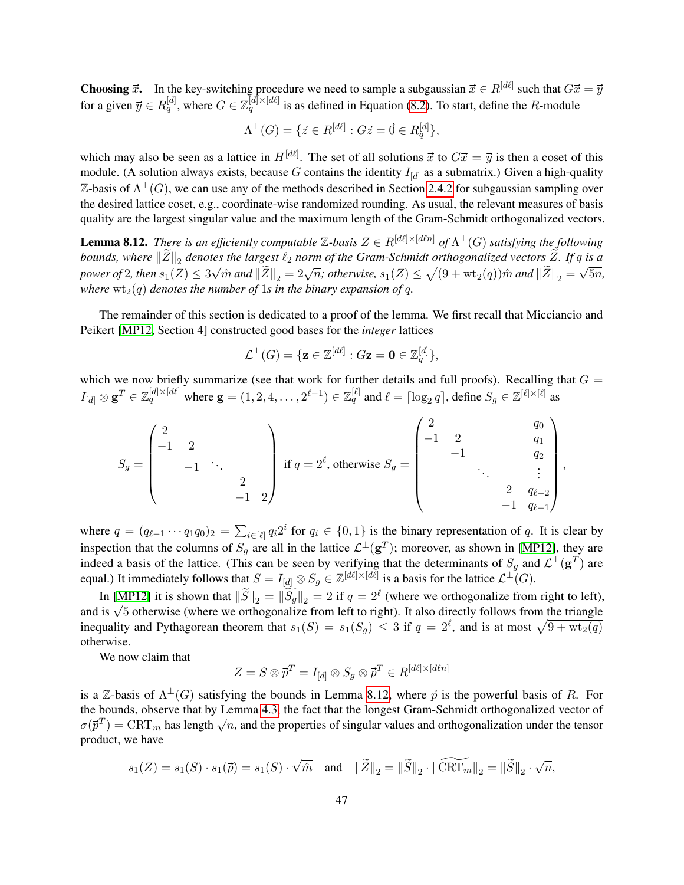**Choosing $\vec{x}$.** In the key-switching procedure we need to sample a subgaussian $\vec{x} \in R^{[d\ell]}$ such that $G\vec{x} = \vec{y}$ for a given $\vec{y} \in R_q^{[d]}$, where $G \in \mathbb{Z}_q^{[d] \times [d\ell]}$ is as defined in Equation (8.2). To start, define the $R$-module

$$\Lambda^\perp(G) = \{\vec{z} \in R^{[d\ell]} : G\vec{z} = \vec{0} \in R_q^{[d]}\},$$

which may also be seen as a lattice in $H^{[d\ell]}$. The set of all solutions $\vec{x}$ to $G\vec{x} = \vec{y}$ is then a coset of this module. (A solution always exists, because $G$ contains the identity $I_{[d]}$ as a submatrix.) Given a high-quality $\mathbb{Z}$-basis of $\Lambda^\perp(G)$, we can use any of the methods described in Section 2.4.2 for subgaussian sampling over the desired lattice coset, e.g., coordinate-wise randomized rounding. As usual, the relevant measures of basis quality are the largest singular value and the maximum length of the Gram-Schmidt orthogonalized vectors.

**Lemma 8.12.** *There is an efficiently computable $\mathbb{Z}$-basis $Z \in R^{[d\ell] \times [d\ell n]}$ of $\Lambda^\perp(G)$ satisfying the following bounds, where $\|\widetilde{Z}\|_2$ denotes the largest $\ell_2$ norm of the Gram-Schmidt orthogonalized vectors $\widetilde{Z}$. If $q$ is a power of 2, then $s_1(Z) \leq 3\sqrt{\hat{m}}$ and $\|\widetilde{Z}\|_2 = 2\sqrt{n}$; otherwise, $s_1(Z) \leq \sqrt{(9 + \mathrm{wt}_2(q))\hat{m}}$ and $\|\widetilde{Z}\|_2 = \sqrt{5n}$, where $\mathrm{wt}_2(q)$ denotes the number of 1s in the binary expansion of $q$.*

The remainder of this section is dedicated to a proof of the lemma. We first recall that Micciancio and Peikert [MP12, Section 4] constructed good bases for the *integer* lattices

$$\mathcal{L}^\perp(G) = \{\mathbf{z} \in \mathbb{Z}^{[d\ell]} : G\mathbf{z} = \mathbf{0} \in \mathbb{Z}_q^{[d]}\},$$

which we now briefly summarize (see that work for further details and full proofs). Recalling that $G = I_{[d]} \otimes \mathbf{g}^T \in \mathbb{Z}_q^{[d] \times [d\ell]}$ where $\mathbf{g} = (1, 2, 4, \ldots, 2^{\ell-1}) \in \mathbb{Z}_q^{[\ell]}$ and $\ell = \lceil \log_2 q \rceil$, define $S_g \in \mathbb{Z}^{[\ell] \times [\ell]}$ as

$$S_g = \begin{pmatrix} 2 & & & & \\ -1 & 2 & & & \\ & -1 & \ddots & & \\ & & & 2 & \\ & & & -1 & 2 \end{pmatrix} \text{ if } q = 2^\ell, \text{ otherwise } S_g = \begin{pmatrix} 2 & & & & q_0 \\ -1 & 2 & & & q_1 \\ & -1 & & & q_2 \\ & & \ddots & & \vdots \\ & & & 2 & q_{\ell-2} \\ & & & -1 & q_{\ell-1} \end{pmatrix},$$

where $q = (q_{\ell-1} \cdots q_1 q_0)_2 = \sum_{i \in [\ell]} q_i 2^i$ for $q_i \in \{0, 1\}$ is the binary representation of $q$. It is clear by inspection that the columns of $S_g$ are all in the lattice $\mathcal{L}^\perp(\mathbf{g}^T)$; moreover, as shown in [MP12], they are indeed a basis of the lattice. (This can be seen by verifying that the determinants of $S_g$ and $\mathcal{L}^\perp(\mathbf{g}^T)$ are equal.) It immediately follows that $S = I_{[d]} \otimes S_g \in \mathbb{Z}^{[d\ell] \times [d\ell]}$ is a basis for the lattice $\mathcal{L}^\perp(G)$.

In [MP12] it is shown that $\|\widetilde{S}\|_2 = \|\widetilde{S_g}\|_2 = 2$ if $q = 2^\ell$ (where we orthogonalize from right to left), and is $\sqrt{5}$ otherwise (where we orthogonalize from left to right). It also directly follows from the triangle inequality and Pythagorean theorem that $s_1(S) = s_1(S_g) \leq 3$ if $q = 2^\ell$, and is at most $\sqrt{9 + \mathrm{wt}_2(q)}$ otherwise.

We now claim that

$$Z = S \otimes \vec{p}^T = I_{[d]} \otimes S_g \otimes \vec{p}^T \in R^{[d\ell] \times [d\ell n]}$$

is a $\mathbb{Z}$-basis of $\Lambda^\perp(G)$ satisfying the bounds in Lemma 8.12, where $\vec{p}$ is the powerful basis of $R$. For the bounds, observe that by Lemma 4.3, the fact that the longest Gram-Schmidt orthogonalized vector of $\sigma(\vec{p}^T) = \mathrm{CRT}_m$ has length $\sqrt{n}$, and the properties of singular values and orthogonalization under the tensor product, we have

$$s_1(Z) = s_1(S) \cdot s_1(\vec{p}) = s_1(S) \cdot \sqrt{\hat{m}} \quad \text{and} \quad \|\widetilde{Z}\|_2 = \|\widetilde{S}\|_2 \cdot \|\widetilde{\mathrm{CRT}_m}\|_2 = \|\widetilde{S}\|_2 \cdot \sqrt{n},$$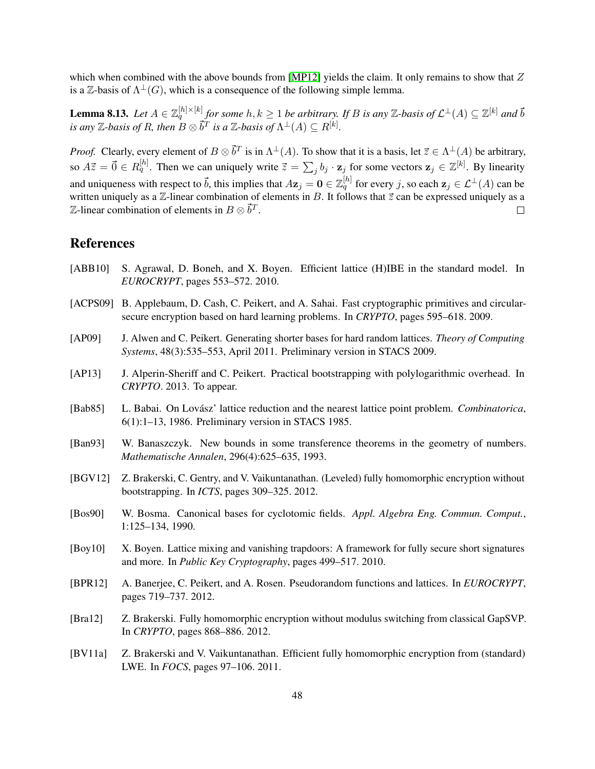which when combined with the above bounds from [MP12] yields the claim. It only remains to show that $Z$ is a $\mathbb{Z}$-basis of $\Lambda^{\perp}(G)$, which is a consequence of the following simple lemma.

**Lemma 8.13.** *Let $A \in \mathbb{Z}_q^{[h]\times[k]}$ for some $h, k \geq 1$ be arbitrary. If $B$ is any $\mathbb{Z}$-basis of $\mathcal{L}^{\perp}(A) \subseteq \mathbb{Z}^{[k]}$ and $\vec{b}$ is any $\mathbb{Z}$-basis of $R$, then $B \otimes \vec{b}^T$ is a $\mathbb{Z}$-basis of $\Lambda^{\perp}(A) \subseteq R^{[k]}$.*

*Proof.* Clearly, every element of $B \otimes \vec{b}^T$ is in $\Lambda^{\perp}(A)$. To show that it is a basis, let $\vec{z} \in \Lambda^{\perp}(A)$ be arbitrary, so $A\vec{z} = \vec{0} \in R_q^{[h]}$. Then we can uniquely write $\vec{z} = \sum_j b_j \cdot \mathbf{z}_j$ for some vectors $\mathbf{z}_j \in \mathbb{Z}^{[k]}$. By linearity and uniqueness with respect to $\vec{b}$, this implies that $A\mathbf{z}_j = \mathbf{0} \in \mathbb{Z}_q^{[h]}$ for every $j$, so each $\mathbf{z}_j \in \mathcal{L}^{\perp}(A)$ can be written uniquely as a $\mathbb{Z}$-linear combination of elements in $B$. It follows that $\vec{z}$ can be expressed uniquely as a $\mathbb{Z}$-linear combination of elements in $B \otimes \vec{b}^T$. ☐

## References

[ABB10] S. Agrawal, D. Boneh, and X. Boyen. Efficient lattice (H)IBE in the standard model. In *EUROCRYPT*, pages 553–572. 2010.

[ACPS09] B. Applebaum, D. Cash, C. Peikert, and A. Sahai. Fast cryptographic primitives and circular-secure encryption based on hard learning problems. In *CRYPTO*, pages 595–618. 2009.

[AP09] J. Alwen and C. Peikert. Generating shorter bases for hard random lattices. *Theory of Computing Systems*, 48(3):535–553, April 2011. Preliminary version in STACS 2009.

[AP13] J. Alperin-Sheriff and C. Peikert. Practical bootstrapping with polylogarithmic overhead. In *CRYPTO*. 2013. To appear.

[Bab85] L. Babai. On Lovász' lattice reduction and the nearest lattice point problem. *Combinatorica*, 6(1):1–13, 1986. Preliminary version in STACS 1985.

[Ban93] W. Banaszczyk. New bounds in some transference theorems in the geometry of numbers. *Mathematische Annalen*, 296(4):625–635, 1993.

[BGV12] Z. Brakerski, C. Gentry, and V. Vaikuntanathan. (Leveled) fully homomorphic encryption without bootstrapping. In *ICTS*, pages 309–325. 2012.

[Bos90] W. Bosma. Canonical bases for cyclotomic fields. *Appl. Algebra Eng. Commun. Comput.*, 1:125–134, 1990.

[Boy10] X. Boyen. Lattice mixing and vanishing trapdoors: A framework for fully secure short signatures and more. In *Public Key Cryptography*, pages 499–517. 2010.

[BPR12] A. Banerjee, C. Peikert, and A. Rosen. Pseudorandom functions and lattices. In *EUROCRYPT*, pages 719–737. 2012.

[Bra12] Z. Brakerski. Fully homomorphic encryption without modulus switching from classical GapSVP. In *CRYPTO*, pages 868–886. 2012.

[BV11a] Z. Brakerski and V. Vaikuntanathan. Efficient fully homomorphic encryption from (standard) LWE. In *FOCS*, pages 97–106. 2011.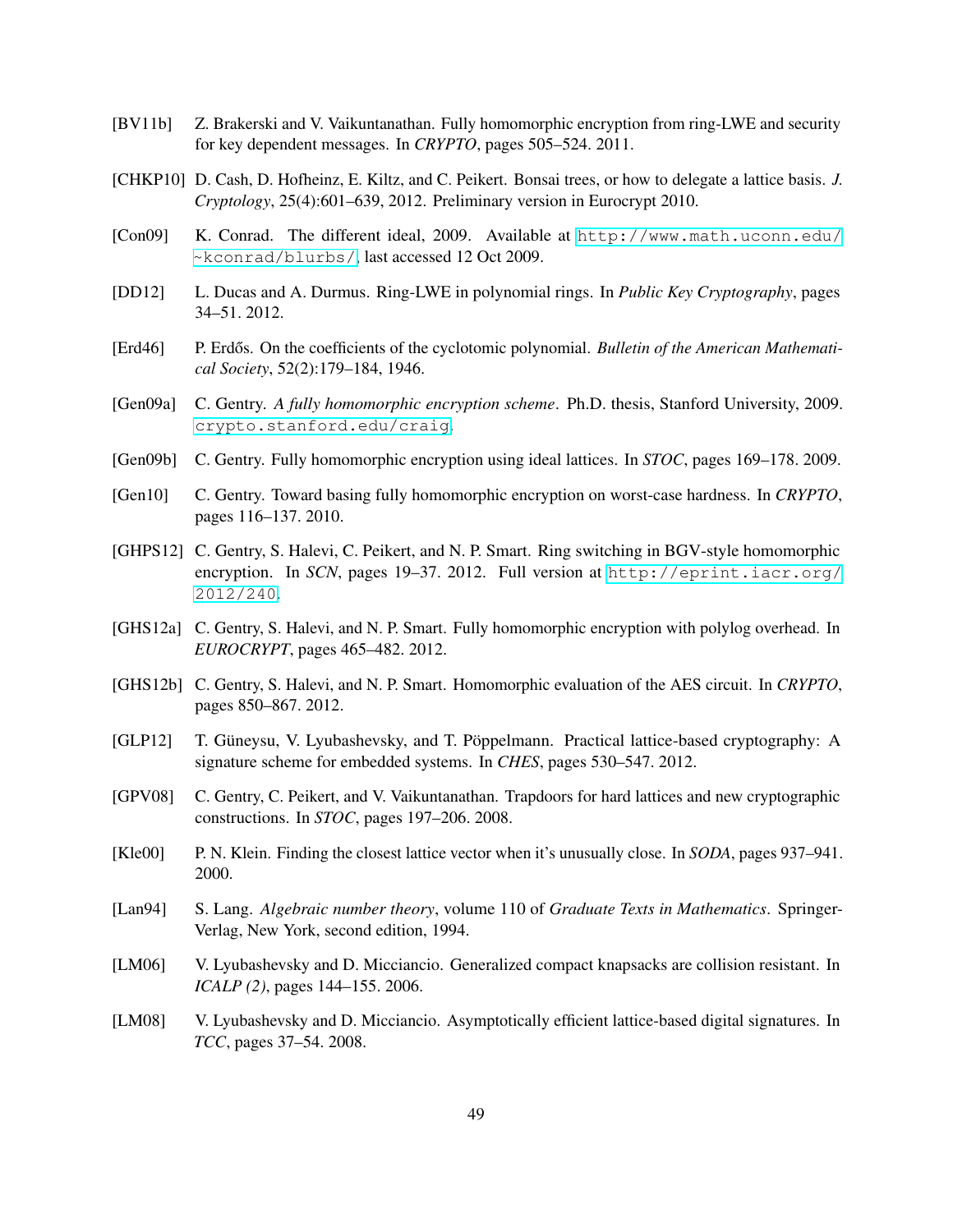[BV11b] Z. Brakerski and V. Vaikuntanathan. Fully homomorphic encryption from ring-LWE and security for key dependent messages. In *CRYPTO*, pages 505–524. 2011.

[CHKP10] D. Cash, D. Hofheinz, E. Kiltz, and C. Peikert. Bonsai trees, or how to delegate a lattice basis. *J. Cryptology*, 25(4):601–639, 2012. Preliminary version in Eurocrypt 2010.

[Con09] K. Conrad. The different ideal, 2009. Available at `http://www.math.uconn.edu/~kconrad/blurbs/`, last accessed 12 Oct 2009.

[DD12] L. Ducas and A. Durmus. Ring-LWE in polynomial rings. In *Public Key Cryptography*, pages 34–51. 2012.

[Erd46] P. Erdős. On the coefficients of the cyclotomic polynomial. *Bulletin of the American Mathematical Society*, 52(2):179–184, 1946.

[Gen09a] C. Gentry. *A fully homomorphic encryption scheme*. Ph.D. thesis, Stanford University, 2009. `crypto.stanford.edu/craig`.

[Gen09b] C. Gentry. Fully homomorphic encryption using ideal lattices. In *STOC*, pages 169–178. 2009.

[Gen10] C. Gentry. Toward basing fully homomorphic encryption on worst-case hardness. In *CRYPTO*, pages 116–137. 2010.

[GHPS12] C. Gentry, S. Halevi, C. Peikert, and N. P. Smart. Ring switching in BGV-style homomorphic encryption. In *SCN*, pages 19–37. 2012. Full version at `http://eprint.iacr.org/2012/240`.

[GHS12a] C. Gentry, S. Halevi, and N. P. Smart. Fully homomorphic encryption with polylog overhead. In *EUROCRYPT*, pages 465–482. 2012.

[GHS12b] C. Gentry, S. Halevi, and N. P. Smart. Homomorphic evaluation of the AES circuit. In *CRYPTO*, pages 850–867. 2012.

[GLP12] T. Güneysu, V. Lyubashevsky, and T. Pöppelmann. Practical lattice-based cryptography: A signature scheme for embedded systems. In *CHES*, pages 530–547. 2012.

[GPV08] C. Gentry, C. Peikert, and V. Vaikuntanathan. Trapdoors for hard lattices and new cryptographic constructions. In *STOC*, pages 197–206. 2008.

[Kle00] P. N. Klein. Finding the closest lattice vector when it's unusually close. In *SODA*, pages 937–941. 2000.

[Lan94] S. Lang. *Algebraic number theory*, volume 110 of *Graduate Texts in Mathematics*. Springer-Verlag, New York, second edition, 1994.

[LM06] V. Lyubashevsky and D. Micciancio. Generalized compact knapsacks are collision resistant. In *ICALP (2)*, pages 144–155. 2006.

[LM08] V. Lyubashevsky and D. Micciancio. Asymptotically efficient lattice-based digital signatures. In *TCC*, pages 37–54. 2008.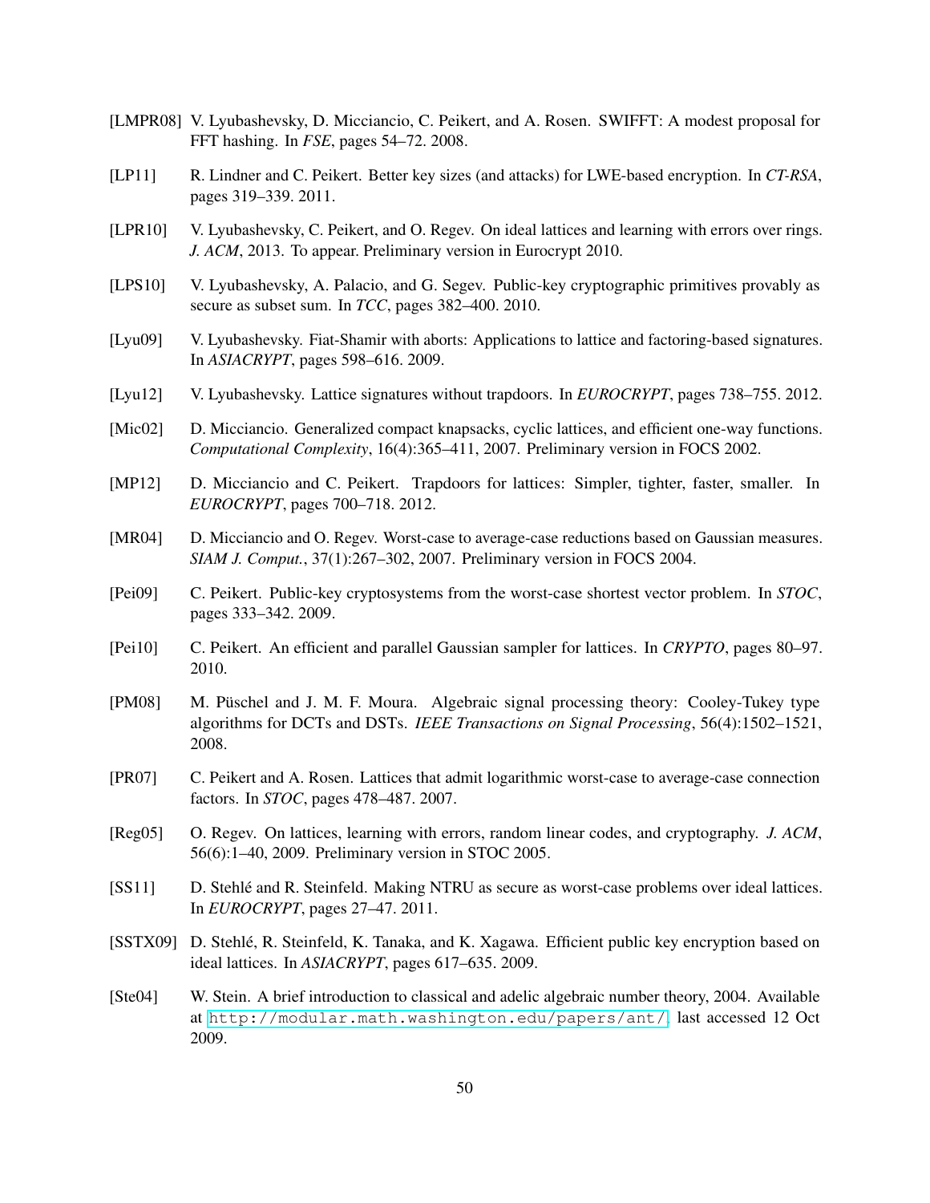[LMPR08] V. Lyubashevsky, D. Micciancio, C. Peikert, and A. Rosen. SWIFFT: A modest proposal for FFT hashing. In *FSE*, pages 54–72. 2008.

[LP11] R. Lindner and C. Peikert. Better key sizes (and attacks) for LWE-based encryption. In *CT-RSA*, pages 319–339. 2011.

[LPR10] V. Lyubashevsky, C. Peikert, and O. Regev. On ideal lattices and learning with errors over rings. *J. ACM*, 2013. To appear. Preliminary version in Eurocrypt 2010.

[LPS10] V. Lyubashevsky, A. Palacio, and G. Segev. Public-key cryptographic primitives provably as secure as subset sum. In *TCC*, pages 382–400. 2010.

[Lyu09] V. Lyubashevsky. Fiat-Shamir with aborts: Applications to lattice and factoring-based signatures. In *ASIACRYPT*, pages 598–616. 2009.

[Lyu12] V. Lyubashevsky. Lattice signatures without trapdoors. In *EUROCRYPT*, pages 738–755. 2012.

[Mic02] D. Micciancio. Generalized compact knapsacks, cyclic lattices, and efficient one-way functions. *Computational Complexity*, 16(4):365–411, 2007. Preliminary version in FOCS 2002.

[MP12] D. Micciancio and C. Peikert. Trapdoors for lattices: Simpler, tighter, faster, smaller. In *EUROCRYPT*, pages 700–718. 2012.

[MR04] D. Micciancio and O. Regev. Worst-case to average-case reductions based on Gaussian measures. *SIAM J. Comput.*, 37(1):267–302, 2007. Preliminary version in FOCS 2004.

[Pei09] C. Peikert. Public-key cryptosystems from the worst-case shortest vector problem. In *STOC*, pages 333–342. 2009.

[Pei10] C. Peikert. An efficient and parallel Gaussian sampler for lattices. In *CRYPTO*, pages 80–97. 2010.

[PM08] M. Püschel and J. M. F. Moura. Algebraic signal processing theory: Cooley-Tukey type algorithms for DCTs and DSTs. *IEEE Transactions on Signal Processing*, 56(4):1502–1521, 2008.

[PR07] C. Peikert and A. Rosen. Lattices that admit logarithmic worst-case to average-case connection factors. In *STOC*, pages 478–487. 2007.

[Reg05] O. Regev. On lattices, learning with errors, random linear codes, and cryptography. *J. ACM*, 56(6):1–40, 2009. Preliminary version in STOC 2005.

[SS11] D. Stehlé and R. Steinfeld. Making NTRU as secure as worst-case problems over ideal lattices. In *EUROCRYPT*, pages 27–47. 2011.

[SSTX09] D. Stehlé, R. Steinfeld, K. Tanaka, and K. Xagawa. Efficient public key encryption based on ideal lattices. In *ASIACRYPT*, pages 617–635. 2009.

[Ste04] W. Stein. A brief introduction to classical and adelic algebraic number theory, 2004. Available at http://modular.math.washington.edu/papers/ant/, last accessed 12 Oct 2009.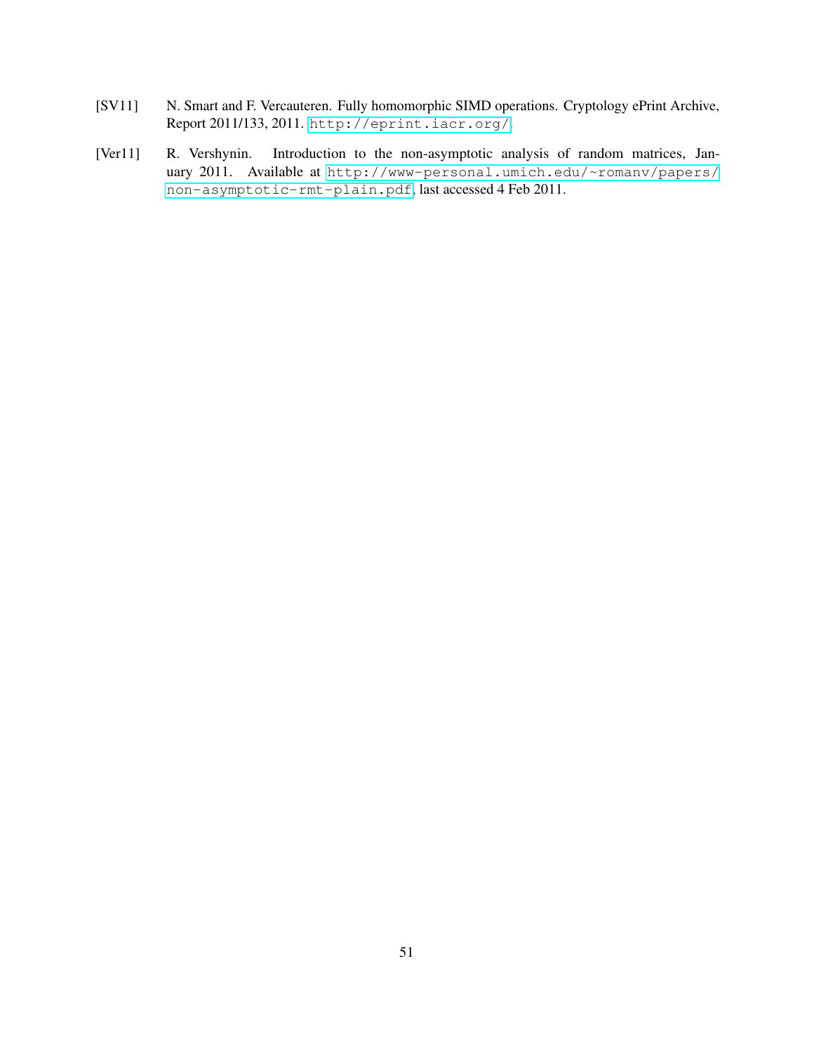[SV11] N. Smart and F. Vercauteren. Fully homomorphic SIMD operations. Cryptology ePrint Archive, Report 2011/133, 2011. http://eprint.iacr.org/.

[Ver11] R. Vershynin. Introduction to the non-asymptotic analysis of random matrices, January 2011. Available at http://www-personal.umich.edu/~romanv/papers/non-asymptotic-rmt-plain.pdf, last accessed 4 Feb 2011.